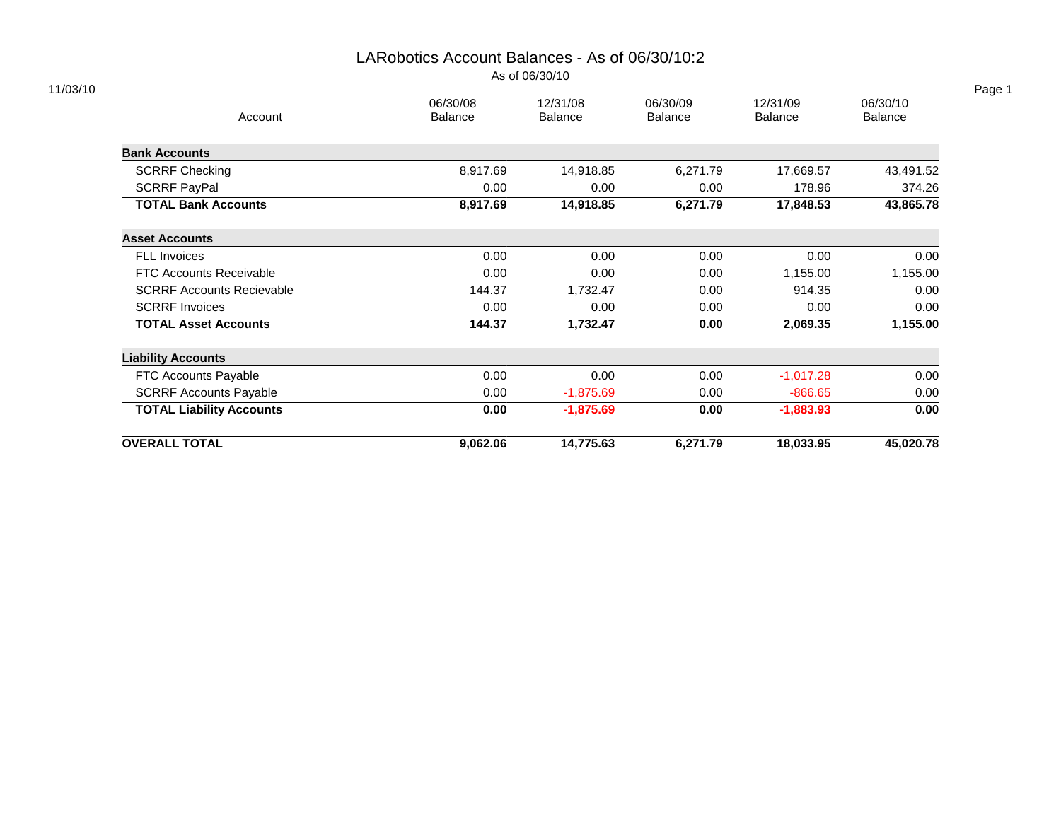# LARobotics Account Balances - As of 06/30/10:2

As of 06/30/10

11/03/10

| Account | 06/30/08 Balance | 12/31/08 Balance | 06/30/09 Balance | 12/31/09 Balance | 06/30/10 Balance |
|---|---|---|---|---|---|
| **Bank Accounts** | | | | | |
| SCRRF Checking | 8,917.69 | 14,918.85 | 6,271.79 | 17,669.57 | 43,491.52 |
| SCRRF PayPal | 0.00 | 0.00 | 0.00 | 178.96 | 374.26 |
| **TOTAL Bank Accounts** | **8,917.69** | **14,918.85** | **6,271.79** | **17,848.53** | **43,865.78** |
| **Asset Accounts** | | | | | |
| FLL Invoices | 0.00 | 0.00 | 0.00 | 0.00 | 0.00 |
| FTC Accounts Receivable | 0.00 | 0.00 | 0.00 | 1,155.00 | 1,155.00 |
| SCRRF Accounts Recievable | 144.37 | 1,732.47 | 0.00 | 914.35 | 0.00 |
| SCRRF Invoices | 0.00 | 0.00 | 0.00 | 0.00 | 0.00 |
| **TOTAL Asset Accounts** | **144.37** | **1,732.47** | **0.00** | **2,069.35** | **1,155.00** |
| **Liability Accounts** | | | | | |
| FTC Accounts Payable | 0.00 | 0.00 | 0.00 | -1,017.28 | 0.00 |
| SCRRF Accounts Payable | 0.00 | -1,875.69 | 0.00 | -866.65 | 0.00 |
| **TOTAL Liability Accounts** | **0.00** | **-1,875.69** | **0.00** | **-1,883.93** | **0.00** |
| **OVERALL TOTAL** | **9,062.06** | **14,775.63** | **6,271.79** | **18,033.95** | **45,020.78** |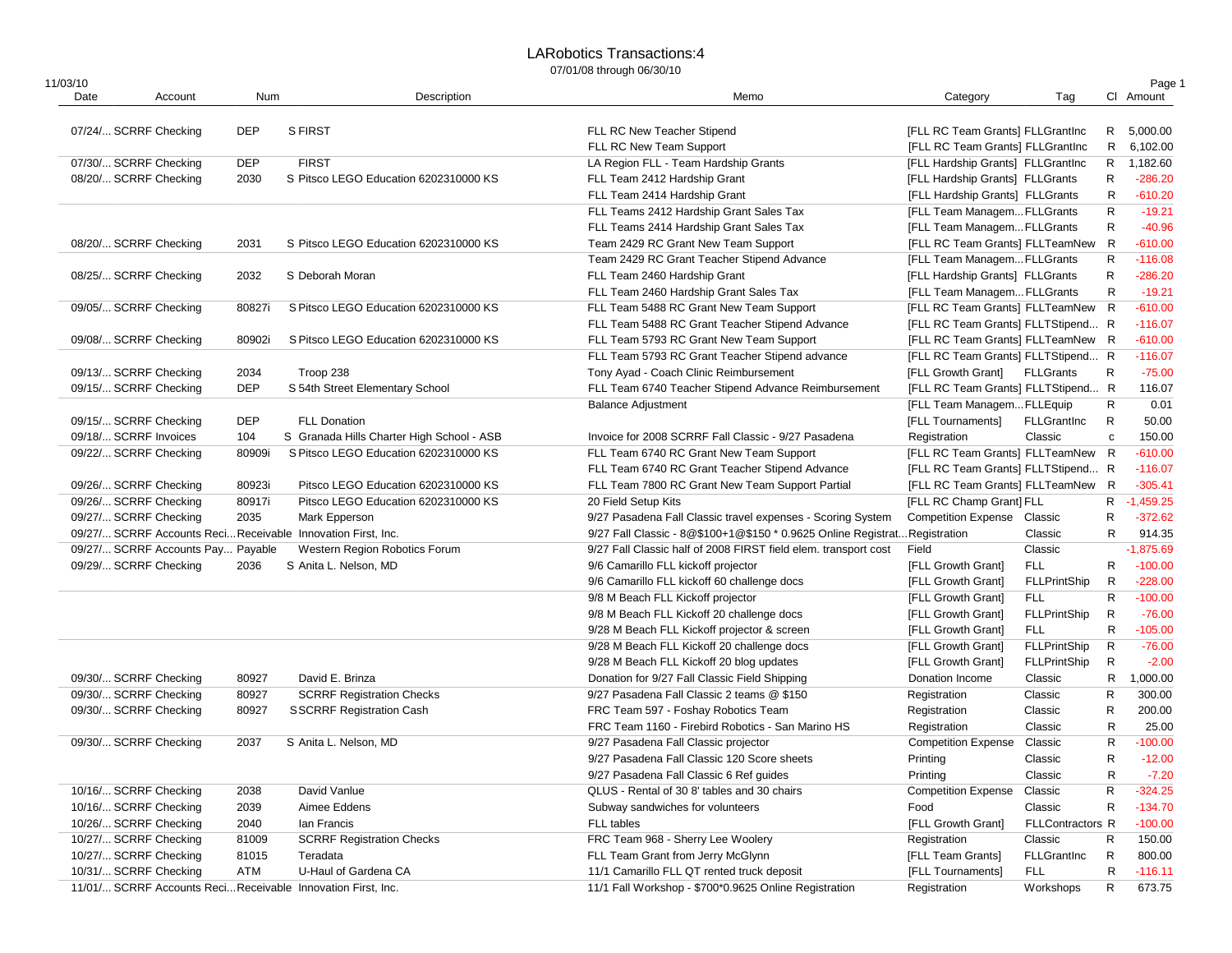# LARobotics Transactions:4

07/01/08 through 06/30/10

11/03/10

| Date | Account | Num | Description | Memo | Category | Tag | Cl | Amount |
|---|---|---|---|---|---|---|---|---|
| 07/24/... | SCRRF Checking | DEP | S FIRST | FLL RC New Teacher Stipend | [FLL RC Team Grants] | FLLGrantInc | R | 5,000.00 |
| | | | | FLL RC New Team Support | [FLL RC Team Grants] | FLLGrantInc | R | 6,102.00 |
| 07/30/... | SCRRF Checking | DEP | FIRST | LA Region FLL - Team Hardship Grants | [FLL Hardship Grants] | FLLGrantInc | R | 1,182.60 |
| 08/20/... | SCRRF Checking | 2030 | S Pitsco LEGO Education 6202310000 KS | FLL Team 2412 Hardship Grant | [FLL Hardship Grants] | FLLGrants | R | -286.20 |
| | | | | FLL Team 2414 Hardship Grant | [FLL Hardship Grants] | FLLGrants | R | -610.20 |
| | | | | FLL Teams 2412 Hardship Grant Sales Tax | [FLL Team Managem... | FLLGrants | R | -19.21 |
| | | | | FLL Teams 2414 Hardship Grant Sales Tax | [FLL Team Managem... | FLLGrants | R | -40.96 |
| 08/20/... | SCRRF Checking | 2031 | S Pitsco LEGO Education 6202310000 KS | Team 2429 RC Grant New Team Support | [FLL RC Team Grants] | FLLTeamNew | R | -610.00 |
| | | | | Team 2429 RC Grant Teacher Stipend Advance | [FLL Team Managem... | FLLGrants | R | -116.08 |
| 08/25/... | SCRRF Checking | 2032 | S Deborah Moran | FLL Team 2460 Hardship Grant | [FLL Hardship Grants] | FLLGrants | R | -286.20 |
| | | | | FLL Team 2460 Hardship Grant Sales Tax | [FLL Team Managem... | FLLGrants | R | -19.21 |
| 09/05/... | SCRRF Checking | 80827i | S Pitsco LEGO Education 6202310000 KS | FLL Team 5488 RC Grant New Team Support | [FLL RC Team Grants] | FLLTeamNew | R | -610.00 |
| | | | | FLL Team 5488 RC Grant Teacher Stipend Advance | [FLL RC Team Grants] | FLLTStipend... | R | -116.07 |
| 09/08/... | SCRRF Checking | 80902i | S Pitsco LEGO Education 6202310000 KS | FLL Team 5793 RC Grant New Team Support | [FLL RC Team Grants] | FLLTeamNew | R | -610.00 |
| | | | | FLL Team 5793 RC Grant Teacher Stipend advance | [FLL RC Team Grants] | FLLTStipend... | R | -116.07 |
| 09/13/... | SCRRF Checking | 2034 | Troop 238 | Tony Ayad - Coach Clinic Reimbursement | [FLL Growth Grant] | FLLGrants | R | -75.00 |
| 09/15/... | SCRRF Checking | DEP | S 54th Street Elementary School | FLL Team 6740 Teacher Stipend Advance Reimbursement | [FLL RC Team Grants] | FLLTStipend... | R | 116.07 |
| | | | | Balance Adjustment | [FLL Team Managem... | FLLEquip | R | 0.01 |
| 09/15/... | SCRRF Checking | DEP | FLL Donation | | [FLL Tournaments] | FLLGrantInc | R | 50.00 |
| 09/18/... | SCRRF Invoices | 104 | S Granada Hills Charter High School - ASB | Invoice for 2008 SCRRF Fall Classic - 9/27 Pasadena | Registration | Classic | c | 150.00 |
| 09/22/... | SCRRF Checking | 80909i | S Pitsco LEGO Education 6202310000 KS | FLL Team 6740 RC Grant New Team Support | [FLL RC Team Grants] | FLLTeamNew | R | -610.00 |
| | | | | FLL Team 6740 RC Grant Teacher Stipend Advance | [FLL RC Team Grants] | FLLTStipend... | R | -116.07 |
| 09/26/... | SCRRF Checking | 80923i | Pitsco LEGO Education 6202310000 KS | FLL Team 7800 RC Grant New Team Support Partial | [FLL RC Team Grants] | FLLTeamNew | R | -305.41 |
| 09/26/... | SCRRF Checking | 80917i | Pitsco LEGO Education 6202310000 KS | 20 Field Setup Kits | [FLL RC Champ Grant] | FLL | R | -1,459.25 |
| 09/27/... | SCRRF Checking | 2035 | Mark Epperson | 9/27 Pasadena Fall Classic travel expenses - Scoring System | Competition Expense | Classic | R | -372.62 |
| 09/27/... | SCRRF Accounts Reci... | Receivable | Innovation First, Inc. | 9/27 Fall Classic - 8@$100+1@$150 * 0.9625 Online Registrat... | Registration | Classic | R | 914.35 |
| 09/27/... | SCRRF Accounts Pay... | Payable | Western Region Robotics Forum | 9/27 Fall Classic half of 2008 FIRST field elem. transport cost | Field | Classic | | -1,875.69 |
| 09/29/... | SCRRF Checking | 2036 | S Anita L. Nelson, MD | 9/6 Camarillo FLL kickoff projector | [FLL Growth Grant] | FLL | R | -100.00 |
| | | | | 9/6 Camarillo FLL kickoff 60 challenge docs | [FLL Growth Grant] | FLLPrintShip | R | -228.00 |
| | | | | 9/8 M Beach FLL Kickoff projector | [FLL Growth Grant] | FLL | R | -100.00 |
| | | | | 9/8 M Beach FLL Kickoff 20 challenge docs | [FLL Growth Grant] | FLLPrintShip | R | -76.00 |
| | | | | 9/28 M Beach FLL Kickoff projector & screen | [FLL Growth Grant] | FLL | R | -105.00 |
| | | | | 9/28 M Beach FLL Kickoff 20 challenge docs | [FLL Growth Grant] | FLLPrintShip | R | -76.00 |
| | | | | 9/28 M Beach FLL Kickoff 20 blog updates | [FLL Growth Grant] | FLLPrintShip | R | -2.00 |
| 09/30/... | SCRRF Checking | 80927 | David E. Brinza | Donation for 9/27 Fall Classic Field Shipping | Donation Income | Classic | R | 1,000.00 |
| 09/30/... | SCRRF Checking | 80927 | SCRRF Registration Checks | 9/27 Pasadena Fall Classic 2 teams @ $150 | Registration | Classic | R | 300.00 |
| 09/30/... | SCRRF Checking | 80927 | S SCRRF Registration Cash | FRC Team 597 - Foshay Robotics Team | Registration | Classic | R | 200.00 |
| | | | | FRC Team 1160 - Firebird Robotics - San Marino HS | Registration | Classic | R | 25.00 |
| 09/30/... | SCRRF Checking | 2037 | S Anita L. Nelson, MD | 9/27 Pasadena Fall Classic projector | Competition Expense | Classic | R | -100.00 |
| | | | | 9/27 Pasadena Fall Classic 120 Score sheets | Printing | Classic | R | -12.00 |
| | | | | 9/27 Pasadena Fall Classic 6 Ref guides | Printing | Classic | R | -7.20 |
| 10/16/... | SCRRF Checking | 2038 | David Vanlue | QLUS - Rental of 30 8' tables and 30 chairs | Competition Expense | Classic | R | -324.25 |
| 10/16/... | SCRRF Checking | 2039 | Aimee Eddens | Subway sandwiches for volunteers | Food | Classic | R | -134.70 |
| 10/26/... | SCRRF Checking | 2040 | Ian Francis | FLL tables | [FLL Growth Grant] | FLLContractors | R | -100.00 |
| 10/27/... | SCRRF Checking | 81009 | SCRRF Registration Checks | FRC Team 968 - Sherry Lee Woolery | Registration | Classic | R | 150.00 |
| 10/27/... | SCRRF Checking | 81015 | Teradata | FLL Team Grant from Jerry McGlynn | [FLL Team Grants] | FLLGrantInc | R | 800.00 |
| 10/31/... | SCRRF Checking | ATM | U-Haul of Gardena CA | 11/1 Camarillo FLL QT rented truck deposit | [FLL Tournaments] | FLL | R | -116.11 |
| 11/01/... | SCRRF Accounts Reci... | Receivable | Innovation First, Inc. | 11/1 Fall Workshop - $700*0.9625 Online Registration | Registration | Workshops | R | 673.75 |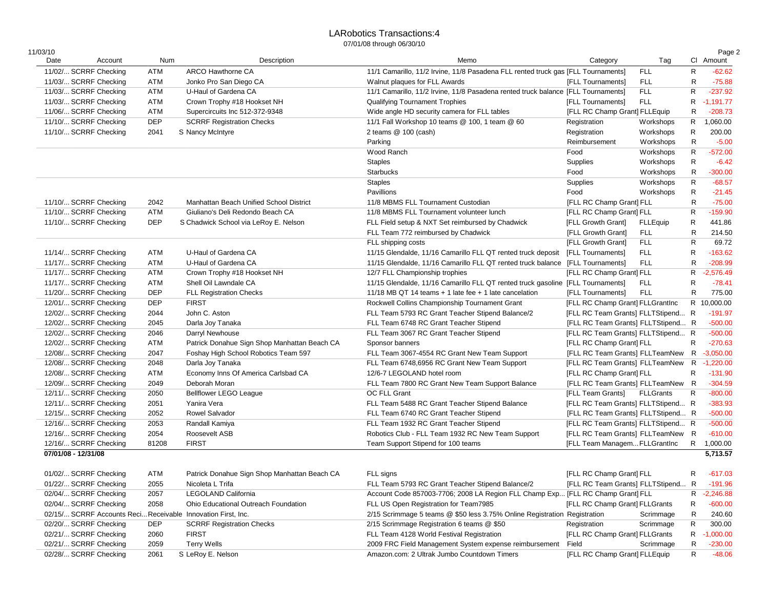# LARobotics Transactions:4

07/01/08 through 06/30/10

11/03/10

| Date | Account | Num | Description | Memo | Category | Tag | Cl | Amount |
|---|---|---|---|---|---|---|---|---|
| 11/02/... | SCRRF Checking | ATM | ARCO Hawthorne CA | 11/1 Camarillo, 11/2 Irvine, 11/8 Pasadena FLL rented truck gas | [FLL Tournaments] | FLL | R | -62.62 |
| 11/03/... | SCRRF Checking | ATM | Jonko Pro San Diego CA | Walnut plaques for FLL Awards | [FLL Tournaments] | FLL | R | -75.88 |
| 11/03/... | SCRRF Checking | ATM | U-Haul of Gardena CA | 11/1 Camarillo, 11/2 Irvine, 11/8 Pasadena rented truck balance | [FLL Tournaments] | FLL | R | -237.92 |
| 11/03/... | SCRRF Checking | ATM | Crown Trophy #18 Hookset NH | Qualifying Tournament Trophies | [FLL Tournaments] | FLL | R | -1,191.77 |
| 11/06/... | SCRRF Checking | ATM | Supercircuits Inc 512-372-9348 | Wide angle HD security camera for FLL tables | [FLL RC Champ Grant] | FLLEquip | R | -208.73 |
| 11/10/... | SCRRF Checking | DEP | SCRRF Registration Checks | 11/1 Fall Workshop 10 teams @ 100, 1 team @ 60 | Registration | Workshops | R | 1,060.00 |
| 11/10/... | SCRRF Checking | 2041 | S Nancy McIntyre | 2 teams @ 100 (cash) | Registration | Workshops | R | 200.00 |
| | | | | Parking | Reimbursement | Workshops | R | -5.00 |
| | | | | Wood Ranch | Food | Workshops | R | -572.00 |
| | | | | Staples | Supplies | Workshops | R | -6.42 |
| | | | | Starbucks | Food | Workshops | R | -300.00 |
| | | | | Staples | Supplies | Workshops | R | -68.57 |
| | | | | Pavillions | Food | Workshops | R | -21.45 |
| 11/10/... | SCRRF Checking | 2042 | Manhattan Beach Unified School District | 11/8 MBMS FLL Tournament Custodian | [FLL RC Champ Grant] | FLL | R | -75.00 |
| 11/10/... | SCRRF Checking | ATM | Giuliano's Deli Redondo Beach CA | 11/8 MBMS FLL Tournament volunteer lunch | [FLL RC Champ Grant] | FLL | R | -159.90 |
| 11/10/... | SCRRF Checking | DEP | S Chadwick School via LeRoy E. Nelson | FLL Field setup & NXT Set reimbursed by Chadwick | [FLL Growth Grant] | FLLEquip | R | 441.86 |
| | | | | FLL Team 772 reimbursed by Chadwick | [FLL Growth Grant] | FLL | R | 214.50 |
| | | | | FLL shipping costs | [FLL Growth Grant] | FLL | R | 69.72 |
| 11/14/... | SCRRF Checking | ATM | U-Haul of Gardena CA | 11/15 Glendale, 11/16 Camarillo FLL QT rented truck deposit | [FLL Tournaments] | FLL | R | -163.62 |
| 11/17/... | SCRRF Checking | ATM | U-Haul of Gardena CA | 11/15 Glendale, 11/16 Camarillo FLL QT rented truck balance | [FLL Tournaments] | FLL | R | -208.99 |
| 11/17/... | SCRRF Checking | ATM | Crown Trophy #18 Hookset NH | 12/7 FLL Championship trophies | [FLL RC Champ Grant] | FLL | R | -2,576.49 |
| 11/17/... | SCRRF Checking | ATM | Shell Oil Lawndale CA | 11/15 Glendale, 11/16 Camarillo FLL QT rented truck gasoline | [FLL Tournaments] | FLL | R | -78.41 |
| 11/20/... | SCRRF Checking | DEP | FLL Registration Checks | 11/18 MB QT 14 teams + 1 late fee + 1 late cancelation | [FLL Tournaments] | FLL | R | 775.00 |
| 12/01/... | SCRRF Checking | DEP | FIRST | Rockwell Collins Championship Tournament Grant | [FLL RC Champ Grant] | FLLGrantInc | R | 10,000.00 |
| 12/02/... | SCRRF Checking | 2044 | John C. Aston | FLL Team 5793 RC Grant Teacher Stipend Balance/2 | [FLL RC Team Grants] | FLLTStipend... | R | -191.97 |
| 12/02/... | SCRRF Checking | 2045 | Darla Joy Tanaka | FLL Team 6748 RC Grant Teacher Stipend | [FLL RC Team Grants] | FLLTStipend... | R | -500.00 |
| 12/02/... | SCRRF Checking | 2046 | Darryl Newhouse | FLL Team 3067 RC Grant Teacher Stipend | [FLL RC Team Grants] | FLLTStipend... | R | -500.00 |
| 12/02/... | SCRRF Checking | ATM | Patrick Donahue Sign Shop Manhattan Beach CA | Sponsor banners | [FLL RC Champ Grant] | FLL | R | -270.63 |
| 12/08/... | SCRRF Checking | 2047 | Foshay High School Robotics Team 597 | FLL Team 3067-4554 RC Grant New Team Support | [FLL RC Team Grants] | FLLTeamNew | R | -3,050.00 |
| 12/08/... | SCRRF Checking | 2048 | Darla Joy Tanaka | FLL Team 6748,6956 RC Grant New Team Support | [FLL RC Team Grants] | FLLTeamNew | R | -1,220.00 |
| 12/08/... | SCRRF Checking | ATM | Economy Inns Of America Carlsbad CA | 12/6-7 LEGOLAND hotel room | [FLL RC Champ Grant] | FLL | R | -131.90 |
| 12/09/... | SCRRF Checking | 2049 | Deborah Moran | FLL Team 7800 RC Grant New Team Support Balance | [FLL RC Team Grants] | FLLTeamNew | R | -304.59 |
| 12/11/... | SCRRF Checking | 2050 | Bellflower LEGO League | OC FLL Grant | [FLL Team Grants] | FLLGrants | R | -800.00 |
| 12/11/... | SCRRF Checking | 2051 | Yanira Vera | FLL Team 5488 RC Grant Teacher Stipend Balance | [FLL RC Team Grants] | FLLTStipend... | R | -383.93 |
| 12/15/... | SCRRF Checking | 2052 | Rowel Salvador | FLL Team 6740 RC Grant Teacher Stipend | [FLL RC Team Grants] | FLLTStipend... | R | -500.00 |
| 12/16/... | SCRRF Checking | 2053 | Randall Kamiya | FLL Team 1932 RC Grant Teacher Stipend | [FLL RC Team Grants] | FLLTStipend... | R | -500.00 |
| 12/16/... | SCRRF Checking | 2054 | Roosevelt ASB | Robotics Club - FLL Team 1932 RC New Team Support | [FLL RC Team Grants] | FLLTeamNew | R | -610.00 |
| 12/16/... | SCRRF Checking | 81208 | FIRST | Team Support Stipend for 100 teams | [FLL Team Managem... | FLLGrantInc | R | 1,000.00 |
| **07/01/08 - 12/31/08** | | | | | | | | **5,713.57** |
| 01/02/... | SCRRF Checking | ATM | Patrick Donahue Sign Shop Manhattan Beach CA | FLL signs | [FLL RC Champ Grant] | FLL | R | -617.03 |
| 01/22/... | SCRRF Checking | 2055 | Nicoleta L Trifa | FLL Team 5793 RC Grant Teacher Stipend Balance/2 | [FLL RC Team Grants] | FLLTStipend... | R | -191.96 |
| 02/04/... | SCRRF Checking | 2057 | LEGOLAND California | Account Code 857003-7706; 2008 LA Region FLL Champ Exp... | [FLL RC Champ Grant] | FLL | R | -2,246.88 |
| 02/04/... | SCRRF Checking | 2058 | Ohio Educational Outreach Foundation | FLL US Open Registration for Team7985 | [FLL RC Champ Grant] | FLLGrants | R | -600.00 |
| 02/15/... | SCRRF Accounts Reci... | Receivable | Innovation First, Inc. | 2/15 Scrimmage 5 teams @ $50 less 3.75% Online Registration | Registration | Scrimmage | R | 240.60 |
| 02/20/... | SCRRF Checking | DEP | SCRRF Registration Checks | 2/15 Scrimmage Registration 6 teams @ $50 | Registration | Scrimmage | R | 300.00 |
| 02/21/... | SCRRF Checking | 2060 | FIRST | FLL Team 4128 World Festival Registration | [FLL RC Champ Grant] | FLLGrants | R | -1,000.00 |
| 02/21/... | SCRRF Checking | 2059 | Terry Wells | 2009 FRC Field Management System expense reimbursement | Field | Scrimmage | R | -230.00 |
| 02/28/... | SCRRF Checking | 2061 | S LeRoy E. Nelson | Amazon.com: 2 Ultrak Jumbo Countdown Timers | [FLL RC Champ Grant] | FLLEquip | R | -48.06 |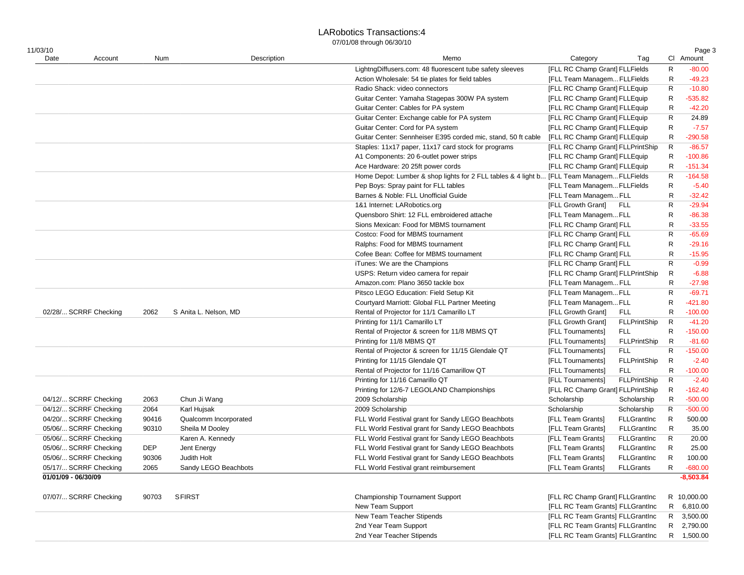# LARobotics Transactions:4

07/01/08 through 06/30/10

| Date | Account | Num | Description | Memo | Category | Tag | Cl | Amount |
|---|---|---|---|---|---|---|---|---|
| | | | | LightngDiffusers.com: 48 fluorescent tube safety sleeves | [FLL RC Champ Grant] | FLLFields | R | -80.00 |
| | | | | Action Wholesale: 54 tie plates for field tables | [FLL Team Managem... | FLLFields | R | -49.23 |
| | | | | Radio Shack: video connectors | [FLL RC Champ Grant] | FLLEquip | R | -10.80 |
| | | | | Guitar Center: Yamaha Stagepas 300W PA system | [FLL RC Champ Grant] | FLLEquip | R | -535.82 |
| | | | | Guitar Center: Cables for PA system | [FLL RC Champ Grant] | FLLEquip | R | -42.20 |
| | | | | Guitar Center: Exchange cable for PA system | [FLL RC Champ Grant] | FLLEquip | R | 24.89 |
| | | | | Guitar Center: Cord for PA system | [FLL RC Champ Grant] | FLLEquip | R | -7.57 |
| | | | | Guitar Center: Sennheiser E395 corded mic, stand, 50 ft cable | [FLL RC Champ Grant] | FLLEquip | R | -290.58 |
| | | | | Staples: 11x17 paper, 11x17 card stock for programs | [FLL RC Champ Grant] | FLLPrintShip | R | -86.57 |
| | | | | A1 Components: 20 6-outlet power strips | [FLL RC Champ Grant] | FLLEquip | R | -100.86 |
| | | | | Ace Hardware: 20 25ft power cords | [FLL RC Champ Grant] | FLLEquip | R | -151.34 |
| | | | | Home Depot: Lumber & shop lights for 2 FLL tables & 4 light b... | [FLL Team Managem... | FLLFields | R | -164.58 |
| | | | | Pep Boys: Spray paint for FLL tables | [FLL Team Managem... | FLLFields | R | -5.40 |
| | | | | Barnes & Noble: FLL Unofficial Guide | [FLL Team Managem... | FLL | R | -32.42 |
| | | | | 1&1 Internet: LARobotics.org | [FLL Growth Grant] | FLL | R | -29.94 |
| | | | | Quensboro Shirt: 12 FLL embroidered attache | [FLL Team Managem... | FLL | R | -86.38 |
| | | | | Sions Mexican: Food for MBMS tournament | [FLL RC Champ Grant] | FLL | R | -33.55 |
| | | | | Costco: Food for MBMS tournament | [FLL RC Champ Grant] | FLL | R | -65.69 |
| | | | | Ralphs: Food for MBMS tournament | [FLL RC Champ Grant] | FLL | R | -29.16 |
| | | | | Cofee Bean: Coffee for MBMS tournament | [FLL RC Champ Grant] | FLL | R | -15.95 |
| | | | | iTunes: We are the Champions | [FLL RC Champ Grant] | FLL | R | -0.99 |
| | | | | USPS: Return video camera for repair | [FLL RC Champ Grant] | FLLPrintShip | R | -6.88 |
| | | | | Amazon.com: Plano 3650 tackle box | [FLL Team Managem... | FLL | R | -27.98 |
| | | | | Pitsco LEGO Education: Field Setup Kit | [FLL Team Managem... | FLL | R | -69.71 |
| | | | | Courtyard Marriott: Global FLL Partner Meeting | [FLL Team Managem... | FLL | R | -421.80 |
| 02/28/... | SCRRF Checking | 2062 | S Anita L. Nelson, MD | Rental of Projector for 11/1 Camarillo LT | [FLL Growth Grant] | FLL | R | -100.00 |
| | | | | Printing for 11/1 Camarillo LT | [FLL Growth Grant] | FLLPrintShip | R | -41.20 |
| | | | | Rental of Projector & screen for 11/8 MBMS QT | [FLL Tournaments] | FLL | R | -150.00 |
| | | | | Printing for 11/8 MBMS QT | [FLL Tournaments] | FLLPrintShip | R | -81.60 |
| | | | | Rental of Projector & screen for 11/15 Glendale QT | [FLL Tournaments] | FLL | R | -150.00 |
| | | | | Printing for 11/15 Glendale QT | [FLL Tournaments] | FLLPrintShip | R | -2.40 |
| | | | | Rental of Projector for 11/16 Camarillow QT | [FLL Tournaments] | FLL | R | -100.00 |
| | | | | Printing for 11/16 Camarillo QT | [FLL Tournaments] | FLLPrintShip | R | -2.40 |
| | | | | Printing for 12/6-7 LEGOLAND Championships | [FLL RC Champ Grant] | FLLPrintShip | R | -162.40 |
| 04/12/... | SCRRF Checking | 2063 | Chun Ji Wang | 2009 Scholarship | Scholarship | Scholarship | R | -500.00 |
| 04/12/... | SCRRF Checking | 2064 | Karl Hujsak | 2009 Scholarship | Scholarship | Scholarship | R | -500.00 |
| 04/20/... | SCRRF Checking | 90416 | Qualcomm Incorporated | FLL World Festival grant for Sandy LEGO Beachbots | [FLL Team Grants] | FLLGrantInc | R | 500.00 |
| 05/06/... | SCRRF Checking | 90310 | Sheila M Dooley | FLL World Festival grant for Sandy LEGO Beachbots | [FLL Team Grants] | FLLGrantInc | R | 35.00 |
| 05/06/... | SCRRF Checking | | Karen A. Kennedy | FLL World Festival grant for Sandy LEGO Beachbots | [FLL Team Grants] | FLLGrantInc | R | 20.00 |
| 05/06/... | SCRRF Checking | DEP | Jent Energy | FLL World Festival grant for Sandy LEGO Beachbots | [FLL Team Grants] | FLLGrantInc | R | 25.00 |
| 05/06/... | SCRRF Checking | 90306 | Judith Holt | FLL World Festival grant for Sandy LEGO Beachbots | [FLL Team Grants] | FLLGrantInc | R | 100.00 |
| 05/17/... | SCRRF Checking | 2065 | Sandy LEGO Beachbots | FLL World Festival grant reimbursement | [FLL Team Grants] | FLLGrants | R | -680.00 |
| **01/01/09 - 06/30/09** | | | | | | | | **-8,503.84** |
| 07/07/... | SCRRF Checking | 90703 | SFIRST | Championship Tournament Support | [FLL RC Champ Grant] | FLLGrantInc | R | 10,000.00 |
| | | | | New Team Support | [FLL RC Team Grants] | FLLGrantInc | R | 6,810.00 |
| | | | | New Team Teacher Stipends | [FLL RC Team Grants] | FLLGrantInc | R | 3,500.00 |
| | | | | 2nd Year Team Support | [FLL RC Team Grants] | FLLGrantInc | R | 2,790.00 |
| | | | | 2nd Year Teacher Stipends | [FLL RC Team Grants] | FLLGrantInc | R | 1,500.00 |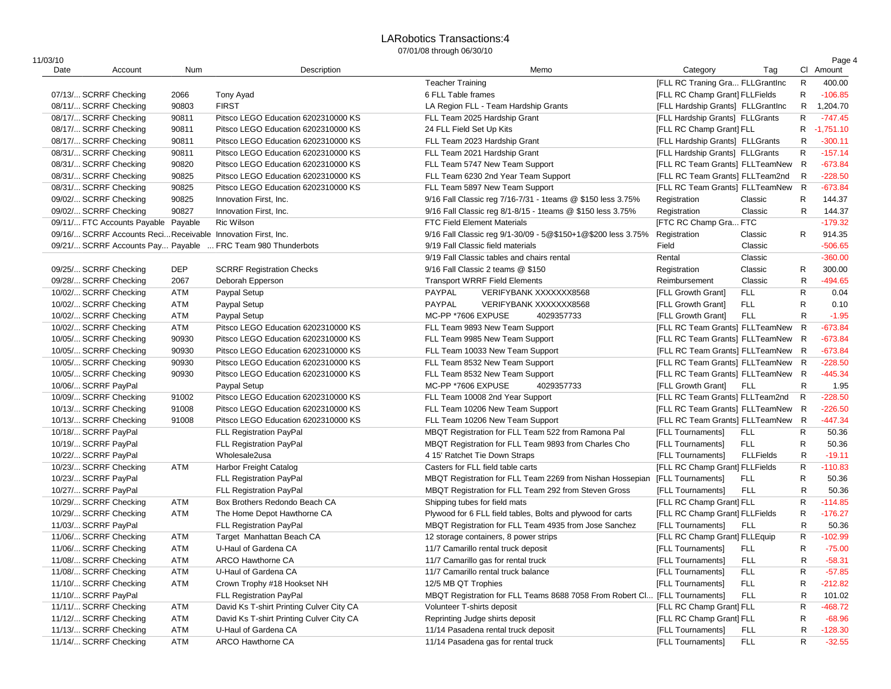# LARobotics Transactions:4

07/01/08 through 06/30/10

11/03/10

| Date | Account | Num | Description | Memo | Category | Tag | Cl | Amount |
|---|---|---|---|---|---|---|---|---|
| | | | | Teacher Training | [FLL RC Traning Gra... | FLLGrantInc | R | 400.00 |
| 07/13/... | SCRRF Checking | 2066 | Tony Ayad | 6 FLL Table frames | [FLL RC Champ Grant] | FLLFields | R | -106.85 |
| 08/11/... | SCRRF Checking | 90803 | FIRST | LA Region FLL - Team Hardship Grants | [FLL Hardship Grants] | FLLGrantInc | R | 1,204.70 |
| 08/17/... | SCRRF Checking | 90811 | Pitsco LEGO Education 6202310000 KS | FLL Team 2025 Hardship Grant | [FLL Hardship Grants] | FLLGrants | R | -747.45 |
| 08/17/... | SCRRF Checking | 90811 | Pitsco LEGO Education 6202310000 KS | 24 FLL Field Set Up Kits | [FLL RC Champ Grant] | FLL | R | -1,751.10 |
| 08/17/... | SCRRF Checking | 90811 | Pitsco LEGO Education 6202310000 KS | FLL Team 2023 Hardship Grant | [FLL Hardship Grants] | FLLGrants | R | -300.11 |
| 08/31/... | SCRRF Checking | 90811 | Pitsco LEGO Education 6202310000 KS | FLL Team 2021 Hardship Grant | [FLL Hardship Grants] | FLLGrants | R | -157.14 |
| 08/31/... | SCRRF Checking | 90820 | Pitsco LEGO Education 6202310000 KS | FLL Team 5747 New Team Support | [FLL RC Team Grants] | FLLTeamNew | R | -673.84 |
| 08/31/... | SCRRF Checking | 90825 | Pitsco LEGO Education 6202310000 KS | FLL Team 6230 2nd Year Team Support | [FLL RC Team Grants] | FLLTeam2nd | R | -228.50 |
| 08/31/... | SCRRF Checking | 90825 | Pitsco LEGO Education 6202310000 KS | FLL Team 5897 New Team Support | [FLL RC Team Grants] | FLLTeamNew | R | -673.84 |
| 09/02/... | SCRRF Checking | 90825 | Innovation First, Inc. | 9/16 Fall Classic reg 7/16-7/31 - 1teams @ $150 less 3.75% | Registration | Classic | R | 144.37 |
| 09/02/... | SCRRF Checking | 90827 | Innovation First, Inc. | 9/16 Fall Classic reg 8/1-8/15 - 1teams @ $150 less 3.75% | Registration | Classic | R | 144.37 |
| 09/11/... | FTC Accounts Payable | Payable | Ric Wilson | FTC Field Element Materials | [FTC RC Champ Gra... | FTC | | -179.32 |
| 09/16/... | SCRRF Accounts Reci... | Receivable | Innovation First, Inc. | 9/16 Fall Classic reg 9/1-30/09 - 5@$150+1@$200 less 3.75% | Registration | Classic | R | 914.35 |
| 09/21/... | SCRRF Accounts Pay... | Payable | ... FRC Team 980 Thunderbots | 9/19 Fall Classic field materials | Field | Classic | | -506.65 |
| | | | | 9/19 Fall Classic tables and chairs rental | Rental | Classic | | -360.00 |
| 09/25/... | SCRRF Checking | DEP | SCRRF Registration Checks | 9/16 Fall Classic 2 teams @ $150 | Registration | Classic | R | 300.00 |
| 09/28/... | SCRRF Checking | 2067 | Deborah Epperson | Transport WRRF Field Elements | Reimbursement | Classic | R | -494.65 |
| 10/02/... | SCRRF Checking | ATM | Paypal Setup | PAYPAL VERIFYBANK XXXXXXX8568 | [FLL Growth Grant] | FLL | R | 0.04 |
| 10/02/... | SCRRF Checking | ATM | Paypal Setup | PAYPAL VERIFYBANK XXXXXXX8568 | [FLL Growth Grant] | FLL | R | 0.10 |
| 10/02/... | SCRRF Checking | ATM | Paypal Setup | MC-PP *7606 EXPUSE 4029357733 | [FLL Growth Grant] | FLL | R | -1.95 |
| 10/02/... | SCRRF Checking | ATM | Pitsco LEGO Education 6202310000 KS | FLL Team 9893 New Team Support | [FLL RC Team Grants] | FLLTeamNew | R | -673.84 |
| 10/05/... | SCRRF Checking | 90930 | Pitsco LEGO Education 6202310000 KS | FLL Team 9985 New Team Support | [FLL RC Team Grants] | FLLTeamNew | R | -673.84 |
| 10/05/... | SCRRF Checking | 90930 | Pitsco LEGO Education 6202310000 KS | FLL Team 10033 New Team Support | [FLL RC Team Grants] | FLLTeamNew | R | -673.84 |
| 10/05/... | SCRRF Checking | 90930 | Pitsco LEGO Education 6202310000 KS | FLL Team 8532 New Team Support | [FLL RC Team Grants] | FLLTeamNew | R | -228.50 |
| 10/05/... | SCRRF Checking | 90930 | Pitsco LEGO Education 6202310000 KS | FLL Team 8532 New Team Support | [FLL RC Team Grants] | FLLTeamNew | R | -445.34 |
| 10/06/... | SCRRF PayPal | | Paypal Setup | MC-PP *7606 EXPUSE 4029357733 | [FLL Growth Grant] | FLL | R | 1.95 |
| 10/09/... | SCRRF Checking | 91002 | Pitsco LEGO Education 6202310000 KS | FLL Team 10008 2nd Year Support | [FLL RC Team Grants] | FLLTeam2nd | R | -228.50 |
| 10/13/... | SCRRF Checking | 91008 | Pitsco LEGO Education 6202310000 KS | FLL Team 10206 New Team Support | [FLL RC Team Grants] | FLLTeamNew | R | -226.50 |
| 10/13/... | SCRRF Checking | 91008 | Pitsco LEGO Education 6202310000 KS | FLL Team 10206 New Team Support | [FLL RC Team Grants] | FLLTeamNew | R | -447.34 |
| 10/18/... | SCRRF PayPal | | FLL Registration PayPal | MBQT Registration for FLL Team 522 from Ramona Pal | [FLL Tournaments] | FLL | R | 50.36 |
| 10/19/... | SCRRF PayPal | | FLL Registration PayPal | MBQT Registration for FLL Team 9893 from Charles Cho | [FLL Tournaments] | FLL | R | 50.36 |
| 10/22/... | SCRRF PayPal | | Wholesale2usa | 4 15' Ratchet Tie Down Straps | [FLL Tournaments] | FLLFields | R | -19.11 |
| 10/23/... | SCRRF Checking | ATM | Harbor Freight Catalog | Casters for FLL field table carts | [FLL RC Champ Grant] | FLLFields | R | -110.83 |
| 10/23/... | SCRRF PayPal | | FLL Registration PayPal | MBQT Registration for FLL Team 2269 from Nishan Hossepian | [FLL Tournaments] | FLL | R | 50.36 |
| 10/27/... | SCRRF PayPal | | FLL Registration PayPal | MBQT Registration for FLL Team 292 from Steven Gross | [FLL Tournaments] | FLL | R | 50.36 |
| 10/29/... | SCRRF Checking | ATM | Box Brothers Redondo Beach CA | Shipping tubes for field mats | [FLL RC Champ Grant] | FLL | R | -114.85 |
| 10/29/... | SCRRF Checking | ATM | The Home Depot Hawthorne CA | Plywood for 6 FLL field tables, Bolts and plywood for carts | [FLL RC Champ Grant] | FLLFields | R | -176.27 |
| 11/03/... | SCRRF PayPal | | FLL Registration PayPal | MBQT Registration for FLL Team 4935 from Jose Sanchez | [FLL Tournaments] | FLL | R | 50.36 |
| 11/06/... | SCRRF Checking | ATM | Target Manhattan Beach CA | 12 storage containers, 8 power strips | [FLL RC Champ Grant] | FLLEquip | R | -102.99 |
| 11/06/... | SCRRF Checking | ATM | U-Haul of Gardena CA | 11/7 Camarillo rental truck deposit | [FLL Tournaments] | FLL | R | -75.00 |
| 11/08/... | SCRRF Checking | ATM | ARCO Hawthorne CA | 11/7 Camarillo gas for rental truck | [FLL Tournaments] | FLL | R | -58.31 |
| 11/08/... | SCRRF Checking | ATM | U-Haul of Gardena CA | 11/7 Camarillo rental truck balance | [FLL Tournaments] | FLL | R | -57.85 |
| 11/10/... | SCRRF Checking | ATM | Crown Trophy #18 Hookset NH | 12/5 MB QT Trophies | [FLL Tournaments] | FLL | R | -212.82 |
| 11/10/... | SCRRF PayPal | | FLL Registration PayPal | MBQT Registration for FLL Teams 8688 7058 From Robert Cl... | [FLL Tournaments] | FLL | R | 101.02 |
| 11/11/... | SCRRF Checking | ATM | David Ks T-shirt Printing Culver City CA | Volunteer T-shirts deposit | [FLL RC Champ Grant] | FLL | R | -468.72 |
| 11/12/... | SCRRF Checking | ATM | David Ks T-shirt Printing Culver City CA | Reprinting Judge shirts deposit | [FLL RC Champ Grant] | FLL | R | -68.96 |
| 11/13/... | SCRRF Checking | ATM | U-Haul of Gardena CA | 11/14 Pasadena rental truck deposit | [FLL Tournaments] | FLL | R | -128.30 |
| 11/14/... | SCRRF Checking | ATM | ARCO Hawthorne CA | 11/14 Pasadena gas for rental truck | [FLL Tournaments] | FLL | R | -32.55 |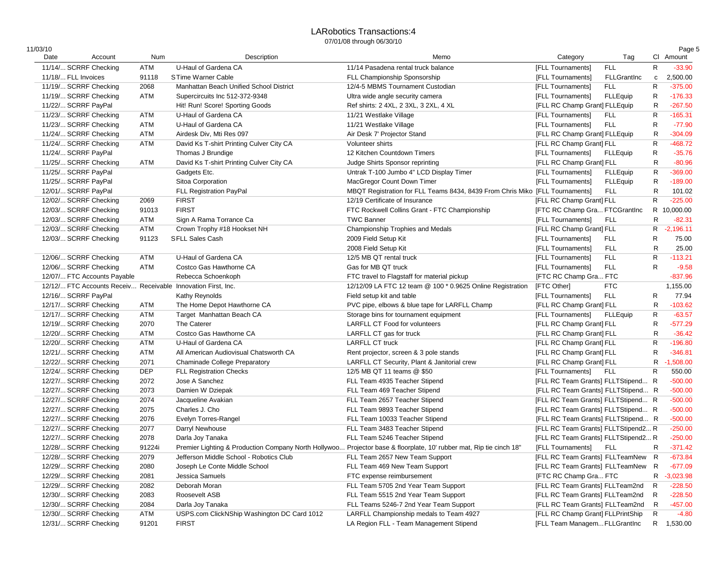# LARobotics Transactions:4

07/01/08 through 06/30/10

11/03/10

| Date | Account | Num | Description | Memo | Category | Tag | Cl | Amount |
|---|---|---|---|---|---|---|---|---|
| 11/14/... | SCRRF Checking | ATM | U-Haul of Gardena CA | 11/14 Pasadena rental truck balance | [FLL Tournaments] | FLL | R | -33.90 |
| 11/18/... | FLL Invoices | 91118 | S Time Warner Cable | FLL Championship Sponsorship | [FLL Tournaments] | FLLGrantInc | c | 2,500.00 |
| 11/19/... | SCRRF Checking | 2068 | Manhattan Beach Unified School District | 12/4-5 MBMS Tournament Custodian | [FLL Tournaments] | FLL | R | -375.00 |
| 11/19/... | SCRRF Checking | ATM | Supercircuits Inc 512-372-9348 | Ultra wide angle security camera | [FLL Tournaments] | FLLEquip | R | -176.33 |
| 11/22/... | SCRRF PayPal | | Hit! Run! Score! Sporting Goods | Ref shirts: 2 4XL, 2 3XL, 3 2XL, 4 XL | [FLL RC Champ Grant] | FLLEquip | R | -267.50 |
| 11/23/... | SCRRF Checking | ATM | U-Haul of Gardena CA | 11/21 Westlake Village | [FLL Tournaments] | FLL | R | -165.31 |
| 11/23/... | SCRRF Checking | ATM | U-Haul of Gardena CA | 11/21 Westlake Village | [FLL Tournaments] | FLL | R | -77.90 |
| 11/24/... | SCRRF Checking | ATM | Airdesk Div, Mti Res 097 | Air Desk 7' Projector Stand | [FLL RC Champ Grant] | FLLEquip | R | -304.09 |
| 11/24/... | SCRRF Checking | ATM | David Ks T-shirt Printing Culver City CA | Volunteer shirts | [FLL RC Champ Grant] | FLL | R | -468.72 |
| 11/24/... | SCRRF PayPal | | Thomas J Brundige | 12 Kitchen Countdown Timers | [FLL Tournaments] | FLLEquip | R | -35.76 |
| 11/25/... | SCRRF Checking | ATM | David Ks T-shirt Printing Culver City CA | Judge Shirts Sponsor reprinting | [FLL RC Champ Grant] | FLL | R | -80.96 |
| 11/25/... | SCRRF PayPal | | Gadgets Etc. | Untrak T-100 Jumbo 4" LCD Display Timer | [FLL Tournaments] | FLLEquip | R | -369.00 |
| 11/25/... | SCRRF PayPal | | Sitoa Corporation | MacGregor Count Down Timer | [FLL Tournaments] | FLLEquip | R | -189.00 |
| 12/01/... | SCRRF PayPal | | FLL Registration PayPal | MBQT Registration for FLL Teams 8434, 8439 From Chris Miko | [FLL Tournaments] | FLL | R | 101.02 |
| 12/02/... | SCRRF Checking | 2069 | FIRST | 12/19 Certificate of Insurance | [FLL RC Champ Grant] | FLL | R | -225.00 |
| 12/03/... | SCRRF Checking | 91013 | FIRST | FTC Rockwell Collins Grant - FTC Championship | [FTC RC Champ Gra... | FTCGrantInc | R | 10,000.00 |
| 12/03/... | SCRRF Checking | ATM | Sign A Rama Torrance Ca | TWC Banner | [FLL Tournaments] | FLL | R | -82.31 |
| 12/03/... | SCRRF Checking | ATM | Crown Trophy #18 Hookset NH | Championship Trophies and Medals | [FLL RC Champ Grant] | FLL | R | -2,196.11 |
| 12/03/... | SCRRF Checking | 91123 | S FLL Sales Cash | 2009 Field Setup Kit | [FLL Tournaments] | FLL | R | 75.00 |
| | | | | 2008 Field Setup Kit | [FLL Tournaments] | FLL | R | 25.00 |
| 12/06/... | SCRRF Checking | ATM | U-Haul of Gardena CA | 12/5 MB QT rental truck | [FLL Tournaments] | FLL | R | -113.21 |
| 12/06/... | SCRRF Checking | ATM | Costco Gas Hawthorne CA | Gas for MB QT truck | [FLL Tournaments] | FLL | R | -9.58 |
| 12/07/... | FTC Accounts Payable | | Rebecca Schoenkoph | FTC travel to Flagstaff for material pickup | [FTC RC Champ Gra... | FTC | | -837.96 |
| 12/12/... | FTC Accounts Receiv... | Receivable | Innovation First, Inc. | 12/12/09 LA FTC 12 team @ 100 * 0.9625 Online Registration | [FTC Other] | FTC | | 1,155.00 |
| 12/16/... | SCRRF PayPal | | Kathy Reynolds | Field setup kit and table | [FLL Tournaments] | FLL | R | 77.94 |
| 12/17/... | SCRRF Checking | ATM | The Home Depot Hawthorne CA | PVC pipe, elbows & blue tape for LARFLL Champ | [FLL RC Champ Grant] | FLL | R | -103.62 |
| 12/17/... | SCRRF Checking | ATM | Target Manhattan Beach CA | Storage bins for tournament equipment | [FLL Tournaments] | FLLEquip | R | -63.57 |
| 12/19/... | SCRRF Checking | 2070 | The Caterer | LARFLL CT Food for volunteers | [FLL RC Champ Grant] | FLL | R | -577.29 |
| 12/20/... | SCRRF Checking | ATM | Costco Gas Hawthorne CA | LARFLL CT gas for truck | [FLL RC Champ Grant] | FLL | R | -36.42 |
| 12/20/... | SCRRF Checking | ATM | U-Haul of Gardena CA | LARFLL CT truck | [FLL RC Champ Grant] | FLL | R | -196.80 |
| 12/21/... | SCRRF Checking | ATM | All American Audiovisual Chatsworth CA | Rent projector, screen & 3 pole stands | [FLL RC Champ Grant] | FLL | R | -346.81 |
| 12/22/... | SCRRF Checking | 2071 | Chaminade College Preparatory | LARFLL CT Security, Plant & Janitorial crew | [FLL RC Champ Grant] | FLL | R | -1,508.00 |
| 12/24/... | SCRRF Checking | DEP | FLL Registration Checks | 12/5 MB QT 11 teams @ $50 | [FLL Tournaments] | FLL | R | 550.00 |
| 12/27/... | SCRRF Checking | 2072 | Jose A Sanchez | FLL Team 4935 Teacher Stipend | [FLL RC Team Grants] | FLLTStipend... | R | -500.00 |
| 12/27/... | SCRRF Checking | 2073 | Damien W Dziepak | FLL Team 469 Teacher Stipend | [FLL RC Team Grants] | FLLTStipend... | R | -500.00 |
| 12/27/... | SCRRF Checking | 2074 | Jacqueline Avakian | FLL Team 2657 Teacher Stipend | [FLL RC Team Grants] | FLLTStipend... | R | -500.00 |
| 12/27/... | SCRRF Checking | 2075 | Charles J. Cho | FLL Team 9893 Teacher Stipend | [FLL RC Team Grants] | FLLTStipend... | R | -500.00 |
| 12/27/... | SCRRF Checking | 2076 | Evelyn Torres-Rangel | FLL Team 10033 Teacher Stipend | [FLL RC Team Grants] | FLLTStipend... | R | -500.00 |
| 12/27/... | SCRRF Checking | 2077 | Darryl Newhouse | FLL Team 3483 Teacher Stipend | [FLL RC Team Grants] | FLLTStipend2... | R | -250.00 |
| 12/27/... | SCRRF Checking | 2078 | Darla Joy Tanaka | FLL Team 5246 Teacher Stipend | [FLL RC Team Grants] | FLLTStipend2... | R | -250.00 |
| 12/28/... | SCRRF Checking | 91224i | Premier Lighting & Production Company North Hollywoo... | Projector base & floorplate, 10' rubber mat, Rip tie cinch 18" | [FLL Tournaments] | FLL | R | -371.42 |
| 12/28/... | SCRRF Checking | 2079 | Jefferson Middle School - Robotics Club | FLL Team 2657 New Team Support | [FLL RC Team Grants] | FLLTeamNew | R | -673.84 |
| 12/29/... | SCRRF Checking | 2080 | Joseph Le Conte Middle School | FLL Team 469 New Team Support | [FLL RC Team Grants] | FLLTeamNew | R | -677.09 |
| 12/29/... | SCRRF Checking | 2081 | Jessica Samuels | FTC expense reimbursement | [FTC RC Champ Gra... | FTC | R | -3,023.98 |
| 12/29/... | SCRRF Checking | 2082 | Deborah Moran | FLL Team 5705 2nd Year Team Support | [FLL RC Team Grants] | FLLTeam2nd | R | -228.50 |
| 12/30/... | SCRRF Checking | 2083 | Roosevelt ASB | FLL Team 5515 2nd Year Team Support | [FLL RC Team Grants] | FLLTeam2nd | R | -228.50 |
| 12/30/... | SCRRF Checking | 2084 | Darla Joy Tanaka | FLL Teams 5246-7 2nd Year Team Support | [FLL RC Team Grants] | FLLTeam2nd | R | -457.00 |
| 12/30/... | SCRRF Checking | ATM | USPS.com ClickNShip Washington DC Card 1012 | LARFLL Championship medals to Team 4927 | [FLL RC Champ Grant] | FLLPrintShip | R | -4.80 |
| 12/31/... | SCRRF Checking | 91201 | FIRST | LA Region FLL - Team Management Stipend | [FLL Team Managem... | FLLGrantInc | R | 1,530.00 |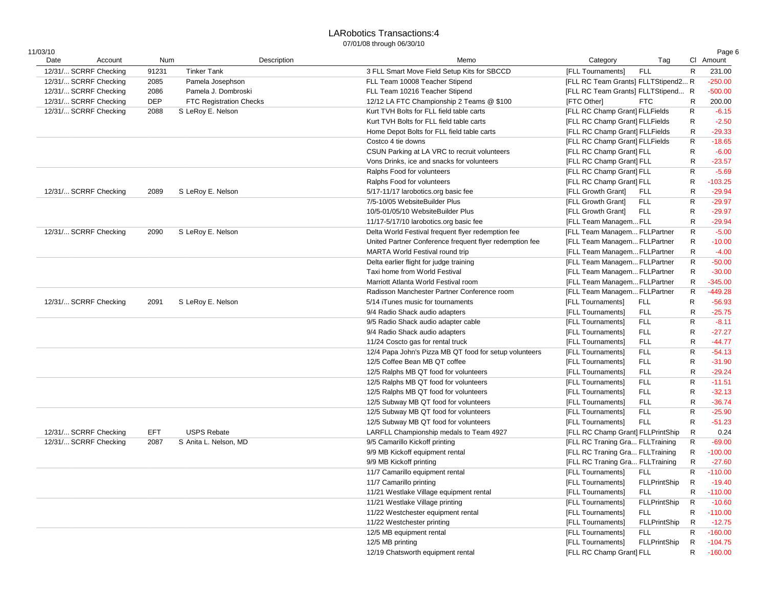# LARobotics Transactions:4

07/01/08 through 06/30/10

11/03/10

| Date | Account | Num | Description | Memo | Category | Tag | Cl | Amount |
|---|---|---|---|---|---|---|---|---|
| 12/31/... | SCRRF Checking | 91231 | Tinker Tank | 3 FLL Smart Move Field Setup Kits for SBCCD | [FLL Tournaments] | FLL | R | 231.00 |
| 12/31/... | SCRRF Checking | 2085 | Pamela Josephson | FLL Team 10008 Teacher Stipend | [FLL RC Team Grants] | FLLTStipend2... | R | -250.00 |
| 12/31/... | SCRRF Checking | 2086 | Pamela J. Dombroski | FLL Team 10216 Teacher Stipend | [FLL RC Team Grants] | FLLTStipend... | R | -500.00 |
| 12/31/... | SCRRF Checking | DEP | FTC Registration Checks | 12/12 LA FTC Championship 2 Teams @ $100 | [FTC Other] | FTC | R | 200.00 |
| 12/31/... | SCRRF Checking | 2088 | S LeRoy E. Nelson | Kurt TVH Bolts for FLL field table carts | [FLL RC Champ Grant] | FLLFields | R | -6.15 |
| | | | | Kurt TVH Bolts for FLL field table carts | [FLL RC Champ Grant] | FLLFields | R | -2.50 |
| | | | | Home Depot Bolts for FLL field table carts | [FLL RC Champ Grant] | FLLFields | R | -29.33 |
| | | | | Costco 4 tie downs | [FLL RC Champ Grant] | FLLFields | R | -18.65 |
| | | | | CSUN Parking at LA VRC to recruit volunteers | [FLL RC Champ Grant] | FLL | R | -6.00 |
| | | | | Vons Drinks, ice and snacks for volunteers | [FLL RC Champ Grant] | FLL | R | -23.57 |
| | | | | Ralphs Food for volunteers | [FLL RC Champ Grant] | FLL | R | -5.69 |
| | | | | Ralphs Food for volunteers | [FLL RC Champ Grant] | FLL | R | -103.25 |
| 12/31/... | SCRRF Checking | 2089 | S LeRoy E. Nelson | 5/17-11/17 larobotics.org basic fee | [FLL Growth Grant] | FLL | R | -29.94 |
| | | | | 7/5-10/05 WebsiteBuilder Plus | [FLL Growth Grant] | FLL | R | -29.97 |
| | | | | 10/5-01/05/10 WebsiteBuilder Plus | [FLL Growth Grant] | FLL | R | -29.97 |
| | | | | 11/17-5/17/10 larobotics.org basic fee | [FLL Team Managem... | FLL | R | -29.94 |
| 12/31/... | SCRRF Checking | 2090 | S LeRoy E. Nelson | Delta World Festival frequent flyer redemption fee | [FLL Team Managem... | FLLPartner | R | -5.00 |
| | | | | United Partner Conference frequent flyer redemption fee | [FLL Team Managem... | FLLPartner | R | -10.00 |
| | | | | MARTA World Festival round trip | [FLL Team Managem... | FLLPartner | R | -4.00 |
| | | | | Delta earlier flight for judge training | [FLL Team Managem... | FLLPartner | R | -50.00 |
| | | | | Taxi home from World Festival | [FLL Team Managem... | FLLPartner | R | -30.00 |
| | | | | Marriott Atlanta World Festival room | [FLL Team Managem... | FLLPartner | R | -345.00 |
| | | | | Radisson Manchester Partner Conference room | [FLL Team Managem... | FLLPartner | R | -449.28 |
| 12/31/... | SCRRF Checking | 2091 | S LeRoy E. Nelson | 5/14 iTunes music for tournaments | [FLL Tournaments] | FLL | R | -56.93 |
| | | | | 9/4 Radio Shack audio adapters | [FLL Tournaments] | FLL | R | -25.75 |
| | | | | 9/5 Radio Shack audio adapter cable | [FLL Tournaments] | FLL | R | -8.11 |
| | | | | 9/4 Radio Shack audio adapters | [FLL Tournaments] | FLL | R | -27.27 |
| | | | | 11/24 Coscto gas for rental truck | [FLL Tournaments] | FLL | R | -44.77 |
| | | | | 12/4 Papa John's Pizza MB QT food for setup volunteers | [FLL Tournaments] | FLL | R | -54.13 |
| | | | | 12/5 Coffee Bean MB QT coffee | [FLL Tournaments] | FLL | R | -31.90 |
| | | | | 12/5 Ralphs MB QT food for volunteers | [FLL Tournaments] | FLL | R | -29.24 |
| | | | | 12/5 Ralphs MB QT food for volunteers | [FLL Tournaments] | FLL | R | -11.51 |
| | | | | 12/5 Ralphs MB QT food for volunteers | [FLL Tournaments] | FLL | R | -32.13 |
| | | | | 12/5 Subway MB QT food for volunteers | [FLL Tournaments] | FLL | R | -36.74 |
| | | | | 12/5 Subway MB QT food for volunteers | [FLL Tournaments] | FLL | R | -25.90 |
| | | | | 12/5 Subway MB QT food for volunteers | [FLL Tournaments] | FLL | R | -51.23 |
| 12/31/... | SCRRF Checking | EFT | USPS Rebate | LARFLL Championship medals to Team 4927 | [FLL RC Champ Grant] | FLLPrintShip | R | 0.24 |
| 12/31/... | SCRRF Checking | 2087 | S Anita L. Nelson, MD | 9/5 Camarillo Kickoff printing | [FLL RC Traning Gra... | FLLTraining | R | -69.00 |
| | | | | 9/9 MB Kickoff equipment rental | [FLL RC Traning Gra... | FLLTraining | R | -100.00 |
| | | | | 9/9 MB Kickoff printing | [FLL RC Traning Gra... | FLLTraining | R | -27.60 |
| | | | | 11/7 Camarillo equipment rental | [FLL Tournaments] | FLL | R | -110.00 |
| | | | | 11/7 Camarillo printing | [FLL Tournaments] | FLLPrintShip | R | -19.40 |
| | | | | 11/21 Westlake Village equipment rental | [FLL Tournaments] | FLL | R | -110.00 |
| | | | | 11/21 Westlake Village printing | [FLL Tournaments] | FLLPrintShip | R | -10.60 |
| | | | | 11/22 Westchester equipment rental | [FLL Tournaments] | FLL | R | -110.00 |
| | | | | 11/22 Westchester printing | [FLL Tournaments] | FLLPrintShip | R | -12.75 |
| | | | | 12/5 MB equipment rental | [FLL Tournaments] | FLL | R | -160.00 |
| | | | | 12/5 MB printing | [FLL Tournaments] | FLLPrintShip | R | -104.75 |
| | | | | 12/19 Chatsworth equipment rental | [FLL RC Champ Grant] | FLL | R | -160.00 |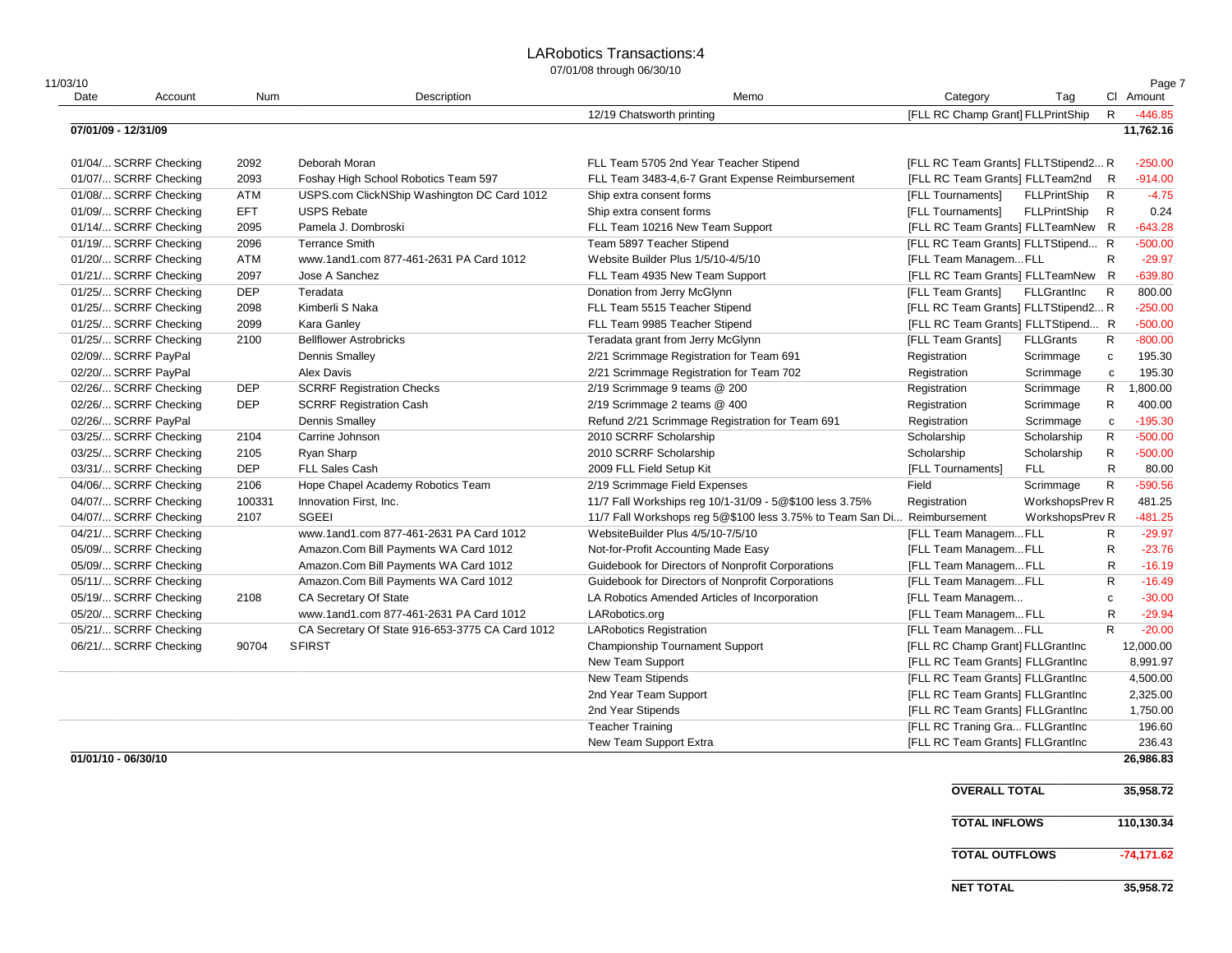# LARobotics Transactions:4

07/01/08 through 06/30/10

11/03/10

| Date | Account | Num | Description | Memo | Category | Tag | Cl | Amount |
|---|---|---|---|---|---|---|---|---|
| | | | | 12/19 Chatsworth printing | [FLL RC Champ Grant] | FLLPrintShip | R | -446.85 |
| **07/01/09 - 12/31/09** | | | | | | | | **11,762.16** |
| 01/04/... | SCRRF Checking | 2092 | Deborah Moran | FLL Team 5705 2nd Year Teacher Stipend | [FLL RC Team Grants] | FLLTStipend2... | R | -250.00 |
| 01/07/... | SCRRF Checking | 2093 | Foshay High School Robotics Team 597 | FLL Team 3483-4,6-7 Grant Expense Reimbursement | [FLL RC Team Grants] | FLLTeam2nd | R | -914.00 |
| 01/08/... | SCRRF Checking | ATM | USPS.com ClickNShip Washington DC Card 1012 | Ship extra consent forms | [FLL Tournaments] | FLLPrintShip | R | -4.75 |
| 01/09/... | SCRRF Checking | EFT | USPS Rebate | Ship extra consent forms | [FLL Tournaments] | FLLPrintShip | R | 0.24 |
| 01/14/... | SCRRF Checking | 2095 | Pamela J. Dombroski | FLL Team 10216 New Team Support | [FLL RC Team Grants] | FLLTeamNew | R | -643.28 |
| 01/19/... | SCRRF Checking | 2096 | Terrance Smith | Team 5897 Teacher Stipend | [FLL RC Team Grants] | FLLTStipend... | R | -500.00 |
| 01/20/... | SCRRF Checking | ATM | www.1and1.com 877-461-2631 PA Card 1012 | Website Builder Plus 1/5/10-4/5/10 | [FLL Team Managem... | FLL | R | -29.97 |
| 01/21/... | SCRRF Checking | 2097 | Jose A Sanchez | FLL Team 4935 New Team Support | [FLL RC Team Grants] | FLLTeamNew | R | -639.80 |
| 01/25/... | SCRRF Checking | DEP | Teradata | Donation from Jerry McGlynn | [FLL Team Grants] | FLLGrantInc | R | 800.00 |
| 01/25/... | SCRRF Checking | 2098 | Kimberli S Naka | FLL Team 5515 Teacher Stipend | [FLL RC Team Grants] | FLLTStipend2... | R | -250.00 |
| 01/25/... | SCRRF Checking | 2099 | Kara Ganley | FLL Team 9985 Teacher Stipend | [FLL RC Team Grants] | FLLTStipend... | R | -500.00 |
| 01/25/... | SCRRF Checking | 2100 | Bellflower Astrobricks | Teradata grant from Jerry McGlynn | [FLL Team Grants] | FLLGrants | R | -800.00 |
| 02/09/... | SCRRF PayPal | | Dennis Smalley | 2/21 Scrimmage Registration for Team 691 | Registration | Scrimmage | c | 195.30 |
| 02/20/... | SCRRF PayPal | | Alex Davis | 2/21 Scrimmage Registration for Team 702 | Registration | Scrimmage | c | 195.30 |
| 02/26/... | SCRRF Checking | DEP | SCRRF Registration Checks | 2/19 Scrimmage 9 teams @ 200 | Registration | Scrimmage | R | 1,800.00 |
| 02/26/... | SCRRF Checking | DEP | SCRRF Registration Cash | 2/19 Scrimmage 2 teams @ 400 | Registration | Scrimmage | R | 400.00 |
| 02/26/... | SCRRF PayPal | | Dennis Smalley | Refund 2/21 Scrimmage Registration for Team 691 | Registration | Scrimmage | c | -195.30 |
| 03/25/... | SCRRF Checking | 2104 | Carrine Johnson | 2010 SCRRF Scholarship | Scholarship | Scholarship | R | -500.00 |
| 03/25/... | SCRRF Checking | 2105 | Ryan Sharp | 2010 SCRRF Scholarship | Scholarship | Scholarship | R | -500.00 |
| 03/31/... | SCRRF Checking | DEP | FLL Sales Cash | 2009 FLL Field Setup Kit | [FLL Tournaments] | FLL | R | 80.00 |
| 04/06/... | SCRRF Checking | 2106 | Hope Chapel Academy Robotics Team | 2/19 Scrimmage Field Expenses | Field | Scrimmage | R | -590.56 |
| 04/07/... | SCRRF Checking | 100331 | Innovation First, Inc. | 11/7 Fall Workships reg 10/1-31/09 - 5@$100 less 3.75% | Registration | WorkshopsPrev | R | 481.25 |
| 04/07/... | SCRRF Checking | 2107 | SGEEI | 11/7 Fall Workshops reg 5@$100 less 3.75% to Team San Di... | Reimbursement | WorkshopsPrev | R | -481.25 |
| 04/21/... | SCRRF Checking | | www.1and1.com 877-461-2631 PA Card 1012 | WebsiteBuilder Plus 4/5/10-7/5/10 | [FLL Team Managem... | FLL | R | -29.97 |
| 05/09/... | SCRRF Checking | | Amazon.Com Bill Payments WA Card 1012 | Not-for-Profit Accounting Made Easy | [FLL Team Managem... | FLL | R | -23.76 |
| 05/09/... | SCRRF Checking | | Amazon.Com Bill Payments WA Card 1012 | Guidebook for Directors of Nonprofit Corporations | [FLL Team Managem... | FLL | R | -16.19 |
| 05/11/... | SCRRF Checking | | Amazon.Com Bill Payments WA Card 1012 | Guidebook for Directors of Nonprofit Corporations | [FLL Team Managem... | FLL | R | -16.49 |
| 05/19/... | SCRRF Checking | 2108 | CA Secretary Of State | LA Robotics Amended Articles of Incorporation | [FLL Team Managem... | | c | -30.00 |
| 05/20/... | SCRRF Checking | | www.1and1.com 877-461-2631 PA Card 1012 | LARobotics.org | [FLL Team Managem... | FLL | R | -29.94 |
| 05/21/... | SCRRF Checking | | CA Secretary Of State 916-653-3775 CA Card 1012 | LARobotics Registration | [FLL Team Managem... | FLL | R | -20.00 |
| 06/21/... | SCRRF Checking | 90704 | SFIRST | Championship Tournament Support | [FLL RC Champ Grant] | FLLGrantInc | | 12,000.00 |
| | | | | New Team Support | [FLL RC Team Grants] | FLLGrantInc | | 8,991.97 |
| | | | | New Team Stipends | [FLL RC Team Grants] | FLLGrantInc | | 4,500.00 |
| | | | | 2nd Year Team Support | [FLL RC Team Grants] | FLLGrantInc | | 2,325.00 |
| | | | | 2nd Year Stipends | [FLL RC Team Grants] | FLLGrantInc | | 1,750.00 |
| | | | | Teacher Training | [FLL RC Traning Gra... | FLLGrantInc | | 196.60 |
| | | | | New Team Support Extra | [FLL RC Team Grants] | FLLGrantInc | | 236.43 |
| **01/01/10 - 06/30/10** | | | | | | | | **26,986.83** |

| | |
|---|---|
| **OVERALL TOTAL** | **35,958.72** |
| **TOTAL INFLOWS** | **110,130.34** |
| **TOTAL OUTFLOWS** | **-74,171.62** |
| **NET TOTAL** | **35,958.72** |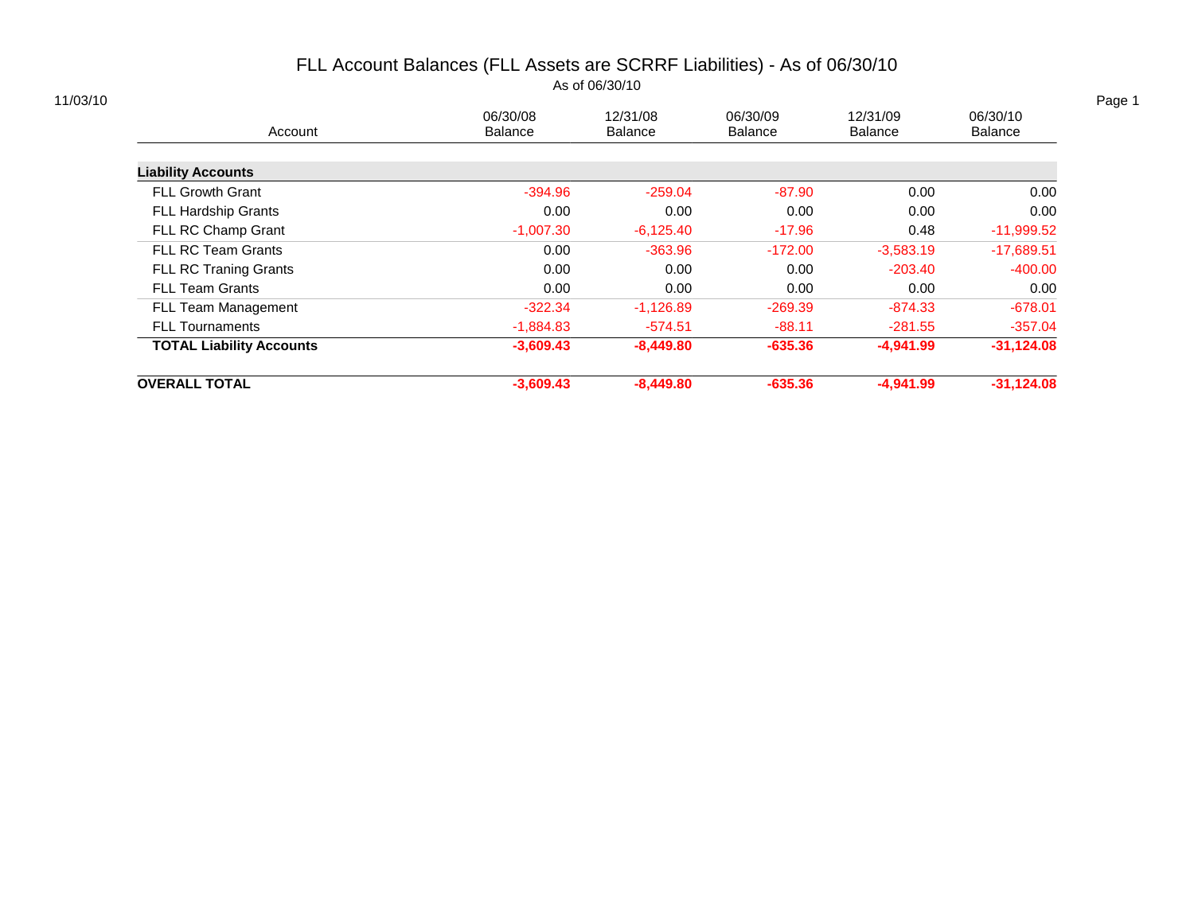# FLL Account Balances (FLL Assets are SCRRF Liabilities) - As of 06/30/10

As of 06/30/10

11/03/10

| Account | 06/30/08 Balance | 12/31/08 Balance | 06/30/09 Balance | 12/31/09 Balance | 06/30/10 Balance |
|---|---|---|---|---|---|
| **Liability Accounts** | | | | | |
| FLL Growth Grant | -394.96 | -259.04 | -87.90 | 0.00 | 0.00 |
| FLL Hardship Grants | 0.00 | 0.00 | 0.00 | 0.00 | 0.00 |
| FLL RC Champ Grant | -1,007.30 | -6,125.40 | -17.96 | 0.48 | -11,999.52 |
| FLL RC Team Grants | 0.00 | -363.96 | -172.00 | -3,583.19 | -17,689.51 |
| FLL RC Traning Grants | 0.00 | 0.00 | 0.00 | -203.40 | -400.00 |
| FLL Team Grants | 0.00 | 0.00 | 0.00 | 0.00 | 0.00 |
| FLL Team Management | -322.34 | -1,126.89 | -269.39 | -874.33 | -678.01 |
| FLL Tournaments | -1,884.83 | -574.51 | -88.11 | -281.55 | -357.04 |
| **TOTAL Liability Accounts** | **-3,609.43** | **-8,449.80** | **-635.36** | **-4,941.99** | **-31,124.08** |
| **OVERALL TOTAL** | **-3,609.43** | **-8,449.80** | **-635.36** | **-4,941.99** | **-31,124.08** |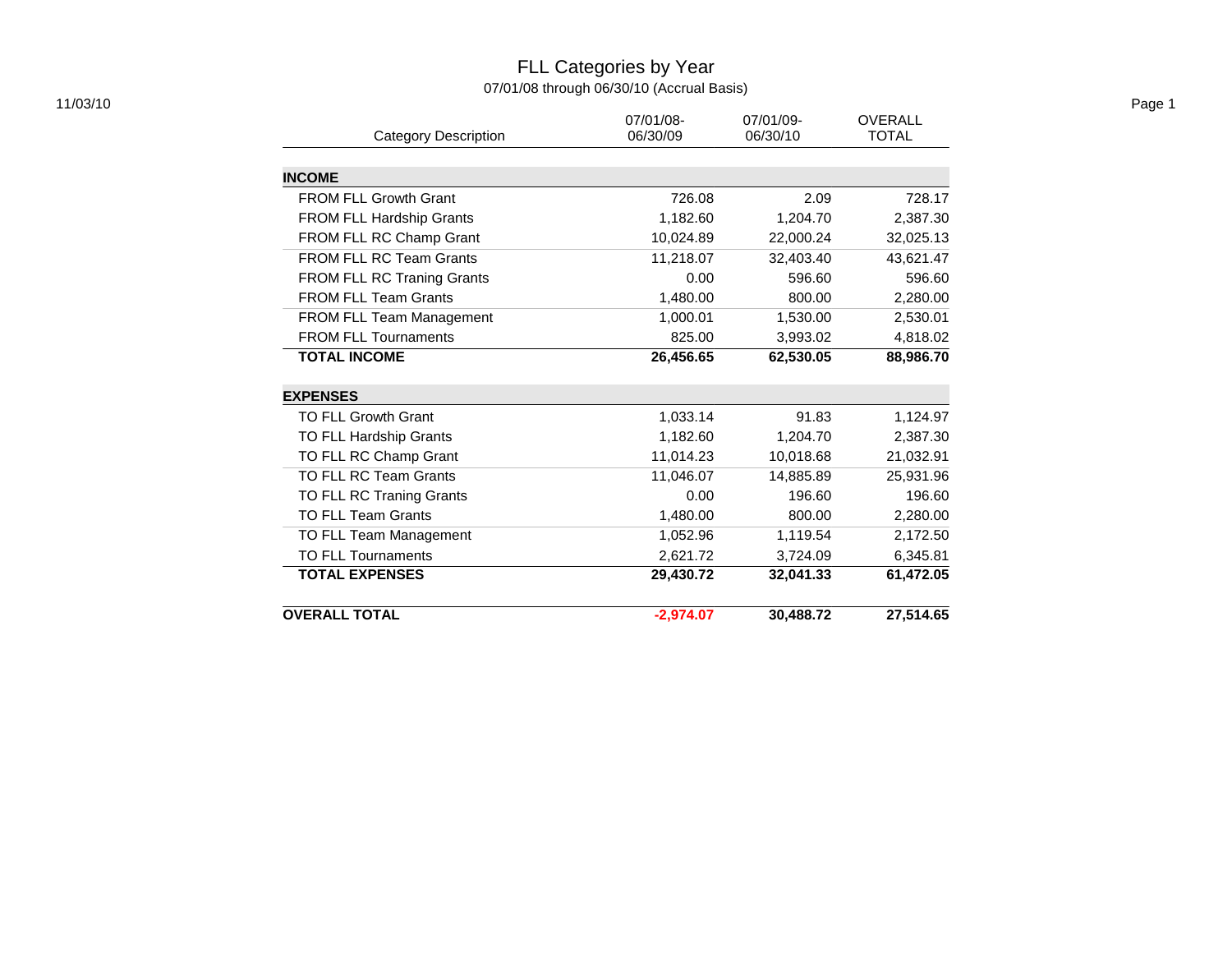# FLL Categories by Year

07/01/08 through 06/30/10 (Accrual Basis)

11/03/10

| Category Description | 07/01/08-06/30/09 | 07/01/09-06/30/10 | OVERALL TOTAL |
|---|---|---|---|
| **INCOME** | | | |
| FROM FLL Growth Grant | 726.08 | 2.09 | 728.17 |
| FROM FLL Hardship Grants | 1,182.60 | 1,204.70 | 2,387.30 |
| FROM FLL RC Champ Grant | 10,024.89 | 22,000.24 | 32,025.13 |
| FROM FLL RC Team Grants | 11,218.07 | 32,403.40 | 43,621.47 |
| FROM FLL RC Traning Grants | 0.00 | 596.60 | 596.60 |
| FROM FLL Team Grants | 1,480.00 | 800.00 | 2,280.00 |
| FROM FLL Team Management | 1,000.01 | 1,530.00 | 2,530.01 |
| FROM FLL Tournaments | 825.00 | 3,993.02 | 4,818.02 |
| **TOTAL INCOME** | **26,456.65** | **62,530.05** | **88,986.70** |
| **EXPENSES** | | | |
| TO FLL Growth Grant | 1,033.14 | 91.83 | 1,124.97 |
| TO FLL Hardship Grants | 1,182.60 | 1,204.70 | 2,387.30 |
| TO FLL RC Champ Grant | 11,014.23 | 10,018.68 | 21,032.91 |
| TO FLL RC Team Grants | 11,046.07 | 14,885.89 | 25,931.96 |
| TO FLL RC Traning Grants | 0.00 | 196.60 | 196.60 |
| TO FLL Team Grants | 1,480.00 | 800.00 | 2,280.00 |
| TO FLL Team Management | 1,052.96 | 1,119.54 | 2,172.50 |
| TO FLL Tournaments | 2,621.72 | 3,724.09 | 6,345.81 |
| **TOTAL EXPENSES** | **29,430.72** | **32,041.33** | **61,472.05** |
| **OVERALL TOTAL** | **-2,974.07** | **30,488.72** | **27,514.65** |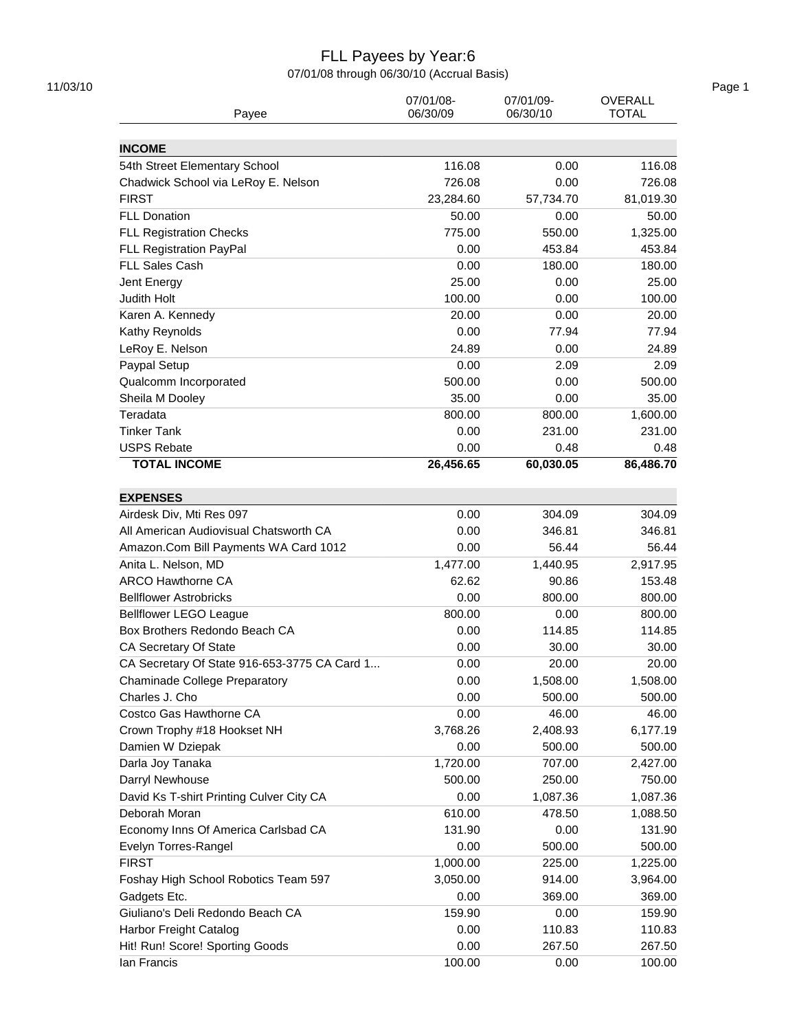# FLL Payees by Year:6

07/01/08 through 06/30/10 (Accrual Basis)

11/03/10

| Payee | 07/01/08-06/30/09 | 07/01/09-06/30/10 | OVERALL TOTAL |
|---|---|---|---|
| **INCOME** | | | |
| 54th Street Elementary School | 116.08 | 0.00 | 116.08 |
| Chadwick School via LeRoy E. Nelson | 726.08 | 0.00 | 726.08 |
| FIRST | 23,284.60 | 57,734.70 | 81,019.30 |
| FLL Donation | 50.00 | 0.00 | 50.00 |
| FLL Registration Checks | 775.00 | 550.00 | 1,325.00 |
| FLL Registration PayPal | 0.00 | 453.84 | 453.84 |
| FLL Sales Cash | 0.00 | 180.00 | 180.00 |
| Jent Energy | 25.00 | 0.00 | 25.00 |
| Judith Holt | 100.00 | 0.00 | 100.00 |
| Karen A. Kennedy | 20.00 | 0.00 | 20.00 |
| Kathy Reynolds | 0.00 | 77.94 | 77.94 |
| LeRoy E. Nelson | 24.89 | 0.00 | 24.89 |
| Paypal Setup | 0.00 | 2.09 | 2.09 |
| Qualcomm Incorporated | 500.00 | 0.00 | 500.00 |
| Sheila M Dooley | 35.00 | 0.00 | 35.00 |
| Teradata | 800.00 | 800.00 | 1,600.00 |
| Tinker Tank | 0.00 | 231.00 | 231.00 |
| USPS Rebate | 0.00 | 0.48 | 0.48 |
| **TOTAL INCOME** | **26,456.65** | **60,030.05** | **86,486.70** |
| **EXPENSES** | | | |
| Airdesk Div, Mti Res 097 | 0.00 | 304.09 | 304.09 |
| All American Audiovisual Chatsworth CA | 0.00 | 346.81 | 346.81 |
| Amazon.Com Bill Payments WA Card 1012 | 0.00 | 56.44 | 56.44 |
| Anita L. Nelson, MD | 1,477.00 | 1,440.95 | 2,917.95 |
| ARCO Hawthorne CA | 62.62 | 90.86 | 153.48 |
| Bellflower Astrobricks | 0.00 | 800.00 | 800.00 |
| Bellflower LEGO League | 800.00 | 0.00 | 800.00 |
| Box Brothers Redondo Beach CA | 0.00 | 114.85 | 114.85 |
| CA Secretary Of State | 0.00 | 30.00 | 30.00 |
| CA Secretary Of State 916-653-3775 CA Card 1... | 0.00 | 20.00 | 20.00 |
| Chaminade College Preparatory | 0.00 | 1,508.00 | 1,508.00 |
| Charles J. Cho | 0.00 | 500.00 | 500.00 |
| Costco Gas Hawthorne CA | 0.00 | 46.00 | 46.00 |
| Crown Trophy #18 Hookset NH | 3,768.26 | 2,408.93 | 6,177.19 |
| Damien W Dziepak | 0.00 | 500.00 | 500.00 |
| Darla Joy Tanaka | 1,720.00 | 707.00 | 2,427.00 |
| Darryl Newhouse | 500.00 | 250.00 | 750.00 |
| David Ks T-shirt Printing Culver City CA | 0.00 | 1,087.36 | 1,087.36 |
| Deborah Moran | 610.00 | 478.50 | 1,088.50 |
| Economy Inns Of America Carlsbad CA | 131.90 | 0.00 | 131.90 |
| Evelyn Torres-Rangel | 0.00 | 500.00 | 500.00 |
| FIRST | 1,000.00 | 225.00 | 1,225.00 |
| Foshay High School Robotics Team 597 | 3,050.00 | 914.00 | 3,964.00 |
| Gadgets Etc. | 0.00 | 369.00 | 369.00 |
| Giuliano's Deli Redondo Beach CA | 159.90 | 0.00 | 159.90 |
| Harbor Freight Catalog | 0.00 | 110.83 | 110.83 |
| Hit! Run! Score! Sporting Goods | 0.00 | 267.50 | 267.50 |
| Ian Francis | 100.00 | 0.00 | 100.00 |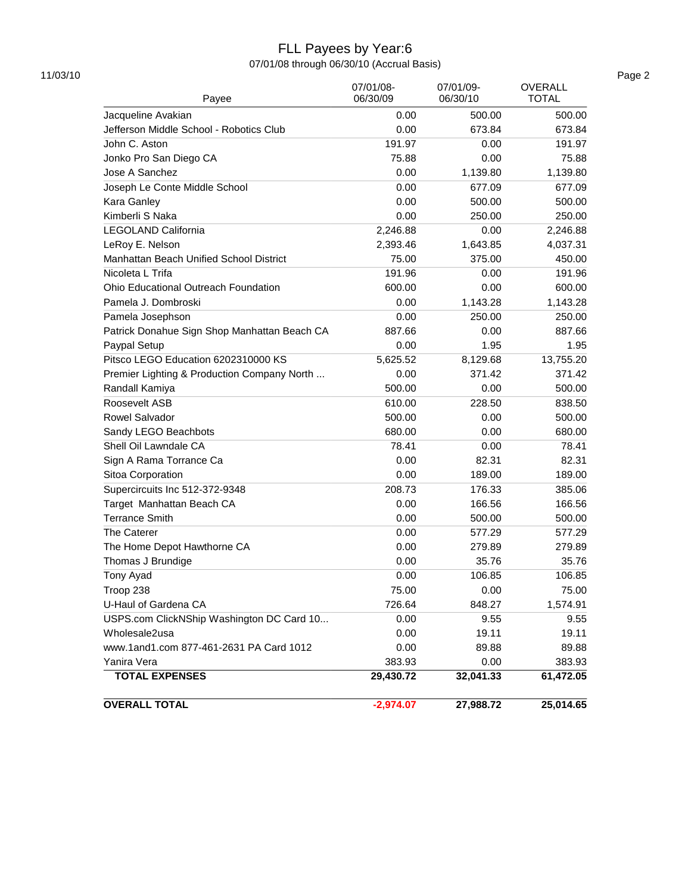# FLL Payees by Year:6

07/01/08 through 06/30/10 (Accrual Basis)

| Payee | 07/01/08-06/30/09 | 07/01/09-06/30/10 | OVERALL TOTAL |
|---|---|---|---|
| Jacqueline Avakian | 0.00 | 500.00 | 500.00 |
| Jefferson Middle School - Robotics Club | 0.00 | 673.84 | 673.84 |
| John C. Aston | 191.97 | 0.00 | 191.97 |
| Jonko Pro San Diego CA | 75.88 | 0.00 | 75.88 |
| Jose A Sanchez | 0.00 | 1,139.80 | 1,139.80 |
| Joseph Le Conte Middle School | 0.00 | 677.09 | 677.09 |
| Kara Ganley | 0.00 | 500.00 | 500.00 |
| Kimberli S Naka | 0.00 | 250.00 | 250.00 |
| LEGOLAND California | 2,246.88 | 0.00 | 2,246.88 |
| LeRoy E. Nelson | 2,393.46 | 1,643.85 | 4,037.31 |
| Manhattan Beach Unified School District | 75.00 | 375.00 | 450.00 |
| Nicoleta L Trifa | 191.96 | 0.00 | 191.96 |
| Ohio Educational Outreach Foundation | 600.00 | 0.00 | 600.00 |
| Pamela J. Dombroski | 0.00 | 1,143.28 | 1,143.28 |
| Pamela Josephson | 0.00 | 250.00 | 250.00 |
| Patrick Donahue Sign Shop Manhattan Beach CA | 887.66 | 0.00 | 887.66 |
| Paypal Setup | 0.00 | 1.95 | 1.95 |
| Pitsco LEGO Education 6202310000 KS | 5,625.52 | 8,129.68 | 13,755.20 |
| Premier Lighting & Production Company North ... | 0.00 | 371.42 | 371.42 |
| Randall Kamiya | 500.00 | 0.00 | 500.00 |
| Roosevelt ASB | 610.00 | 228.50 | 838.50 |
| Rowel Salvador | 500.00 | 0.00 | 500.00 |
| Sandy LEGO Beachbots | 680.00 | 0.00 | 680.00 |
| Shell Oil Lawndale CA | 78.41 | 0.00 | 78.41 |
| Sign A Rama Torrance Ca | 0.00 | 82.31 | 82.31 |
| Sitoa Corporation | 0.00 | 189.00 | 189.00 |
| Supercircuits Inc 512-372-9348 | 208.73 | 176.33 | 385.06 |
| Target Manhattan Beach CA | 0.00 | 166.56 | 166.56 |
| Terrance Smith | 0.00 | 500.00 | 500.00 |
| The Caterer | 0.00 | 577.29 | 577.29 |
| The Home Depot Hawthorne CA | 0.00 | 279.89 | 279.89 |
| Thomas J Brundige | 0.00 | 35.76 | 35.76 |
| Tony Ayad | 0.00 | 106.85 | 106.85 |
| Troop 238 | 75.00 | 0.00 | 75.00 |
| U-Haul of Gardena CA | 726.64 | 848.27 | 1,574.91 |
| USPS.com ClickNShip Washington DC Card 10... | 0.00 | 9.55 | 9.55 |
| Wholesale2usa | 0.00 | 19.11 | 19.11 |
| www.1and1.com 877-461-2631 PA Card 1012 | 0.00 | 89.88 | 89.88 |
| Yanira Vera | 383.93 | 0.00 | 383.93 |
| **TOTAL EXPENSES** | **29,430.72** | **32,041.33** | **61,472.05** |
| **OVERALL TOTAL** | **-2,974.07** | **27,988.72** | **25,014.65** |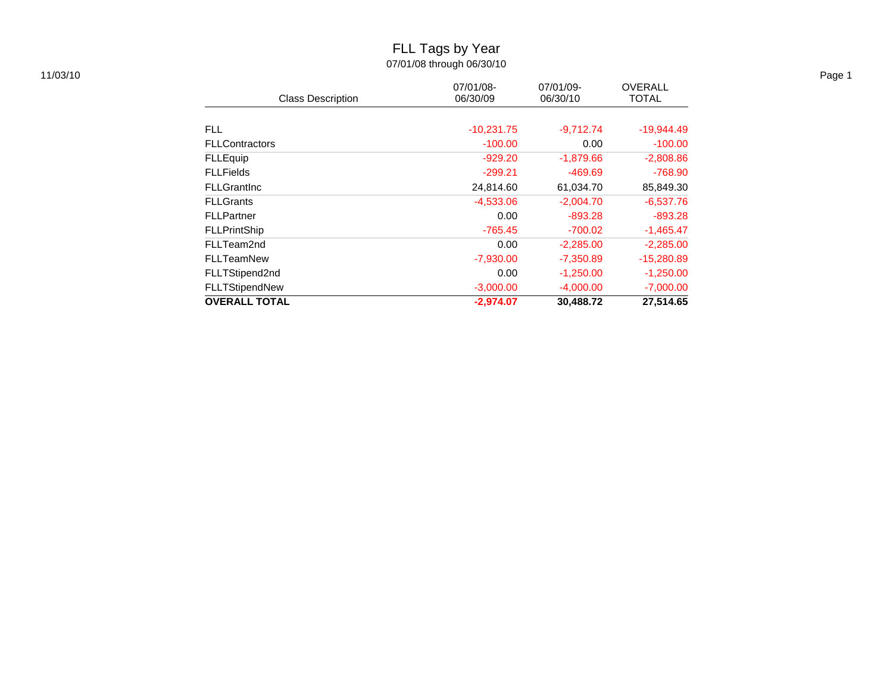# FLL Tags by Year

07/01/08 through 06/30/10

11/03/10

| Class Description | 07/01/08-06/30/09 | 07/01/09-06/30/10 | OVERALL TOTAL |
|---|---|---|---|
| FLL | -10,231.75 | -9,712.74 | -19,944.49 |
| FLLContractors | -100.00 | 0.00 | -100.00 |
| FLLEquip | -929.20 | -1,879.66 | -2,808.86 |
| FLLFields | -299.21 | -469.69 | -768.90 |
| FLLGrantInc | 24,814.60 | 61,034.70 | 85,849.30 |
| FLLGrants | -4,533.06 | -2,004.70 | -6,537.76 |
| FLLPartner | 0.00 | -893.28 | -893.28 |
| FLLPrintShip | -765.45 | -700.02 | -1,465.47 |
| FLLTeam2nd | 0.00 | -2,285.00 | -2,285.00 |
| FLLTeamNew | -7,930.00 | -7,350.89 | -15,280.89 |
| FLLTStipend2nd | 0.00 | -1,250.00 | -1,250.00 |
| FLLTStipendNew | -3,000.00 | -4,000.00 | -7,000.00 |
| **OVERALL TOTAL** | **-2,974.07** | **30,488.72** | **27,514.65** |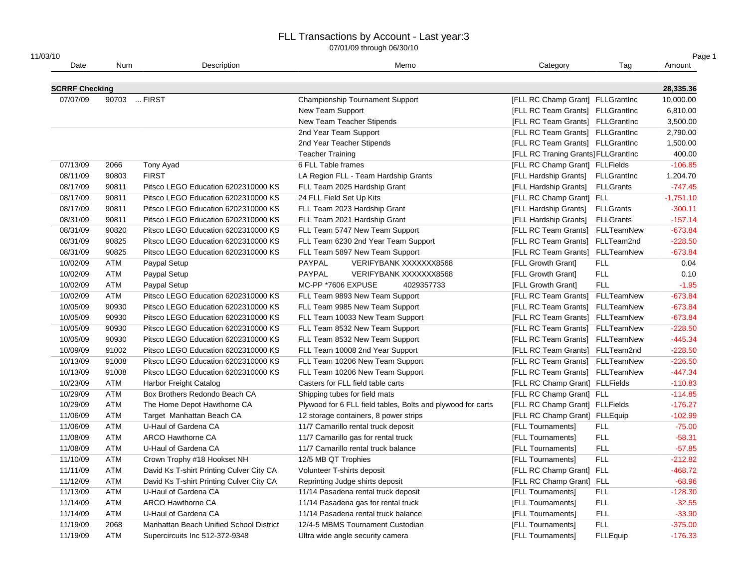# FLL Transactions by Account - Last year:3

07/01/09 through 06/30/10

11/03/10

| Date | Num | Description | Memo | Category | Tag | Amount |
|---|---|---|---|---|---|---|
| **SCRRF Checking** | | | | | | **28,335.36** |
| 07/07/09 | 90703 | ... FIRST | Championship Tournament Support | [FLL RC Champ Grant] | FLLGrantInc | 10,000.00 |
| | | | New Team Support | [FLL RC Team Grants] | FLLGrantInc | 6,810.00 |
| | | | New Team Teacher Stipends | [FLL RC Team Grants] | FLLGrantInc | 3,500.00 |
| | | | 2nd Year Team Support | [FLL RC Team Grants] | FLLGrantInc | 2,790.00 |
| | | | 2nd Year Teacher Stipends | [FLL RC Team Grants] | FLLGrantInc | 1,500.00 |
| | | | Teacher Training | [FLL RC Traning Grants] | FLLGrantInc | 400.00 |
| 07/13/09 | 2066 | Tony Ayad | 6 FLL Table frames | [FLL RC Champ Grant] | FLLFields | -106.85 |
| 08/11/09 | 90803 | FIRST | LA Region FLL - Team Hardship Grants | [FLL Hardship Grants] | FLLGrantInc | 1,204.70 |
| 08/17/09 | 90811 | Pitsco LEGO Education 6202310000 KS | FLL Team 2025 Hardship Grant | [FLL Hardship Grants] | FLLGrants | -747.45 |
| 08/17/09 | 90811 | Pitsco LEGO Education 6202310000 KS | 24 FLL Field Set Up Kits | [FLL RC Champ Grant] | FLL | -1,751.10 |
| 08/17/09 | 90811 | Pitsco LEGO Education 6202310000 KS | FLL Team 2023 Hardship Grant | [FLL Hardship Grants] | FLLGrants | -300.11 |
| 08/31/09 | 90811 | Pitsco LEGO Education 6202310000 KS | FLL Team 2021 Hardship Grant | [FLL Hardship Grants] | FLLGrants | -157.14 |
| 08/31/09 | 90820 | Pitsco LEGO Education 6202310000 KS | FLL Team 5747 New Team Support | [FLL RC Team Grants] | FLLTeamNew | -673.84 |
| 08/31/09 | 90825 | Pitsco LEGO Education 6202310000 KS | FLL Team 6230 2nd Year Team Support | [FLL RC Team Grants] | FLLTeam2nd | -228.50 |
| 08/31/09 | 90825 | Pitsco LEGO Education 6202310000 KS | FLL Team 5897 New Team Support | [FLL RC Team Grants] | FLLTeamNew | -673.84 |
| 10/02/09 | ATM | Paypal Setup | PAYPAL VERIFYBANK XXXXXXX8568 | [FLL Growth Grant] | FLL | 0.04 |
| 10/02/09 | ATM | Paypal Setup | PAYPAL VERIFYBANK XXXXXXX8568 | [FLL Growth Grant] | FLL | 0.10 |
| 10/02/09 | ATM | Paypal Setup | MC-PP *7606 EXPUSE 4029357733 | [FLL Growth Grant] | FLL | -1.95 |
| 10/02/09 | ATM | Pitsco LEGO Education 6202310000 KS | FLL Team 9893 New Team Support | [FLL RC Team Grants] | FLLTeamNew | -673.84 |
| 10/05/09 | 90930 | Pitsco LEGO Education 6202310000 KS | FLL Team 9985 New Team Support | [FLL RC Team Grants] | FLLTeamNew | -673.84 |
| 10/05/09 | 90930 | Pitsco LEGO Education 6202310000 KS | FLL Team 10033 New Team Support | [FLL RC Team Grants] | FLLTeamNew | -673.84 |
| 10/05/09 | 90930 | Pitsco LEGO Education 6202310000 KS | FLL Team 8532 New Team Support | [FLL RC Team Grants] | FLLTeamNew | -228.50 |
| 10/05/09 | 90930 | Pitsco LEGO Education 6202310000 KS | FLL Team 8532 New Team Support | [FLL RC Team Grants] | FLLTeamNew | -445.34 |
| 10/09/09 | 91002 | Pitsco LEGO Education 6202310000 KS | FLL Team 10008 2nd Year Support | [FLL RC Team Grants] | FLLTeam2nd | -228.50 |
| 10/13/09 | 91008 | Pitsco LEGO Education 6202310000 KS | FLL Team 10206 New Team Support | [FLL RC Team Grants] | FLLTeamNew | -226.50 |
| 10/13/09 | 91008 | Pitsco LEGO Education 6202310000 KS | FLL Team 10206 New Team Support | [FLL RC Team Grants] | FLLTeamNew | -447.34 |
| 10/23/09 | ATM | Harbor Freight Catalog | Casters for FLL field table carts | [FLL RC Champ Grant] | FLLFields | -110.83 |
| 10/29/09 | ATM | Box Brothers Redondo Beach CA | Shipping tubes for field mats | [FLL RC Champ Grant] | FLL | -114.85 |
| 10/29/09 | ATM | The Home Depot Hawthorne CA | Plywood for 6 FLL field tables, Bolts and plywood for carts | [FLL RC Champ Grant] | FLLFields | -176.27 |
| 11/06/09 | ATM | Target Manhattan Beach CA | 12 storage containers, 8 power strips | [FLL RC Champ Grant] | FLLEquip | -102.99 |
| 11/06/09 | ATM | U-Haul of Gardena CA | 11/7 Camarillo rental truck deposit | [FLL Tournaments] | FLL | -75.00 |
| 11/08/09 | ATM | ARCO Hawthorne CA | 11/7 Camarillo gas for rental truck | [FLL Tournaments] | FLL | -58.31 |
| 11/08/09 | ATM | U-Haul of Gardena CA | 11/7 Camarillo rental truck balance | [FLL Tournaments] | FLL | -57.85 |
| 11/10/09 | ATM | Crown Trophy #18 Hookset NH | 12/5 MB QT Trophies | [FLL Tournaments] | FLL | -212.82 |
| 11/11/09 | ATM | David Ks T-shirt Printing Culver City CA | Volunteer T-shirts deposit | [FLL RC Champ Grant] | FLL | -468.72 |
| 11/12/09 | ATM | David Ks T-shirt Printing Culver City CA | Reprinting Judge shirts deposit | [FLL RC Champ Grant] | FLL | -68.96 |
| 11/13/09 | ATM | U-Haul of Gardena CA | 11/14 Pasadena rental truck deposit | [FLL Tournaments] | FLL | -128.30 |
| 11/14/09 | ATM | ARCO Hawthorne CA | 11/14 Pasadena gas for rental truck | [FLL Tournaments] | FLL | -32.55 |
| 11/14/09 | ATM | U-Haul of Gardena CA | 11/14 Pasadena rental truck balance | [FLL Tournaments] | FLL | -33.90 |
| 11/19/09 | 2068 | Manhattan Beach Unified School District | 12/4-5 MBMS Tournament Custodian | [FLL Tournaments] | FLL | -375.00 |
| 11/19/09 | ATM | Supercircuits Inc 512-372-9348 | Ultra wide angle security camera | [FLL Tournaments] | FLLEquip | -176.33 |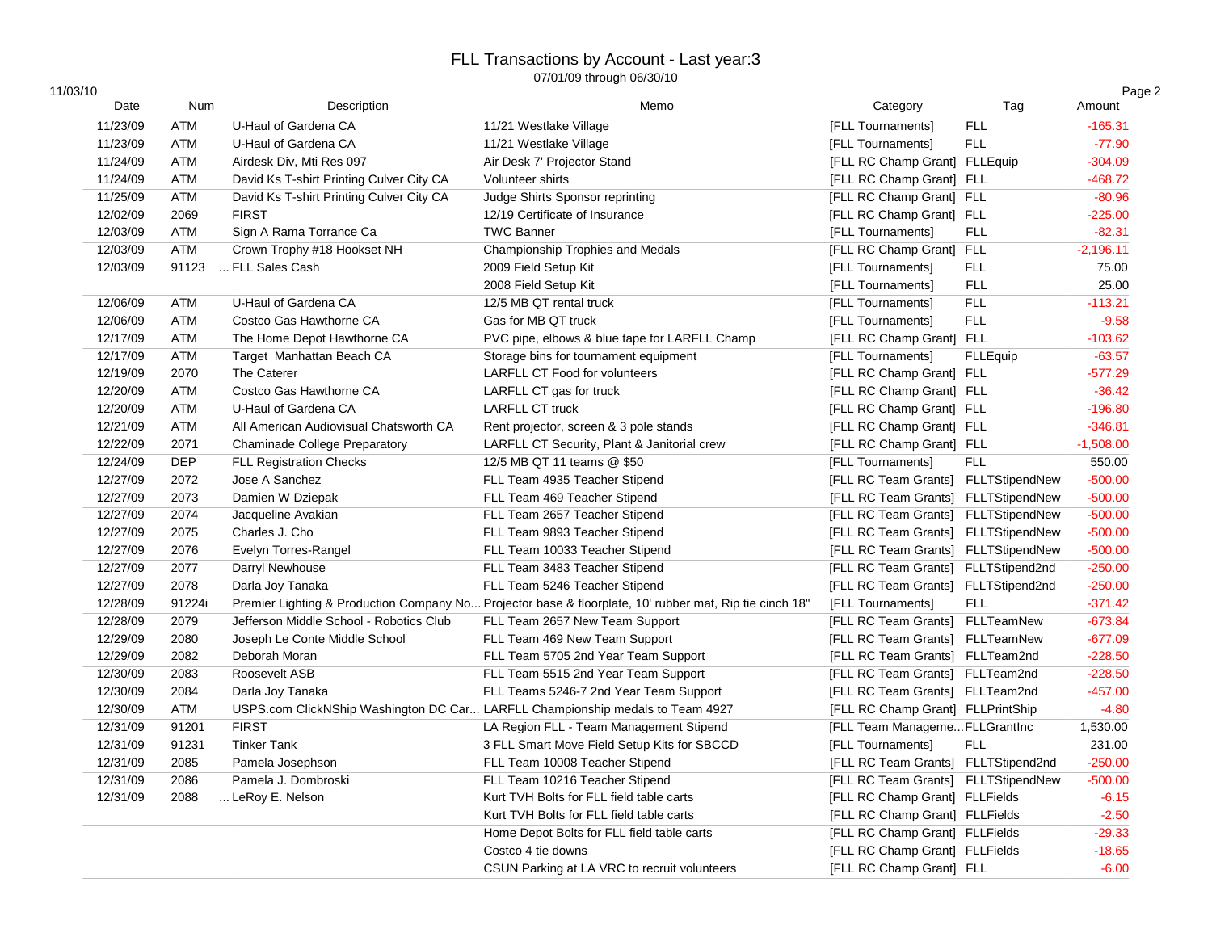# FLL Transactions by Account - Last year:3

07/01/09 through 06/30/10

11/03/10

| Date | Num | Description | Memo | Category | Tag | Amount |
|---|---|---|---|---|---|---|
| 11/23/09 | ATM | U-Haul of Gardena CA | 11/21 Westlake Village | [FLL Tournaments] | FLL | -165.31 |
| 11/23/09 | ATM | U-Haul of Gardena CA | 11/21 Westlake Village | [FLL Tournaments] | FLL | -77.90 |
| 11/24/09 | ATM | Airdesk Div, Mti Res 097 | Air Desk 7' Projector Stand | [FLL RC Champ Grant] | FLLEquip | -304.09 |
| 11/24/09 | ATM | David Ks T-shirt Printing Culver City CA | Volunteer shirts | [FLL RC Champ Grant] | FLL | -468.72 |
| 11/25/09 | ATM | David Ks T-shirt Printing Culver City CA | Judge Shirts Sponsor reprinting | [FLL RC Champ Grant] | FLL | -80.96 |
| 12/02/09 | 2069 | FIRST | 12/19 Certificate of Insurance | [FLL RC Champ Grant] | FLL | -225.00 |
| 12/03/09 | ATM | Sign A Rama Torrance Ca | TWC Banner | [FLL Tournaments] | FLL | -82.31 |
| 12/03/09 | ATM | Crown Trophy #18 Hookset NH | Championship Trophies and Medals | [FLL RC Champ Grant] | FLL | -2,196.11 |
| 12/03/09 | 91123 | ... FLL Sales Cash | 2009 Field Setup Kit | [FLL Tournaments] | FLL | 75.00 |
| | | | 2008 Field Setup Kit | [FLL Tournaments] | FLL | 25.00 |
| 12/06/09 | ATM | U-Haul of Gardena CA | 12/5 MB QT rental truck | [FLL Tournaments] | FLL | -113.21 |
| 12/06/09 | ATM | Costco Gas Hawthorne CA | Gas for MB QT truck | [FLL Tournaments] | FLL | -9.58 |
| 12/17/09 | ATM | The Home Depot Hawthorne CA | PVC pipe, elbows & blue tape for LARFLL Champ | [FLL RC Champ Grant] | FLL | -103.62 |
| 12/17/09 | ATM | Target Manhattan Beach CA | Storage bins for tournament equipment | [FLL Tournaments] | FLLEquip | -63.57 |
| 12/19/09 | 2070 | The Caterer | LARFLL CT Food for volunteers | [FLL RC Champ Grant] | FLL | -577.29 |
| 12/20/09 | ATM | Costco Gas Hawthorne CA | LARFLL CT gas for truck | [FLL RC Champ Grant] | FLL | -36.42 |
| 12/20/09 | ATM | U-Haul of Gardena CA | LARFLL CT truck | [FLL RC Champ Grant] | FLL | -196.80 |
| 12/21/09 | ATM | All American Audiovisual Chatsworth CA | Rent projector, screen & 3 pole stands | [FLL RC Champ Grant] | FLL | -346.81 |
| 12/22/09 | 2071 | Chaminade College Preparatory | LARFLL CT Security, Plant & Janitorial crew | [FLL RC Champ Grant] | FLL | -1,508.00 |
| 12/24/09 | DEP | FLL Registration Checks | 12/5 MB QT 11 teams @ $50 | [FLL Tournaments] | FLL | 550.00 |
| 12/27/09 | 2072 | Jose A Sanchez | FLL Team 4935 Teacher Stipend | [FLL RC Team Grants] | FLLTStipendNew | -500.00 |
| 12/27/09 | 2073 | Damien W Dziepak | FLL Team 469 Teacher Stipend | [FLL RC Team Grants] | FLLTStipendNew | -500.00 |
| 12/27/09 | 2074 | Jacqueline Avakian | FLL Team 2657 Teacher Stipend | [FLL RC Team Grants] | FLLTStipendNew | -500.00 |
| 12/27/09 | 2075 | Charles J. Cho | FLL Team 9893 Teacher Stipend | [FLL RC Team Grants] | FLLTStipendNew | -500.00 |
| 12/27/09 | 2076 | Evelyn Torres-Rangel | FLL Team 10033 Teacher Stipend | [FLL RC Team Grants] | FLLTStipendNew | -500.00 |
| 12/27/09 | 2077 | Darryl Newhouse | FLL Team 3483 Teacher Stipend | [FLL RC Team Grants] | FLLTStipend2nd | -250.00 |
| 12/27/09 | 2078 | Darla Joy Tanaka | FLL Team 5246 Teacher Stipend | [FLL RC Team Grants] | FLLTStipend2nd | -250.00 |
| 12/28/09 | 91224i | Premier Lighting & Production Company No... | Projector base & floorplate, 10' rubber mat, Rip tie cinch 18" | [FLL Tournaments] | FLL | -371.42 |
| 12/28/09 | 2079 | Jefferson Middle School - Robotics Club | FLL Team 2657 New Team Support | [FLL RC Team Grants] | FLLTeamNew | -673.84 |
| 12/29/09 | 2080 | Joseph Le Conte Middle School | FLL Team 469 New Team Support | [FLL RC Team Grants] | FLLTeamNew | -677.09 |
| 12/29/09 | 2082 | Deborah Moran | FLL Team 5705 2nd Year Team Support | [FLL RC Team Grants] | FLLTeam2nd | -228.50 |
| 12/30/09 | 2083 | Roosevelt ASB | FLL Team 5515 2nd Year Team Support | [FLL RC Team Grants] | FLLTeam2nd | -228.50 |
| 12/30/09 | 2084 | Darla Joy Tanaka | FLL Teams 5246-7 2nd Year Team Support | [FLL RC Team Grants] | FLLTeam2nd | -457.00 |
| 12/30/09 | ATM | USPS.com ClickNShip Washington DC Car... | LARFLL Championship medals to Team 4927 | [FLL RC Champ Grant] | FLLPrintShip | -4.80 |
| 12/31/09 | 91201 | FIRST | LA Region FLL - Team Management Stipend | [FLL Team Manageme... | FLLGrantInc | 1,530.00 |
| 12/31/09 | 91231 | Tinker Tank | 3 FLL Smart Move Field Setup Kits for SBCCD | [FLL Tournaments] | FLL | 231.00 |
| 12/31/09 | 2085 | Pamela Josephson | FLL Team 10008 Teacher Stipend | [FLL RC Team Grants] | FLLTStipend2nd | -250.00 |
| 12/31/09 | 2086 | Pamela J. Dombroski | FLL Team 10216 Teacher Stipend | [FLL RC Team Grants] | FLLTStipendNew | -500.00 |
| 12/31/09 | 2088 | ... LeRoy E. Nelson | Kurt TVH Bolts for FLL field table carts | [FLL RC Champ Grant] | FLLFields | -6.15 |
| | | | Kurt TVH Bolts for FLL field table carts | [FLL RC Champ Grant] | FLLFields | -2.50 |
| | | | Home Depot Bolts for FLL field table carts | [FLL RC Champ Grant] | FLLFields | -29.33 |
| | | | Costco 4 tie downs | [FLL RC Champ Grant] | FLLFields | -18.65 |
| | | | CSUN Parking at LA VRC to recruit volunteers | [FLL RC Champ Grant] | FLL | -6.00 |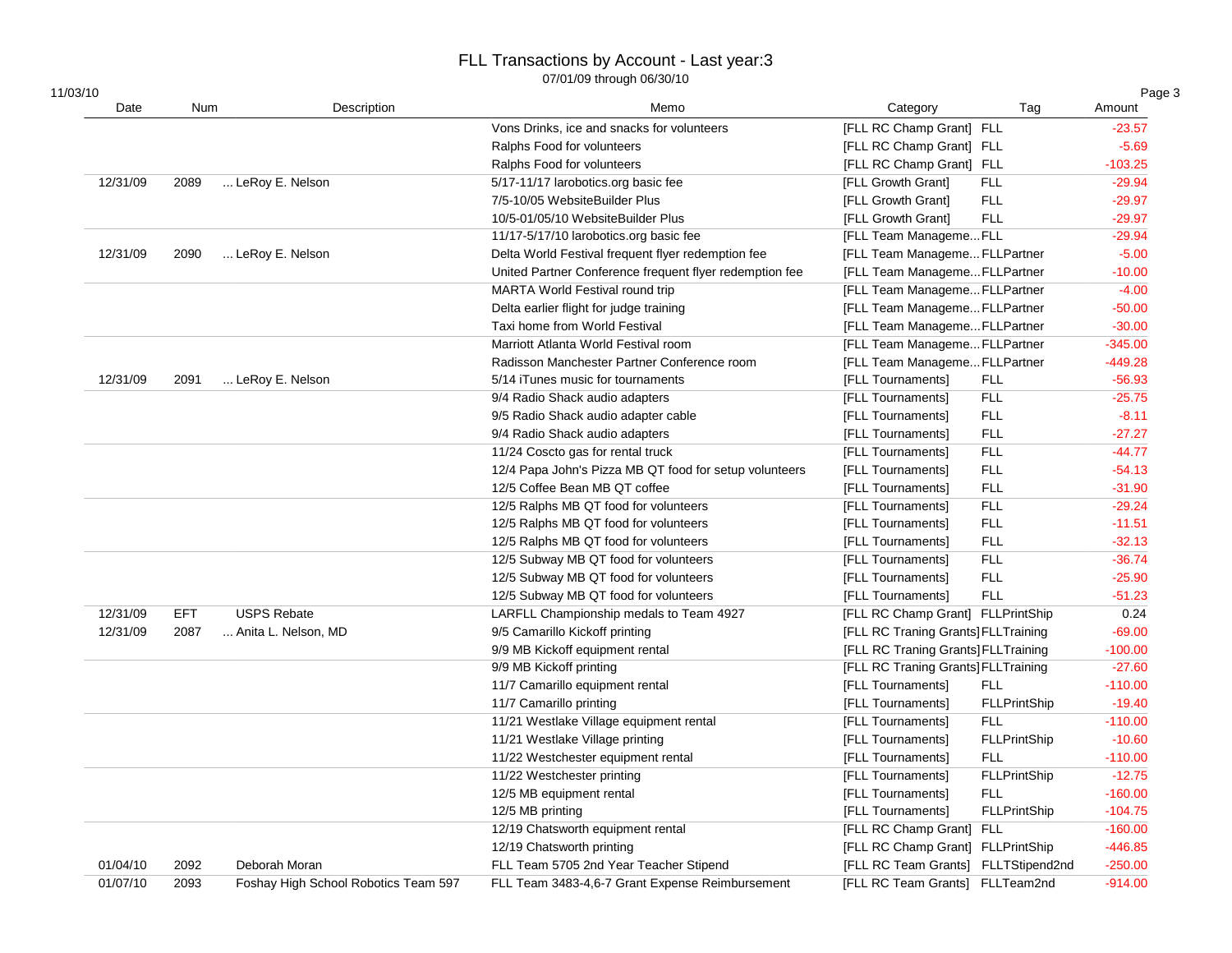# FLL Transactions by Account - Last year:3

07/01/09 through 06/30/10

11/03/10

| Date | Num | Description | Memo | Category | Tag | Amount |
|---|---|---|---|---|---|---|
| | | | Vons Drinks, ice and snacks for volunteers | [FLL RC Champ Grant] | FLL | -23.57 |
| | | | Ralphs Food for volunteers | [FLL RC Champ Grant] | FLL | -5.69 |
| | | | Ralphs Food for volunteers | [FLL RC Champ Grant] | FLL | -103.25 |
| 12/31/09 | 2089 | ... LeRoy E. Nelson | 5/17-11/17 larobotics.org basic fee | [FLL Growth Grant] | FLL | -29.94 |
| | | | 7/5-10/05 WebsiteBuilder Plus | [FLL Growth Grant] | FLL | -29.97 |
| | | | 10/5-01/05/10 WebsiteBuilder Plus | [FLL Growth Grant] | FLL | -29.97 |
| | | | 11/17-5/17/10 larobotics.org basic fee | [FLL Team Manageme... | FLL | -29.94 |
| 12/31/09 | 2090 | ... LeRoy E. Nelson | Delta World Festival frequent flyer redemption fee | [FLL Team Manageme... | FLLPartner | -5.00 |
| | | | United Partner Conference frequent flyer redemption fee | [FLL Team Manageme... | FLLPartner | -10.00 |
| | | | MARTA World Festival round trip | [FLL Team Manageme... | FLLPartner | -4.00 |
| | | | Delta earlier flight for judge training | [FLL Team Manageme... | FLLPartner | -50.00 |
| | | | Taxi home from World Festival | [FLL Team Manageme... | FLLPartner | -30.00 |
| | | | Marriott Atlanta World Festival room | [FLL Team Manageme... | FLLPartner | -345.00 |
| | | | Radisson Manchester Partner Conference room | [FLL Team Manageme... | FLLPartner | -449.28 |
| 12/31/09 | 2091 | ... LeRoy E. Nelson | 5/14 iTunes music for tournaments | [FLL Tournaments] | FLL | -56.93 |
| | | | 9/4 Radio Shack audio adapters | [FLL Tournaments] | FLL | -25.75 |
| | | | 9/5 Radio Shack audio adapter cable | [FLL Tournaments] | FLL | -8.11 |
| | | | 9/4 Radio Shack audio adapters | [FLL Tournaments] | FLL | -27.27 |
| | | | 11/24 Coscto gas for rental truck | [FLL Tournaments] | FLL | -44.77 |
| | | | 12/4 Papa John's Pizza MB QT food for setup volunteers | [FLL Tournaments] | FLL | -54.13 |
| | | | 12/5 Coffee Bean MB QT coffee | [FLL Tournaments] | FLL | -31.90 |
| | | | 12/5 Ralphs MB QT food for volunteers | [FLL Tournaments] | FLL | -29.24 |
| | | | 12/5 Ralphs MB QT food for volunteers | [FLL Tournaments] | FLL | -11.51 |
| | | | 12/5 Ralphs MB QT food for volunteers | [FLL Tournaments] | FLL | -32.13 |
| | | | 12/5 Subway MB QT food for volunteers | [FLL Tournaments] | FLL | -36.74 |
| | | | 12/5 Subway MB QT food for volunteers | [FLL Tournaments] | FLL | -25.90 |
| | | | 12/5 Subway MB QT food for volunteers | [FLL Tournaments] | FLL | -51.23 |
| 12/31/09 | EFT | USPS Rebate | LARFLL Championship medals to Team 4927 | [FLL RC Champ Grant] | FLLPrintShip | 0.24 |
| 12/31/09 | 2087 | ... Anita L. Nelson, MD | 9/5 Camarillo Kickoff printing | [FLL RC Traning Grants] | FLLTraining | -69.00 |
| | | | 9/9 MB Kickoff equipment rental | [FLL RC Traning Grants] | FLLTraining | -100.00 |
| | | | 9/9 MB Kickoff printing | [FLL RC Traning Grants] | FLLTraining | -27.60 |
| | | | 11/7 Camarillo equipment rental | [FLL Tournaments] | FLL | -110.00 |
| | | | 11/7 Camarillo printing | [FLL Tournaments] | FLLPrintShip | -19.40 |
| | | | 11/21 Westlake Village equipment rental | [FLL Tournaments] | FLL | -110.00 |
| | | | 11/21 Westlake Village printing | [FLL Tournaments] | FLLPrintShip | -10.60 |
| | | | 11/22 Westchester equipment rental | [FLL Tournaments] | FLL | -110.00 |
| | | | 11/22 Westchester printing | [FLL Tournaments] | FLLPrintShip | -12.75 |
| | | | 12/5 MB equipment rental | [FLL Tournaments] | FLL | -160.00 |
| | | | 12/5 MB printing | [FLL Tournaments] | FLLPrintShip | -104.75 |
| | | | 12/19 Chatsworth equipment rental | [FLL RC Champ Grant] | FLL | -160.00 |
| | | | 12/19 Chatsworth printing | [FLL RC Champ Grant] | FLLPrintShip | -446.85 |
| 01/04/10 | 2092 | Deborah Moran | FLL Team 5705 2nd Year Teacher Stipend | [FLL RC Team Grants] | FLLTStipend2nd | -250.00 |
| 01/07/10 | 2093 | Foshay High School Robotics Team 597 | FLL Team 3483-4,6-7 Grant Expense Reimbursement | [FLL RC Team Grants] | FLLTeam2nd | -914.00 |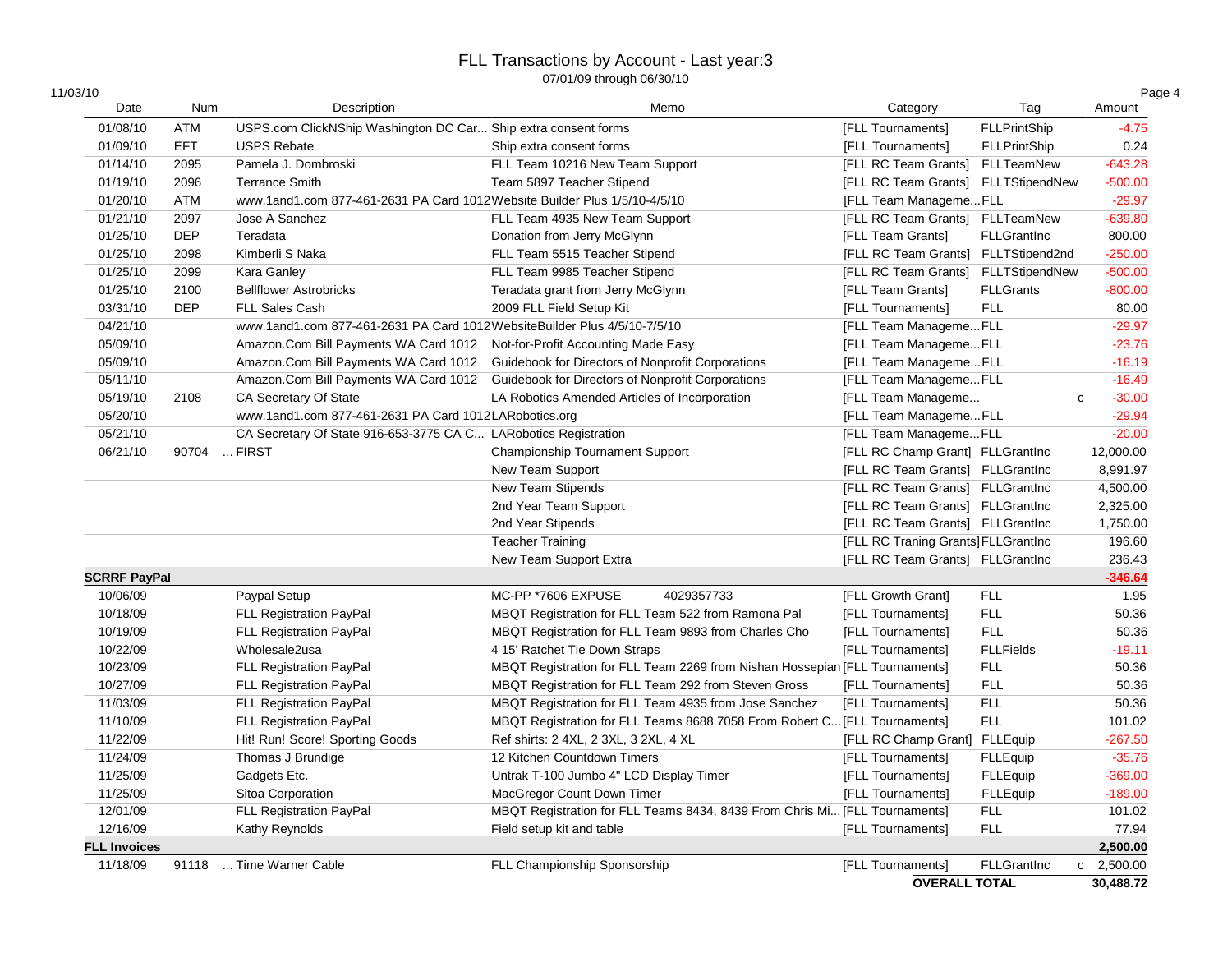# FLL Transactions by Account - Last year:3

07/01/09 through 06/30/10

11/03/10

| Date | Num | Description | Memo | Category | Tag | | Amount |
|---|---|---|---|---|---|---|---|
| 01/08/10 | ATM | USPS.com ClickNShip Washington DC Car... | Ship extra consent forms | [FLL Tournaments] | FLLPrintShip | | -4.75 |
| 01/09/10 | EFT | USPS Rebate | Ship extra consent forms | [FLL Tournaments] | FLLPrintShip | | 0.24 |
| 01/14/10 | 2095 | Pamela J. Dombroski | FLL Team 10216 New Team Support | [FLL RC Team Grants] | FLLTeamNew | | -643.28 |
| 01/19/10 | 2096 | Terrance Smith | Team 5897 Teacher Stipend | [FLL RC Team Grants] | FLLTStipendNew | | -500.00 |
| 01/20/10 | ATM | www.1and1.com 877-461-2631 PA Card 1012 | Website Builder Plus 1/5/10-4/5/10 | [FLL Team Manageme... | FLL | | -29.97 |
| 01/21/10 | 2097 | Jose A Sanchez | FLL Team 4935 New Team Support | [FLL RC Team Grants] | FLLTeamNew | | -639.80 |
| 01/25/10 | DEP | Teradata | Donation from Jerry McGlynn | [FLL Team Grants] | FLLGrantInc | | 800.00 |
| 01/25/10 | 2098 | Kimberli S Naka | FLL Team 5515 Teacher Stipend | [FLL RC Team Grants] | FLLTStipend2nd | | -250.00 |
| 01/25/10 | 2099 | Kara Ganley | FLL Team 9985 Teacher Stipend | [FLL RC Team Grants] | FLLTStipendNew | | -500.00 |
| 01/25/10 | 2100 | Bellflower Astrobricks | Teradata grant from Jerry McGlynn | [FLL Team Grants] | FLLGrants | | -800.00 |
| 03/31/10 | DEP | FLL Sales Cash | 2009 FLL Field Setup Kit | [FLL Tournaments] | FLL | | 80.00 |
| 04/21/10 | | www.1and1.com 877-461-2631 PA Card 1012 | WebsiteBuilder Plus 4/5/10-7/5/10 | [FLL Team Manageme... | FLL | | -29.97 |
| 05/09/10 | | Amazon.Com Bill Payments WA Card 1012 | Not-for-Profit Accounting Made Easy | [FLL Team Manageme... | FLL | | -23.76 |
| 05/09/10 | | Amazon.Com Bill Payments WA Card 1012 | Guidebook for Directors of Nonprofit Corporations | [FLL Team Manageme... | FLL | | -16.19 |
| 05/11/10 | | Amazon.Com Bill Payments WA Card 1012 | Guidebook for Directors of Nonprofit Corporations | [FLL Team Manageme... | FLL | | -16.49 |
| 05/19/10 | 2108 | CA Secretary Of State | LA Robotics Amended Articles of Incorporation | [FLL Team Manageme... | | c | -30.00 |
| 05/20/10 | | www.1and1.com 877-461-2631 PA Card 1012 | LARobotics.org | [FLL Team Manageme... | FLL | | -29.94 |
| 05/21/10 | | CA Secretary Of State 916-653-3775 CA C... | LARobotics Registration | [FLL Team Manageme... | FLL | | -20.00 |
| 06/21/10 | 90704 | ... FIRST | Championship Tournament Support | [FLL RC Champ Grant] | FLLGrantInc | | 12,000.00 |
| | | | New Team Support | [FLL RC Team Grants] | FLLGrantInc | | 8,991.97 |
| | | | New Team Stipends | [FLL RC Team Grants] | FLLGrantInc | | 4,500.00 |
| | | | 2nd Year Team Support | [FLL RC Team Grants] | FLLGrantInc | | 2,325.00 |
| | | | 2nd Year Stipends | [FLL RC Team Grants] | FLLGrantInc | | 1,750.00 |
| | | | Teacher Training | [FLL RC Traning Grants] | FLLGrantInc | | 196.60 |
| | | | New Team Support Extra | [FLL RC Team Grants] | FLLGrantInc | | 236.43 |
| **SCRRF PayPal** | | | | | | | **-346.64** |
| 10/06/09 | | Paypal Setup | MC-PP *7606 EXPUSE 4029357733 | [FLL Growth Grant] | FLL | | 1.95 |
| 10/18/09 | | FLL Registration PayPal | MBQT Registration for FLL Team 522 from Ramona Pal | [FLL Tournaments] | FLL | | 50.36 |
| 10/19/09 | | FLL Registration PayPal | MBQT Registration for FLL Team 9893 from Charles Cho | [FLL Tournaments] | FLL | | 50.36 |
| 10/22/09 | | Wholesale2usa | 4 15' Ratchet Tie Down Straps | [FLL Tournaments] | FLLFields | | -19.11 |
| 10/23/09 | | FLL Registration PayPal | MBQT Registration for FLL Team 2269 from Nishan Hossepian | [FLL Tournaments] | FLL | | 50.36 |
| 10/27/09 | | FLL Registration PayPal | MBQT Registration for FLL Team 292 from Steven Gross | [FLL Tournaments] | FLL | | 50.36 |
| 11/03/09 | | FLL Registration PayPal | MBQT Registration for FLL Team 4935 from Jose Sanchez | [FLL Tournaments] | FLL | | 50.36 |
| 11/10/09 | | FLL Registration PayPal | MBQT Registration for FLL Teams 8688 7058 From Robert C... | [FLL Tournaments] | FLL | | 101.02 |
| 11/22/09 | | Hit! Run! Score! Sporting Goods | Ref shirts: 2 4XL, 2 3XL, 3 2XL, 4 XL | [FLL RC Champ Grant] | FLLEquip | | -267.50 |
| 11/24/09 | | Thomas J Brundige | 12 Kitchen Countdown Timers | [FLL Tournaments] | FLLEquip | | -35.76 |
| 11/25/09 | | Gadgets Etc. | Untrak T-100 Jumbo 4" LCD Display Timer | [FLL Tournaments] | FLLEquip | | -369.00 |
| 11/25/09 | | Sitoa Corporation | MacGregor Count Down Timer | [FLL Tournaments] | FLLEquip | | -189.00 |
| 12/01/09 | | FLL Registration PayPal | MBQT Registration for FLL Teams 8434, 8439 From Chris Mi... | [FLL Tournaments] | FLL | | 101.02 |
| 12/16/09 | | Kathy Reynolds | Field setup kit and table | [FLL Tournaments] | FLL | | 77.94 |
| **FLL Invoices** | | | | | | | **2,500.00** |
| 11/18/09 | 91118 | ... Time Warner Cable | FLL Championship Sponsorship | [FLL Tournaments] | FLLGrantInc | c | 2,500.00 |
| | | | | **OVERALL TOTAL** | | | **30,488.72** |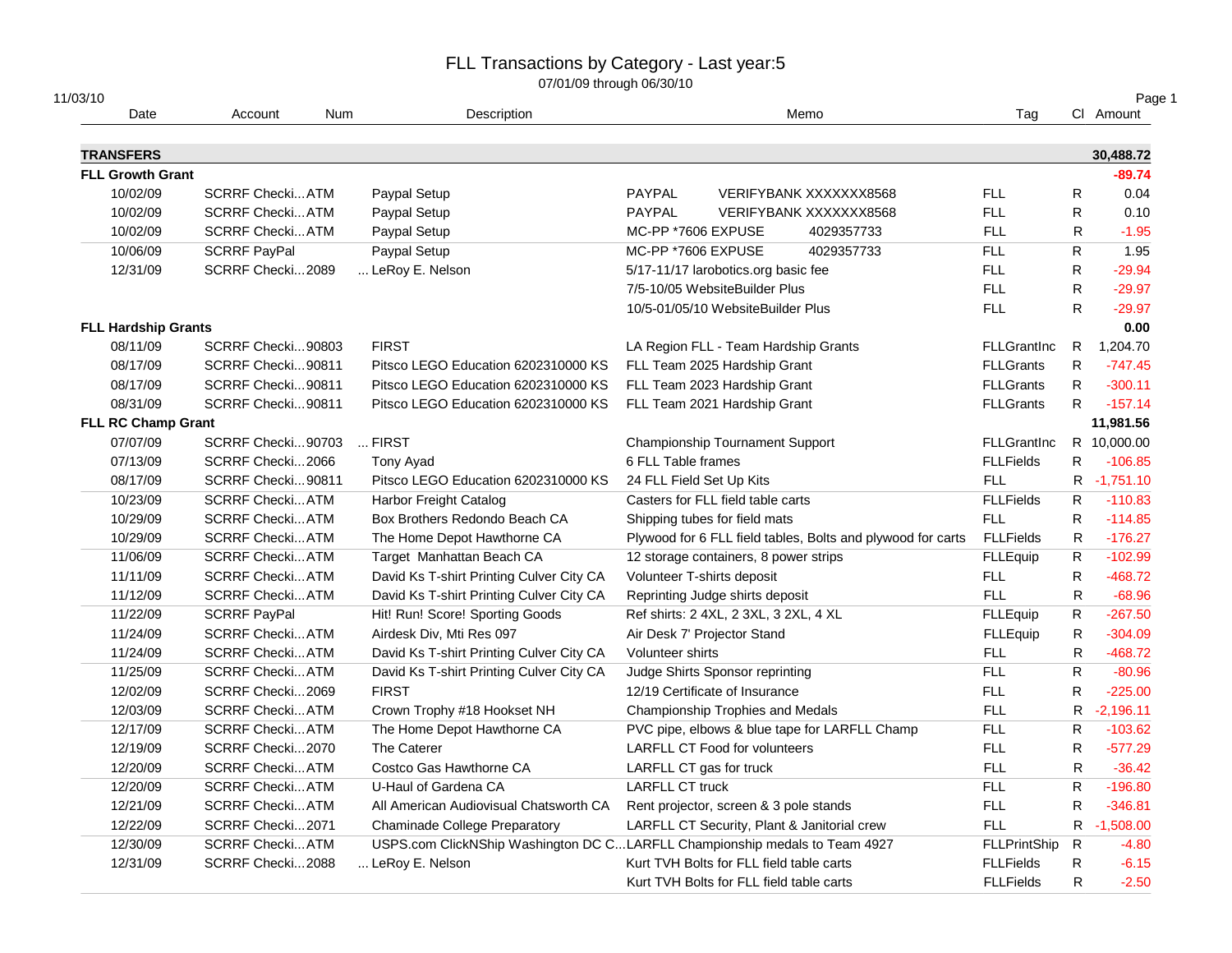# FLL Transactions by Category - Last year:5

07/01/09 through 06/30/10

11/03/10

| Date | Account | Num | Description | Memo | Tag | Cl | Amount |
|---|---|---|---|---|---|---|---|
| **TRANSFERS** | | | | | | | **30,488.72** |
| **FLL Growth Grant** | | | | | | | **-89.74** |
| 10/02/09 | SCRRF Checki... | ATM | Paypal Setup | PAYPAL VERIFYBANK XXXXXXX8568 | FLL | R | 0.04 |
| 10/02/09 | SCRRF Checki... | ATM | Paypal Setup | PAYPAL VERIFYBANK XXXXXXX8568 | FLL | R | 0.10 |
| 10/02/09 | SCRRF Checki... | ATM | Paypal Setup | MC-PP *7606 EXPUSE 4029357733 | FLL | R | -1.95 |
| 10/06/09 | SCRRF PayPal | | Paypal Setup | MC-PP *7606 EXPUSE 4029357733 | FLL | R | 1.95 |
| 12/31/09 | SCRRF Checki... | 2089 | ... LeRoy E. Nelson | 5/17-11/17 larobotics.org basic fee | FLL | R | -29.94 |
| | | | | 7/5-10/05 WebsiteBuilder Plus | FLL | R | -29.97 |
| | | | | 10/5-01/05/10 WebsiteBuilder Plus | FLL | R | -29.97 |
| **FLL Hardship Grants** | | | | | | | **0.00** |
| 08/11/09 | SCRRF Checki... | 90803 | FIRST | LA Region FLL - Team Hardship Grants | FLLGrantInc | R | 1,204.70 |
| 08/17/09 | SCRRF Checki... | 90811 | Pitsco LEGO Education 6202310000 KS | FLL Team 2025 Hardship Grant | FLLGrants | R | -747.45 |
| 08/17/09 | SCRRF Checki... | 90811 | Pitsco LEGO Education 6202310000 KS | FLL Team 2023 Hardship Grant | FLLGrants | R | -300.11 |
| 08/31/09 | SCRRF Checki... | 90811 | Pitsco LEGO Education 6202310000 KS | FLL Team 2021 Hardship Grant | FLLGrants | R | -157.14 |
| **FLL RC Champ Grant** | | | | | | | **11,981.56** |
| 07/07/09 | SCRRF Checki... | 90703 | ... FIRST | Championship Tournament Support | FLLGrantInc | R | 10,000.00 |
| 07/13/09 | SCRRF Checki... | 2066 | Tony Ayad | 6 FLL Table frames | FLLFields | R | -106.85 |
| 08/17/09 | SCRRF Checki... | 90811 | Pitsco LEGO Education 6202310000 KS | 24 FLL Field Set Up Kits | FLL | R | -1,751.10 |
| 10/23/09 | SCRRF Checki... | ATM | Harbor Freight Catalog | Casters for FLL field table carts | FLLFields | R | -110.83 |
| 10/29/09 | SCRRF Checki... | ATM | Box Brothers Redondo Beach CA | Shipping tubes for field mats | FLL | R | -114.85 |
| 10/29/09 | SCRRF Checki... | ATM | The Home Depot Hawthorne CA | Plywood for 6 FLL field tables, Bolts and plywood for carts | FLLFields | R | -176.27 |
| 11/06/09 | SCRRF Checki... | ATM | Target Manhattan Beach CA | 12 storage containers, 8 power strips | FLLEquip | R | -102.99 |
| 11/11/09 | SCRRF Checki... | ATM | David Ks T-shirt Printing Culver City CA | Volunteer T-shirts deposit | FLL | R | -468.72 |
| 11/12/09 | SCRRF Checki... | ATM | David Ks T-shirt Printing Culver City CA | Reprinting Judge shirts deposit | FLL | R | -68.96 |
| 11/22/09 | SCRRF PayPal | | Hit! Run! Score! Sporting Goods | Ref shirts: 2 4XL, 2 3XL, 3 2XL, 4 XL | FLLEquip | R | -267.50 |
| 11/24/09 | SCRRF Checki... | ATM | Airdesk Div, Mti Res 097 | Air Desk 7' Projector Stand | FLLEquip | R | -304.09 |
| 11/24/09 | SCRRF Checki... | ATM | David Ks T-shirt Printing Culver City CA | Volunteer shirts | FLL | R | -468.72 |
| 11/25/09 | SCRRF Checki... | ATM | David Ks T-shirt Printing Culver City CA | Judge Shirts Sponsor reprinting | FLL | R | -80.96 |
| 12/02/09 | SCRRF Checki... | 2069 | FIRST | 12/19 Certificate of Insurance | FLL | R | -225.00 |
| 12/03/09 | SCRRF Checki... | ATM | Crown Trophy #18 Hookset NH | Championship Trophies and Medals | FLL | R | -2,196.11 |
| 12/17/09 | SCRRF Checki... | ATM | The Home Depot Hawthorne CA | PVC pipe, elbows & blue tape for LARFLL Champ | FLL | R | -103.62 |
| 12/19/09 | SCRRF Checki... | 2070 | The Caterer | LARFLL CT Food for volunteers | FLL | R | -577.29 |
| 12/20/09 | SCRRF Checki... | ATM | Costco Gas Hawthorne CA | LARFLL CT gas for truck | FLL | R | -36.42 |
| 12/20/09 | SCRRF Checki... | ATM | U-Haul of Gardena CA | LARFLL CT truck | FLL | R | -196.80 |
| 12/21/09 | SCRRF Checki... | ATM | All American Audiovisual Chatsworth CA | Rent projector, screen & 3 pole stands | FLL | R | -346.81 |
| 12/22/09 | SCRRF Checki... | 2071 | Chaminade College Preparatory | LARFLL CT Security, Plant & Janitorial crew | FLL | R | -1,508.00 |
| 12/30/09 | SCRRF Checki... | ATM | USPS.com ClickNShip Washington DC C... | LARFLL Championship medals to Team 4927 | FLLPrintShip | R | -4.80 |
| 12/31/09 | SCRRF Checki... | 2088 | ... LeRoy E. Nelson | Kurt TVH Bolts for FLL field table carts | FLLFields | R | -6.15 |
| | | | | Kurt TVH Bolts for FLL field table carts | FLLFields | R | -2.50 |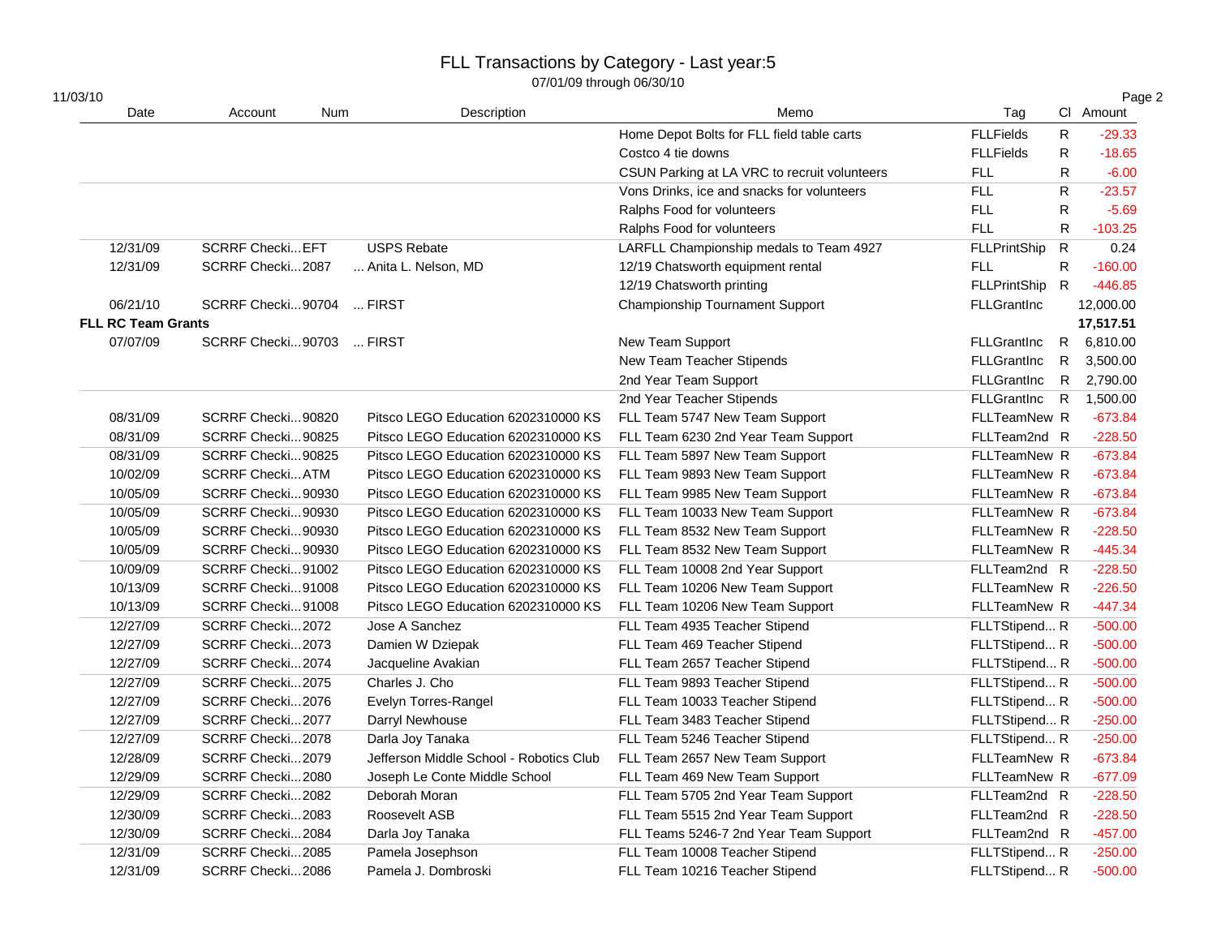# FLL Transactions by Category - Last year:5

07/01/09 through 06/30/10

11/03/10

| Date | Account | Num | Description | Memo | Tag | Cl | Amount |
|---|---|---|---|---|---|---|---|
| | | | | Home Depot Bolts for FLL field table carts | FLLFields | R | -29.33 |
| | | | | Costco 4 tie downs | FLLFields | R | -18.65 |
| | | | | CSUN Parking at LA VRC to recruit volunteers | FLL | R | -6.00 |
| | | | | Vons Drinks, ice and snacks for volunteers | FLL | R | -23.57 |
| | | | | Ralphs Food for volunteers | FLL | R | -5.69 |
| | | | | Ralphs Food for volunteers | FLL | R | -103.25 |
| 12/31/09 | SCRRF Checki... | EFT | USPS Rebate | LARFLL Championship medals to Team 4927 | FLLPrintShip | R | 0.24 |
| 12/31/09 | SCRRF Checki... | 2087 | ... Anita L. Nelson, MD | 12/19 Chatsworth equipment rental | FLL | R | -160.00 |
| | | | | 12/19 Chatsworth printing | FLLPrintShip | R | -446.85 |
| 06/21/10 | SCRRF Checki... | 90704 | ... FIRST | Championship Tournament Support | FLLGrantInc | | 12,000.00 |
| **FLL RC Team Grants** | | | | | | | **17,517.51** |
| 07/07/09 | SCRRF Checki... | 90703 | ... FIRST | New Team Support | FLLGrantInc | R | 6,810.00 |
| | | | | New Team Teacher Stipends | FLLGrantInc | R | 3,500.00 |
| | | | | 2nd Year Team Support | FLLGrantInc | R | 2,790.00 |
| | | | | 2nd Year Teacher Stipends | FLLGrantInc | R | 1,500.00 |
| 08/31/09 | SCRRF Checki... | 90820 | Pitsco LEGO Education 6202310000 KS | FLL Team 5747 New Team Support | FLLTeamNew | R | -673.84 |
| 08/31/09 | SCRRF Checki... | 90825 | Pitsco LEGO Education 6202310000 KS | FLL Team 6230 2nd Year Team Support | FLLTeam2nd | R | -228.50 |
| 08/31/09 | SCRRF Checki... | 90825 | Pitsco LEGO Education 6202310000 KS | FLL Team 5897 New Team Support | FLLTeamNew | R | -673.84 |
| 10/02/09 | SCRRF Checki... | ATM | Pitsco LEGO Education 6202310000 KS | FLL Team 9893 New Team Support | FLLTeamNew | R | -673.84 |
| 10/05/09 | SCRRF Checki... | 90930 | Pitsco LEGO Education 6202310000 KS | FLL Team 9985 New Team Support | FLLTeamNew | R | -673.84 |
| 10/05/09 | SCRRF Checki... | 90930 | Pitsco LEGO Education 6202310000 KS | FLL Team 10033 New Team Support | FLLTeamNew | R | -673.84 |
| 10/05/09 | SCRRF Checki... | 90930 | Pitsco LEGO Education 6202310000 KS | FLL Team 8532 New Team Support | FLLTeamNew | R | -228.50 |
| 10/05/09 | SCRRF Checki... | 90930 | Pitsco LEGO Education 6202310000 KS | FLL Team 8532 New Team Support | FLLTeamNew | R | -445.34 |
| 10/09/09 | SCRRF Checki... | 91002 | Pitsco LEGO Education 6202310000 KS | FLL Team 10008 2nd Year Support | FLLTeam2nd | R | -228.50 |
| 10/13/09 | SCRRF Checki... | 91008 | Pitsco LEGO Education 6202310000 KS | FLL Team 10206 New Team Support | FLLTeamNew | R | -226.50 |
| 10/13/09 | SCRRF Checki... | 91008 | Pitsco LEGO Education 6202310000 KS | FLL Team 10206 New Team Support | FLLTeamNew | R | -447.34 |
| 12/27/09 | SCRRF Checki... | 2072 | Jose A Sanchez | FLL Team 4935 Teacher Stipend | FLLTStipend... | R | -500.00 |
| 12/27/09 | SCRRF Checki... | 2073 | Damien W Dziepak | FLL Team 469 Teacher Stipend | FLLTStipend... | R | -500.00 |
| 12/27/09 | SCRRF Checki... | 2074 | Jacqueline Avakian | FLL Team 2657 Teacher Stipend | FLLTStipend... | R | -500.00 |
| 12/27/09 | SCRRF Checki... | 2075 | Charles J. Cho | FLL Team 9893 Teacher Stipend | FLLTStipend... | R | -500.00 |
| 12/27/09 | SCRRF Checki... | 2076 | Evelyn Torres-Rangel | FLL Team 10033 Teacher Stipend | FLLTStipend... | R | -500.00 |
| 12/27/09 | SCRRF Checki... | 2077 | Darryl Newhouse | FLL Team 3483 Teacher Stipend | FLLTStipend... | R | -250.00 |
| 12/27/09 | SCRRF Checki... | 2078 | Darla Joy Tanaka | FLL Team 5246 Teacher Stipend | FLLTStipend... | R | -250.00 |
| 12/28/09 | SCRRF Checki... | 2079 | Jefferson Middle School - Robotics Club | FLL Team 2657 New Team Support | FLLTeamNew | R | -673.84 |
| 12/29/09 | SCRRF Checki... | 2080 | Joseph Le Conte Middle School | FLL Team 469 New Team Support | FLLTeamNew | R | -677.09 |
| 12/29/09 | SCRRF Checki... | 2082 | Deborah Moran | FLL Team 5705 2nd Year Team Support | FLLTeam2nd | R | -228.50 |
| 12/30/09 | SCRRF Checki... | 2083 | Roosevelt ASB | FLL Team 5515 2nd Year Team Support | FLLTeam2nd | R | -228.50 |
| 12/30/09 | SCRRF Checki... | 2084 | Darla Joy Tanaka | FLL Teams 5246-7 2nd Year Team Support | FLLTeam2nd | R | -457.00 |
| 12/31/09 | SCRRF Checki... | 2085 | Pamela Josephson | FLL Team 10008 Teacher Stipend | FLLTStipend... | R | -250.00 |
| 12/31/09 | SCRRF Checki... | 2086 | Pamela J. Dombroski | FLL Team 10216 Teacher Stipend | FLLTStipend... | R | -500.00 |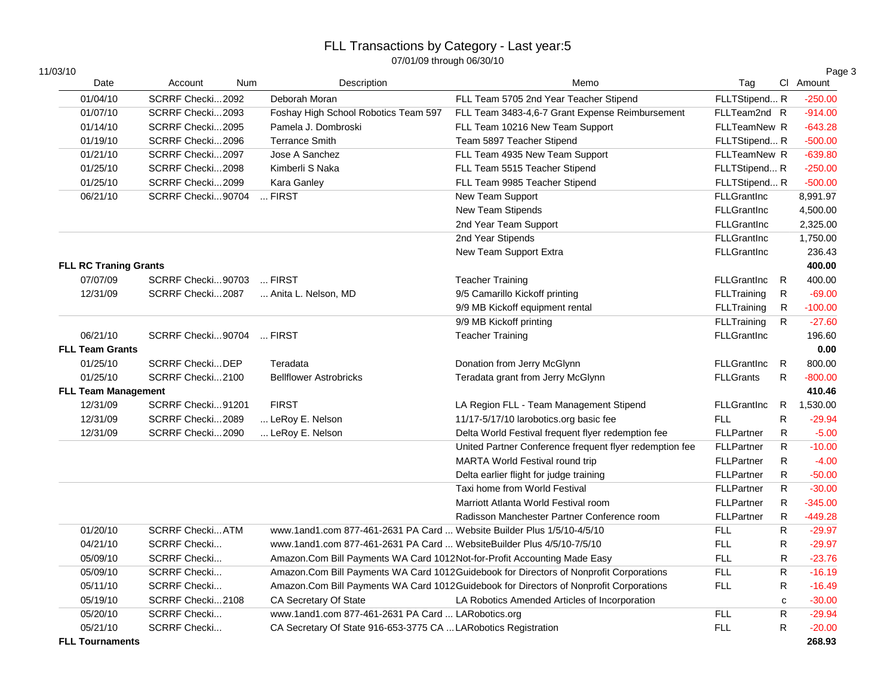# FLL Transactions by Category - Last year:5

07/01/09 through 06/30/10

11/03/10

| Date | Account | Num | Description | Memo | Tag | Cl | Amount |
|---|---|---|---|---|---|---|---|
| 01/04/10 | SCRRF Checki... | 2092 | Deborah Moran | FLL Team 5705 2nd Year Teacher Stipend | FLLTStipend... | R | -250.00 |
| 01/07/10 | SCRRF Checki... | 2093 | Foshay High School Robotics Team 597 | FLL Team 3483-4,6-7 Grant Expense Reimbursement | FLLTeam2nd | R | -914.00 |
| 01/14/10 | SCRRF Checki... | 2095 | Pamela J. Dombroski | FLL Team 10216 New Team Support | FLLTeamNew | R | -643.28 |
| 01/19/10 | SCRRF Checki... | 2096 | Terrance Smith | Team 5897 Teacher Stipend | FLLTStipend... | R | -500.00 |
| 01/21/10 | SCRRF Checki... | 2097 | Jose A Sanchez | FLL Team 4935 New Team Support | FLLTeamNew | R | -639.80 |
| 01/25/10 | SCRRF Checki... | 2098 | Kimberli S Naka | FLL Team 5515 Teacher Stipend | FLLTStipend... | R | -250.00 |
| 01/25/10 | SCRRF Checki... | 2099 | Kara Ganley | FLL Team 9985 Teacher Stipend | FLLTStipend... | R | -500.00 |
| 06/21/10 | SCRRF Checki... | 90704 | ... FIRST | New Team Support | FLLGrantInc | | 8,991.97 |
| | | | | New Team Stipends | FLLGrantInc | | 4,500.00 |
| | | | | 2nd Year Team Support | FLLGrantInc | | 2,325.00 |
| | | | | 2nd Year Stipends | FLLGrantInc | | 1,750.00 |
| | | | | New Team Support Extra | FLLGrantInc | | 236.43 |
| **FLL RC Traning Grants** | | | | | | | **400.00** |
| 07/07/09 | SCRRF Checki... | 90703 | ... FIRST | Teacher Training | FLLGrantInc | R | 400.00 |
| 12/31/09 | SCRRF Checki... | 2087 | ... Anita L. Nelson, MD | 9/5 Camarillo Kickoff printing | FLLTraining | R | -69.00 |
| | | | | 9/9 MB Kickoff equipment rental | FLLTraining | R | -100.00 |
| | | | | 9/9 MB Kickoff printing | FLLTraining | R | -27.60 |
| 06/21/10 | SCRRF Checki... | 90704 | ... FIRST | Teacher Training | FLLGrantInc | | 196.60 |
| **FLL Team Grants** | | | | | | | **0.00** |
| 01/25/10 | SCRRF Checki... | DEP | Teradata | Donation from Jerry McGlynn | FLLGrantInc | R | 800.00 |
| 01/25/10 | SCRRF Checki... | 2100 | Bellflower Astrobricks | Teradata grant from Jerry McGlynn | FLLGrants | R | -800.00 |
| **FLL Team Management** | | | | | | | **410.46** |
| 12/31/09 | SCRRF Checki... | 91201 | FIRST | LA Region FLL - Team Management Stipend | FLLGrantInc | R | 1,530.00 |
| 12/31/09 | SCRRF Checki... | 2089 | ... LeRoy E. Nelson | 11/17-5/17/10 larobotics.org basic fee | FLL | R | -29.94 |
| 12/31/09 | SCRRF Checki... | 2090 | ... LeRoy E. Nelson | Delta World Festival frequent flyer redemption fee | FLLPartner | R | -5.00 |
| | | | | United Partner Conference frequent flyer redemption fee | FLLPartner | R | -10.00 |
| | | | | MARTA World Festival round trip | FLLPartner | R | -4.00 |
| | | | | Delta earlier flight for judge training | FLLPartner | R | -50.00 |
| | | | | Taxi home from World Festival | FLLPartner | R | -30.00 |
| | | | | Marriott Atlanta World Festival room | FLLPartner | R | -345.00 |
| | | | | Radisson Manchester Partner Conference room | FLLPartner | R | -449.28 |
| 01/20/10 | SCRRF Checki... | ATM | www.1and1.com 877-461-2631 PA Card ... | Website Builder Plus 1/5/10-4/5/10 | FLL | R | -29.97 |
| 04/21/10 | SCRRF Checki... | | www.1and1.com 877-461-2631 PA Card ... | WebsiteBuilder Plus 4/5/10-7/5/10 | FLL | R | -29.97 |
| 05/09/10 | SCRRF Checki... | | Amazon.Com Bill Payments WA Card 1012 | Not-for-Profit Accounting Made Easy | FLL | R | -23.76 |
| 05/09/10 | SCRRF Checki... | | Amazon.Com Bill Payments WA Card 1012 | Guidebook for Directors of Nonprofit Corporations | FLL | R | -16.19 |
| 05/11/10 | SCRRF Checki... | | Amazon.Com Bill Payments WA Card 1012 | Guidebook for Directors of Nonprofit Corporations | FLL | R | -16.49 |
| 05/19/10 | SCRRF Checki... | 2108 | CA Secretary Of State | LA Robotics Amended Articles of Incorporation | | c | -30.00 |
| 05/20/10 | SCRRF Checki... | | www.1and1.com 877-461-2631 PA Card ... | LARobotics.org | FLL | R | -29.94 |
| 05/21/10 | SCRRF Checki... | | CA Secretary Of State 916-653-3775 CA ... | LARobotics Registration | FLL | R | -20.00 |
| **FLL Tournaments** | | | | | | | **268.93** |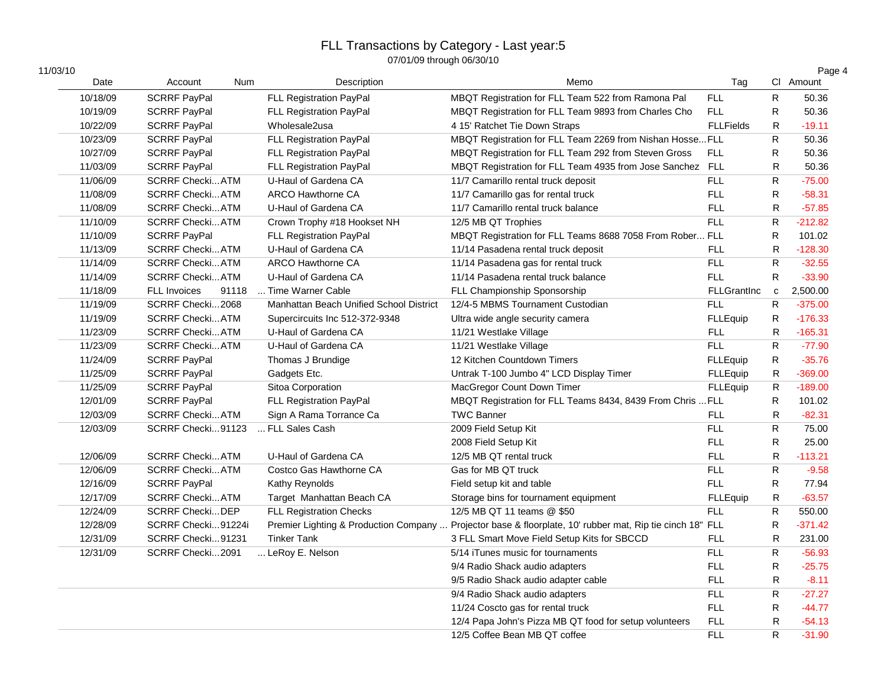# FLL Transactions by Category - Last year:5

07/01/09 through 06/30/10

11/03/10

| Date | Account | Num | Description | Memo | Tag | Cl | Amount |
|---|---|---|---|---|---|---|---|
| 10/18/09 | SCRRF PayPal | | FLL Registration PayPal | MBQT Registration for FLL Team 522 from Ramona Pal | FLL | R | 50.36 |
| 10/19/09 | SCRRF PayPal | | FLL Registration PayPal | MBQT Registration for FLL Team 9893 from Charles Cho | FLL | R | 50.36 |
| 10/22/09 | SCRRF PayPal | | Wholesale2usa | 4 15' Ratchet Tie Down Straps | FLLFields | R | -19.11 |
| 10/23/09 | SCRRF PayPal | | FLL Registration PayPal | MBQT Registration for FLL Team 2269 from Nishan Hosse... | FLL | R | 50.36 |
| 10/27/09 | SCRRF PayPal | | FLL Registration PayPal | MBQT Registration for FLL Team 292 from Steven Gross | FLL | R | 50.36 |
| 11/03/09 | SCRRF PayPal | | FLL Registration PayPal | MBQT Registration for FLL Team 4935 from Jose Sanchez | FLL | R | 50.36 |
| 11/06/09 | SCRRF Checki... | ATM | U-Haul of Gardena CA | 11/7 Camarillo rental truck deposit | FLL | R | -75.00 |
| 11/08/09 | SCRRF Checki... | ATM | ARCO Hawthorne CA | 11/7 Camarillo gas for rental truck | FLL | R | -58.31 |
| 11/08/09 | SCRRF Checki... | ATM | U-Haul of Gardena CA | 11/7 Camarillo rental truck balance | FLL | R | -57.85 |
| 11/10/09 | SCRRF Checki... | ATM | Crown Trophy #18 Hookset NH | 12/5 MB QT Trophies | FLL | R | -212.82 |
| 11/10/09 | SCRRF PayPal | | FLL Registration PayPal | MBQT Registration for FLL Teams 8688 7058 From Rober... | FLL | R | 101.02 |
| 11/13/09 | SCRRF Checki... | ATM | U-Haul of Gardena CA | 11/14 Pasadena rental truck deposit | FLL | R | -128.30 |
| 11/14/09 | SCRRF Checki... | ATM | ARCO Hawthorne CA | 11/14 Pasadena gas for rental truck | FLL | R | -32.55 |
| 11/14/09 | SCRRF Checki... | ATM | U-Haul of Gardena CA | 11/14 Pasadena rental truck balance | FLL | R | -33.90 |
| 11/18/09 | FLL Invoices | 91118 | ... Time Warner Cable | FLL Championship Sponsorship | FLLGrantInc | c | 2,500.00 |
| 11/19/09 | SCRRF Checki... | 2068 | Manhattan Beach Unified School District | 12/4-5 MBMS Tournament Custodian | FLL | R | -375.00 |
| 11/19/09 | SCRRF Checki... | ATM | Supercircuits Inc 512-372-9348 | Ultra wide angle security camera | FLLEquip | R | -176.33 |
| 11/23/09 | SCRRF Checki... | ATM | U-Haul of Gardena CA | 11/21 Westlake Village | FLL | R | -165.31 |
| 11/23/09 | SCRRF Checki... | ATM | U-Haul of Gardena CA | 11/21 Westlake Village | FLL | R | -77.90 |
| 11/24/09 | SCRRF PayPal | | Thomas J Brundige | 12 Kitchen Countdown Timers | FLLEquip | R | -35.76 |
| 11/25/09 | SCRRF PayPal | | Gadgets Etc. | Untrak T-100 Jumbo 4" LCD Display Timer | FLLEquip | R | -369.00 |
| 11/25/09 | SCRRF PayPal | | Sitoa Corporation | MacGregor Count Down Timer | FLLEquip | R | -189.00 |
| 12/01/09 | SCRRF PayPal | | FLL Registration PayPal | MBQT Registration for FLL Teams 8434, 8439 From Chris ... | FLL | R | 101.02 |
| 12/03/09 | SCRRF Checki... | ATM | Sign A Rama Torrance Ca | TWC Banner | FLL | R | -82.31 |
| 12/03/09 | SCRRF Checki... | 91123 | ... FLL Sales Cash | 2009 Field Setup Kit | FLL | R | 75.00 |
| | | | | 2008 Field Setup Kit | FLL | R | 25.00 |
| 12/06/09 | SCRRF Checki... | ATM | U-Haul of Gardena CA | 12/5 MB QT rental truck | FLL | R | -113.21 |
| 12/06/09 | SCRRF Checki... | ATM | Costco Gas Hawthorne CA | Gas for MB QT truck | FLL | R | -9.58 |
| 12/16/09 | SCRRF PayPal | | Kathy Reynolds | Field setup kit and table | FLL | R | 77.94 |
| 12/17/09 | SCRRF Checki... | ATM | Target Manhattan Beach CA | Storage bins for tournament equipment | FLLEquip | R | -63.57 |
| 12/24/09 | SCRRF Checki... | DEP | FLL Registration Checks | 12/5 MB QT 11 teams @ $50 | FLL | R | 550.00 |
| 12/28/09 | SCRRF Checki... | 91224i | Premier Lighting & Production Company ... | Projector base & floorplate, 10' rubber mat, Rip tie cinch 18" | FLL | R | -371.42 |
| 12/31/09 | SCRRF Checki... | 91231 | Tinker Tank | 3 FLL Smart Move Field Setup Kits for SBCCD | FLL | R | 231.00 |
| 12/31/09 | SCRRF Checki... | 2091 | ... LeRoy E. Nelson | 5/14 iTunes music for tournaments | FLL | R | -56.93 |
| | | | | 9/4 Radio Shack audio adapters | FLL | R | -25.75 |
| | | | | 9/5 Radio Shack audio adapter cable | FLL | R | -8.11 |
| | | | | 9/4 Radio Shack audio adapters | FLL | R | -27.27 |
| | | | | 11/24 Coscto gas for rental truck | FLL | R | -44.77 |
| | | | | 12/4 Papa John's Pizza MB QT food for setup volunteers | FLL | R | -54.13 |
| | | | | 12/5 Coffee Bean MB QT coffee | FLL | R | -31.90 |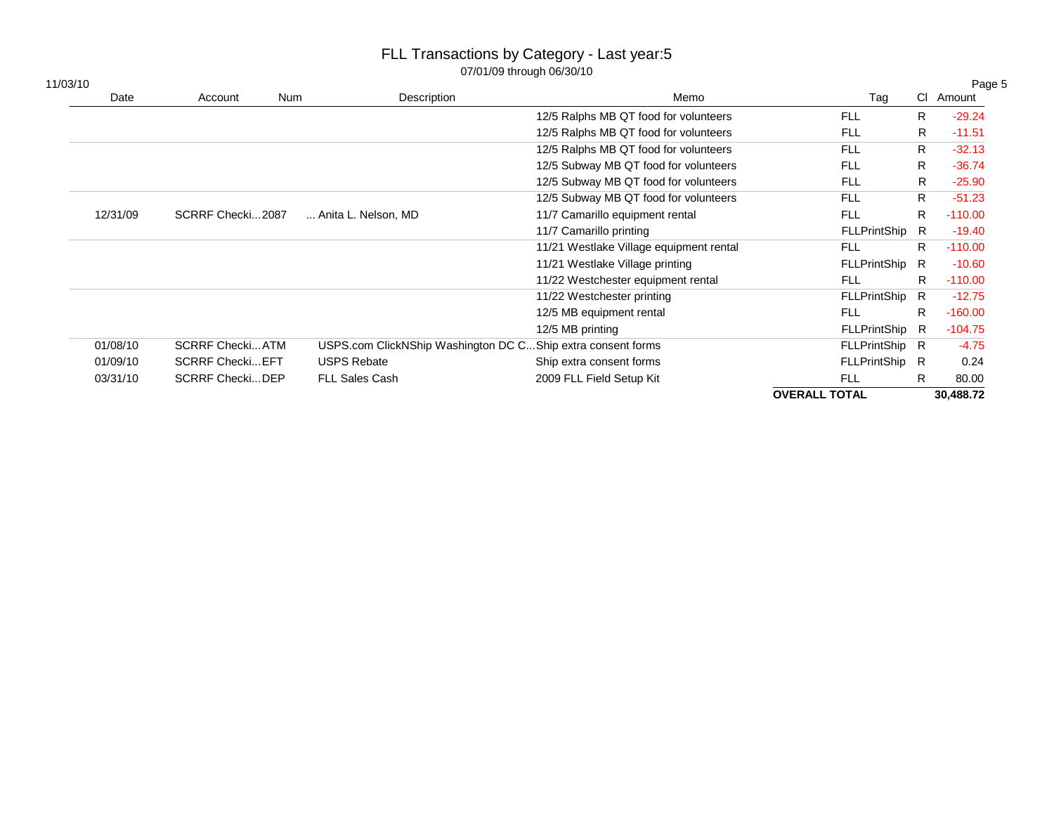# FLL Transactions by Category - Last year:5

07/01/09 through 06/30/10

| Date | Account | Num | Description | Memo | Tag | Cl | Amount |
|---|---|---|---|---|---|---|---|
| | | | | 12/5 Ralphs MB QT food for volunteers | FLL | R | -29.24 |
| | | | | 12/5 Ralphs MB QT food for volunteers | FLL | R | -11.51 |
| | | | | 12/5 Ralphs MB QT food for volunteers | FLL | R | -32.13 |
| | | | | 12/5 Subway MB QT food for volunteers | FLL | R | -36.74 |
| | | | | 12/5 Subway MB QT food for volunteers | FLL | R | -25.90 |
| | | | | 12/5 Subway MB QT food for volunteers | FLL | R | -51.23 |
| 12/31/09 | SCRRF Checki... | 2087 | ... Anita L. Nelson, MD | 11/7 Camarillo equipment rental | FLL | R | -110.00 |
| | | | | 11/7 Camarillo printing | FLLPrintShip | R | -19.40 |
| | | | | 11/21 Westlake Village equipment rental | FLL | R | -110.00 |
| | | | | 11/21 Westlake Village printing | FLLPrintShip | R | -10.60 |
| | | | | 11/22 Westchester equipment rental | FLL | R | -110.00 |
| | | | | 11/22 Westchester printing | FLLPrintShip | R | -12.75 |
| | | | | 12/5 MB equipment rental | FLL | R | -160.00 |
| | | | | 12/5 MB printing | FLLPrintShip | R | -104.75 |
| 01/08/10 | SCRRF Checki... | ATM | USPS.com ClickNShip Washington DC C... | Ship extra consent forms | FLLPrintShip | R | -4.75 |
| 01/09/10 | SCRRF Checki... | EFT | USPS Rebate | Ship extra consent forms | FLLPrintShip | R | 0.24 |
| 03/31/10 | SCRRF Checki... | DEP | FLL Sales Cash | 2009 FLL Field Setup Kit | FLL | R | 80.00 |
| | | | | | **OVERALL TOTAL** | | **30,488.72** |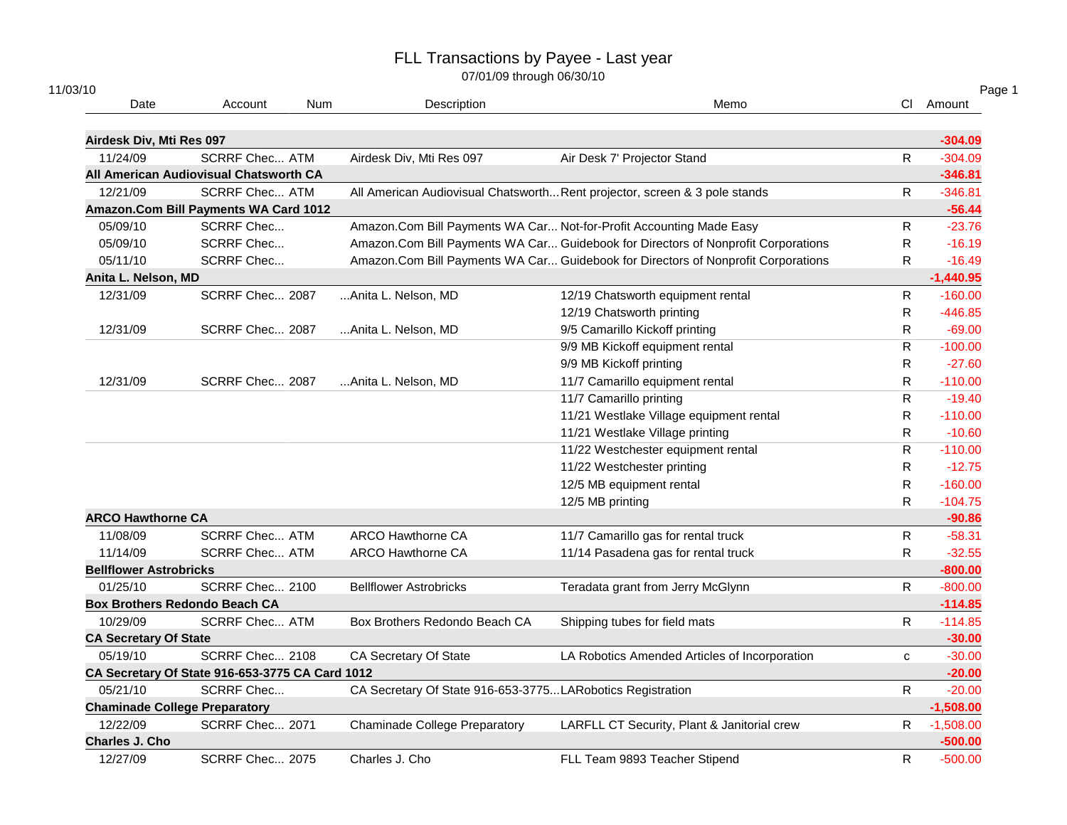# FLL Transactions by Payee - Last year

07/01/09 through 06/30/10

11/03/10

| Date | Account | Num | Description | Memo | Cl | Amount |
|---|---|---|---|---|---|---|
| **Airdesk Div, Mti Res 097** | | | | | | **-304.09** |
| 11/24/09 | SCRRF Chec... | ATM | Airdesk Div, Mti Res 097 | Air Desk 7' Projector Stand | R | -304.09 |
| **All American Audiovisual Chatsworth CA** | | | | | | **-346.81** |
| 12/21/09 | SCRRF Chec... | ATM | All American Audiovisual Chatsworth... | Rent projector, screen & 3 pole stands | R | -346.81 |
| **Amazon.Com Bill Payments WA Card 1012** | | | | | | **-56.44** |
| 05/09/10 | SCRRF Chec... | | Amazon.Com Bill Payments WA Car... | Not-for-Profit Accounting Made Easy | R | -23.76 |
| 05/09/10 | SCRRF Chec... | | Amazon.Com Bill Payments WA Car... | Guidebook for Directors of Nonprofit Corporations | R | -16.19 |
| 05/11/10 | SCRRF Chec... | | Amazon.Com Bill Payments WA Car... | Guidebook for Directors of Nonprofit Corporations | R | -16.49 |
| **Anita L. Nelson, MD** | | | | | | **-1,440.95** |
| 12/31/09 | SCRRF Chec... | 2087 | ...Anita L. Nelson, MD | 12/19 Chatsworth equipment rental | R | -160.00 |
| | | | | 12/19 Chatsworth printing | R | -446.85 |
| 12/31/09 | SCRRF Chec... | 2087 | ...Anita L. Nelson, MD | 9/5 Camarillo Kickoff printing | R | -69.00 |
| | | | | 9/9 MB Kickoff equipment rental | R | -100.00 |
| | | | | 9/9 MB Kickoff printing | R | -27.60 |
| 12/31/09 | SCRRF Chec... | 2087 | ...Anita L. Nelson, MD | 11/7 Camarillo equipment rental | R | -110.00 |
| | | | | 11/7 Camarillo printing | R | -19.40 |
| | | | | 11/21 Westlake Village equipment rental | R | -110.00 |
| | | | | 11/21 Westlake Village printing | R | -10.60 |
| | | | | 11/22 Westchester equipment rental | R | -110.00 |
| | | | | 11/22 Westchester printing | R | -12.75 |
| | | | | 12/5 MB equipment rental | R | -160.00 |
| | | | | 12/5 MB printing | R | -104.75 |
| **ARCO Hawthorne CA** | | | | | | **-90.86** |
| 11/08/09 | SCRRF Chec... | ATM | ARCO Hawthorne CA | 11/7 Camarillo gas for rental truck | R | -58.31 |
| 11/14/09 | SCRRF Chec... | ATM | ARCO Hawthorne CA | 11/14 Pasadena gas for rental truck | R | -32.55 |
| **Bellflower Astrobricks** | | | | | | **-800.00** |
| 01/25/10 | SCRRF Chec... | 2100 | Bellflower Astrobricks | Teradata grant from Jerry McGlynn | R | -800.00 |
| **Box Brothers Redondo Beach CA** | | | | | | **-114.85** |
| 10/29/09 | SCRRF Chec... | ATM | Box Brothers Redondo Beach CA | Shipping tubes for field mats | R | -114.85 |
| **CA Secretary Of State** | | | | | | **-30.00** |
| 05/19/10 | SCRRF Chec... | 2108 | CA Secretary Of State | LA Robotics Amended Articles of Incorporation | c | -30.00 |
| **CA Secretary Of State 916-653-3775 CA Card 1012** | | | | | | **-20.00** |
| 05/21/10 | SCRRF Chec... | | CA Secretary Of State 916-653-3775... | LARobotics Registration | R | -20.00 |
| **Chaminade College Preparatory** | | | | | | **-1,508.00** |
| 12/22/09 | SCRRF Chec... | 2071 | Chaminade College Preparatory | LARFLL CT Security, Plant & Janitorial crew | R | -1,508.00 |
| **Charles J. Cho** | | | | | | **-500.00** |
| 12/27/09 | SCRRF Chec... | 2075 | Charles J. Cho | FLL Team 9893 Teacher Stipend | R | -500.00 |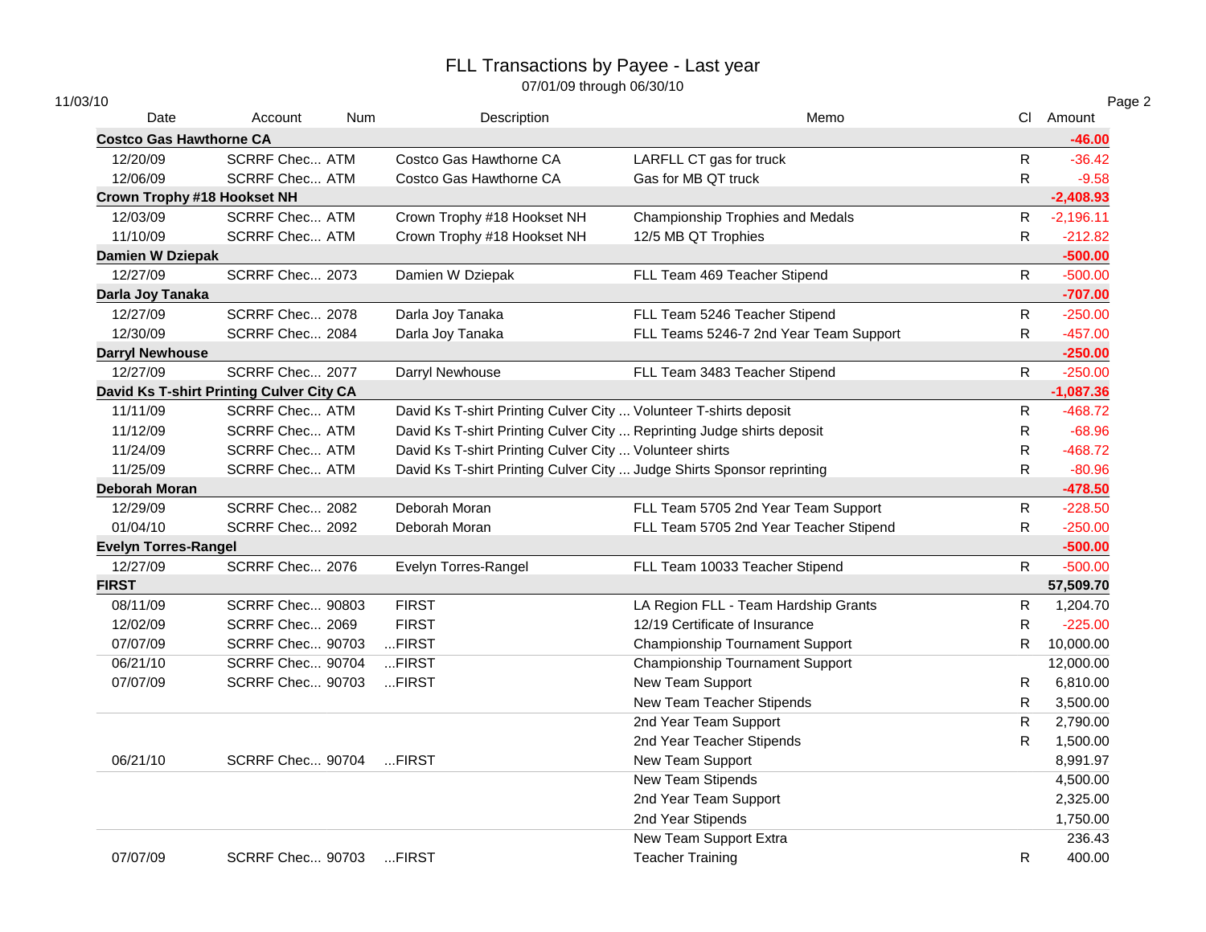# FLL Transactions by Payee - Last year

07/01/09 through 06/30/10

11/03/10

| Date | Account | Num | Description | Memo | Cl | Amount |
|---|---|---|---|---|---|---|
| **Costco Gas Hawthorne CA** | | | | | | **-46.00** |
| 12/20/09 | SCRRF Chec... | ATM | Costco Gas Hawthorne CA | LARFLL CT gas for truck | R | -36.42 |
| 12/06/09 | SCRRF Chec... | ATM | Costco Gas Hawthorne CA | Gas for MB QT truck | R | -9.58 |
| **Crown Trophy #18 Hookset NH** | | | | | | **-2,408.93** |
| 12/03/09 | SCRRF Chec... | ATM | Crown Trophy #18 Hookset NH | Championship Trophies and Medals | R | -2,196.11 |
| 11/10/09 | SCRRF Chec... | ATM | Crown Trophy #18 Hookset NH | 12/5 MB QT Trophies | R | -212.82 |
| **Damien W Dziepak** | | | | | | **-500.00** |
| 12/27/09 | SCRRF Chec... | 2073 | Damien W Dziepak | FLL Team 469 Teacher Stipend | R | -500.00 |
| **Darla Joy Tanaka** | | | | | | **-707.00** |
| 12/27/09 | SCRRF Chec... | 2078 | Darla Joy Tanaka | FLL Team 5246 Teacher Stipend | R | -250.00 |
| 12/30/09 | SCRRF Chec... | 2084 | Darla Joy Tanaka | FLL Teams 5246-7 2nd Year Team Support | R | -457.00 |
| **Darryl Newhouse** | | | | | | **-250.00** |
| 12/27/09 | SCRRF Chec... | 2077 | Darryl Newhouse | FLL Team 3483 Teacher Stipend | R | -250.00 |
| **David Ks T-shirt Printing Culver City CA** | | | | | | **-1,087.36** |
| 11/11/09 | SCRRF Chec... | ATM | David Ks T-shirt Printing Culver City ... | Volunteer T-shirts deposit | R | -468.72 |
| 11/12/09 | SCRRF Chec... | ATM | David Ks T-shirt Printing Culver City ... | Reprinting Judge shirts deposit | R | -68.96 |
| 11/24/09 | SCRRF Chec... | ATM | David Ks T-shirt Printing Culver City ... | Volunteer shirts | R | -468.72 |
| 11/25/09 | SCRRF Chec... | ATM | David Ks T-shirt Printing Culver City ... | Judge Shirts Sponsor reprinting | R | -80.96 |
| **Deborah Moran** | | | | | | **-478.50** |
| 12/29/09 | SCRRF Chec... | 2082 | Deborah Moran | FLL Team 5705 2nd Year Team Support | R | -228.50 |
| 01/04/10 | SCRRF Chec... | 2092 | Deborah Moran | FLL Team 5705 2nd Year Teacher Stipend | R | -250.00 |
| **Evelyn Torres-Rangel** | | | | | | **-500.00** |
| 12/27/09 | SCRRF Chec... | 2076 | Evelyn Torres-Rangel | FLL Team 10033 Teacher Stipend | R | -500.00 |
| **FIRST** | | | | | | **57,509.70** |
| 08/11/09 | SCRRF Chec... | 90803 | FIRST | LA Region FLL - Team Hardship Grants | R | 1,204.70 |
| 12/02/09 | SCRRF Chec... | 2069 | FIRST | 12/19 Certificate of Insurance | R | -225.00 |
| 07/07/09 | SCRRF Chec... | 90703 | ...FIRST | Championship Tournament Support | R | 10,000.00 |
| 06/21/10 | SCRRF Chec... | 90704 | ...FIRST | Championship Tournament Support | | 12,000.00 |
| 07/07/09 | SCRRF Chec... | 90703 | ...FIRST | New Team Support | R | 6,810.00 |
| | | | | New Team Teacher Stipends | R | 3,500.00 |
| | | | | 2nd Year Team Support | R | 2,790.00 |
| | | | | 2nd Year Teacher Stipends | R | 1,500.00 |
| 06/21/10 | SCRRF Chec... | 90704 | ...FIRST | New Team Support | | 8,991.97 |
| | | | | New Team Stipends | | 4,500.00 |
| | | | | 2nd Year Team Support | | 2,325.00 |
| | | | | 2nd Year Stipends | | 1,750.00 |
| | | | | New Team Support Extra | | 236.43 |
| 07/07/09 | SCRRF Chec... | 90703 | ...FIRST | Teacher Training | R | 400.00 |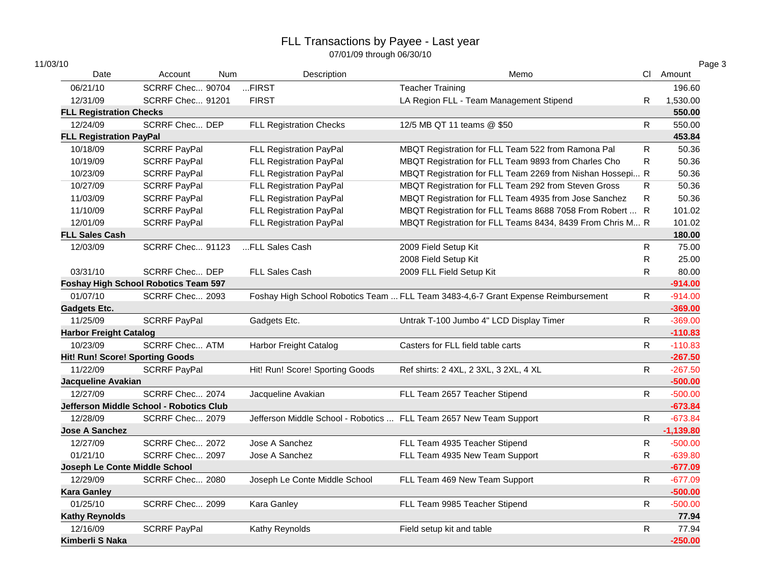# FLL Transactions by Payee - Last year

07/01/09 through 06/30/10

11/03/10

| Date | Account | Num | Description | Memo | Cl | Amount |
|---|---|---|---|---|---|---|
| 06/21/10 | SCRRF Chec... | 90704 | ...FIRST | Teacher Training | | 196.60 |
| 12/31/09 | SCRRF Chec... | 91201 | FIRST | LA Region FLL - Team Management Stipend | R | 1,530.00 |
| **FLL Registration Checks** | | | | | | **550.00** |
| 12/24/09 | SCRRF Chec... | DEP | FLL Registration Checks | 12/5 MB QT 11 teams @ $50 | R | 550.00 |
| **FLL Registration PayPal** | | | | | | **453.84** |
| 10/18/09 | SCRRF PayPal | | FLL Registration PayPal | MBQT Registration for FLL Team 522 from Ramona Pal | R | 50.36 |
| 10/19/09 | SCRRF PayPal | | FLL Registration PayPal | MBQT Registration for FLL Team 9893 from Charles Cho | R | 50.36 |
| 10/23/09 | SCRRF PayPal | | FLL Registration PayPal | MBQT Registration for FLL Team 2269 from Nishan Hossepi... | R | 50.36 |
| 10/27/09 | SCRRF PayPal | | FLL Registration PayPal | MBQT Registration for FLL Team 292 from Steven Gross | R | 50.36 |
| 11/03/09 | SCRRF PayPal | | FLL Registration PayPal | MBQT Registration for FLL Team 4935 from Jose Sanchez | R | 50.36 |
| 11/10/09 | SCRRF PayPal | | FLL Registration PayPal | MBQT Registration for FLL Teams 8688 7058 From Robert ... | R | 101.02 |
| 12/01/09 | SCRRF PayPal | | FLL Registration PayPal | MBQT Registration for FLL Teams 8434, 8439 From Chris M... | R | 101.02 |
| **FLL Sales Cash** | | | | | | **180.00** |
| 12/03/09 | SCRRF Chec... | 91123 | ...FLL Sales Cash | 2009 Field Setup Kit | R | 75.00 |
| | | | | 2008 Field Setup Kit | R | 25.00 |
| 03/31/10 | SCRRF Chec... | DEP | FLL Sales Cash | 2009 FLL Field Setup Kit | R | 80.00 |
| **Foshay High School Robotics Team 597** | | | | | | **-914.00** |
| 01/07/10 | SCRRF Chec... | 2093 | Foshay High School Robotics Team ... | FLL Team 3483-4,6-7 Grant Expense Reimbursement | R | -914.00 |
| **Gadgets Etc.** | | | | | | **-369.00** |
| 11/25/09 | SCRRF PayPal | | Gadgets Etc. | Untrak T-100 Jumbo 4" LCD Display Timer | R | -369.00 |
| **Harbor Freight Catalog** | | | | | | **-110.83** |
| 10/23/09 | SCRRF Chec... | ATM | Harbor Freight Catalog | Casters for FLL field table carts | R | -110.83 |
| **Hit! Run! Score! Sporting Goods** | | | | | | **-267.50** |
| 11/22/09 | SCRRF PayPal | | Hit! Run! Score! Sporting Goods | Ref shirts: 2 4XL, 2 3XL, 3 2XL, 4 XL | R | -267.50 |
| **Jacqueline Avakian** | | | | | | **-500.00** |
| 12/27/09 | SCRRF Chec... | 2074 | Jacqueline Avakian | FLL Team 2657 Teacher Stipend | R | -500.00 |
| **Jefferson Middle School - Robotics Club** | | | | | | **-673.84** |
| 12/28/09 | SCRRF Chec... | 2079 | Jefferson Middle School - Robotics ... | FLL Team 2657 New Team Support | R | -673.84 |
| **Jose A Sanchez** | | | | | | **-1,139.80** |
| 12/27/09 | SCRRF Chec... | 2072 | Jose A Sanchez | FLL Team 4935 Teacher Stipend | R | -500.00 |
| 01/21/10 | SCRRF Chec... | 2097 | Jose A Sanchez | FLL Team 4935 New Team Support | R | -639.80 |
| **Joseph Le Conte Middle School** | | | | | | **-677.09** |
| 12/29/09 | SCRRF Chec... | 2080 | Joseph Le Conte Middle School | FLL Team 469 New Team Support | R | -677.09 |
| **Kara Ganley** | | | | | | **-500.00** |
| 01/25/10 | SCRRF Chec... | 2099 | Kara Ganley | FLL Team 9985 Teacher Stipend | R | -500.00 |
| **Kathy Reynolds** | | | | | | **77.94** |
| 12/16/09 | SCRRF PayPal | | Kathy Reynolds | Field setup kit and table | R | 77.94 |
| **Kimberli S Naka** | | | | | | **-250.00** |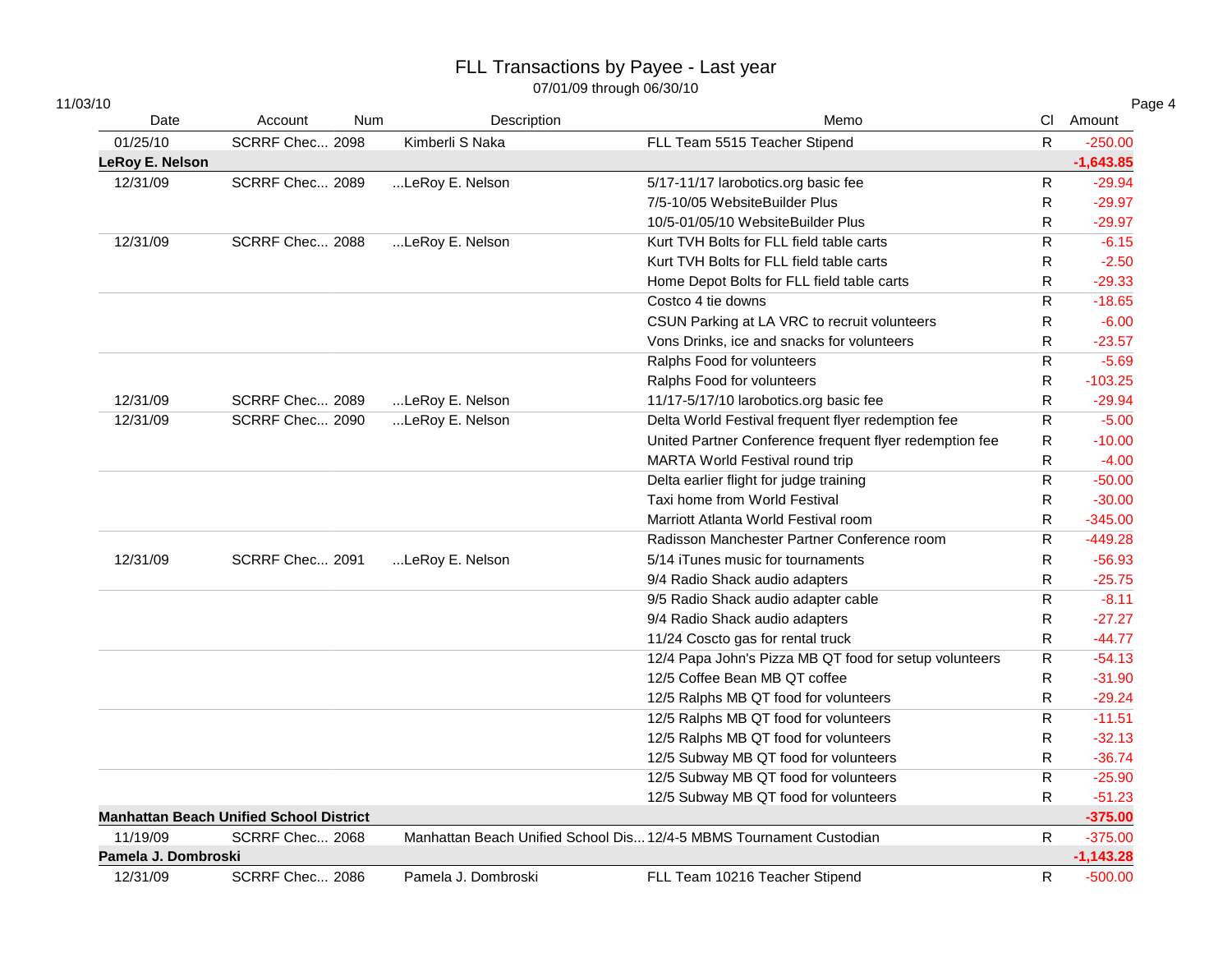# FLL Transactions by Payee - Last year

07/01/09 through 06/30/10

11/03/10

| Date | Account | Num | Description | Memo | Cl | Amount |
|---|---|---|---|---|---|---|
| 01/25/10 | SCRRF Chec... | 2098 | Kimberli S Naka | FLL Team 5515 Teacher Stipend | R | -250.00 |
| **LeRoy E. Nelson** | | | | | | **-1,643.85** |
| 12/31/09 | SCRRF Chec... | 2089 | ...LeRoy E. Nelson | 5/17-11/17 larobotics.org basic fee | R | -29.94 |
| | | | | 7/5-10/05 WebsiteBuilder Plus | R | -29.97 |
| | | | | 10/5-01/05/10 WebsiteBuilder Plus | R | -29.97 |
| 12/31/09 | SCRRF Chec... | 2088 | ...LeRoy E. Nelson | Kurt TVH Bolts for FLL field table carts | R | -6.15 |
| | | | | Kurt TVH Bolts for FLL field table carts | R | -2.50 |
| | | | | Home Depot Bolts for FLL field table carts | R | -29.33 |
| | | | | Costco 4 tie downs | R | -18.65 |
| | | | | CSUN Parking at LA VRC to recruit volunteers | R | -6.00 |
| | | | | Vons Drinks, ice and snacks for volunteers | R | -23.57 |
| | | | | Ralphs Food for volunteers | R | -5.69 |
| | | | | Ralphs Food for volunteers | R | -103.25 |
| 12/31/09 | SCRRF Chec... | 2089 | ...LeRoy E. Nelson | 11/17-5/17/10 larobotics.org basic fee | R | -29.94 |
| 12/31/09 | SCRRF Chec... | 2090 | ...LeRoy E. Nelson | Delta World Festival frequent flyer redemption fee | R | -5.00 |
| | | | | United Partner Conference frequent flyer redemption fee | R | -10.00 |
| | | | | MARTA World Festival round trip | R | -4.00 |
| | | | | Delta earlier flight for judge training | R | -50.00 |
| | | | | Taxi home from World Festival | R | -30.00 |
| | | | | Marriott Atlanta World Festival room | R | -345.00 |
| | | | | Radisson Manchester Partner Conference room | R | -449.28 |
| 12/31/09 | SCRRF Chec... | 2091 | ...LeRoy E. Nelson | 5/14 iTunes music for tournaments | R | -56.93 |
| | | | | 9/4 Radio Shack audio adapters | R | -25.75 |
| | | | | 9/5 Radio Shack audio adapter cable | R | -8.11 |
| | | | | 9/4 Radio Shack audio adapters | R | -27.27 |
| | | | | 11/24 Coscto gas for rental truck | R | -44.77 |
| | | | | 12/4 Papa John's Pizza MB QT food for setup volunteers | R | -54.13 |
| | | | | 12/5 Coffee Bean MB QT coffee | R | -31.90 |
| | | | | 12/5 Ralphs MB QT food for volunteers | R | -29.24 |
| | | | | 12/5 Ralphs MB QT food for volunteers | R | -11.51 |
| | | | | 12/5 Ralphs MB QT food for volunteers | R | -32.13 |
| | | | | 12/5 Subway MB QT food for volunteers | R | -36.74 |
| | | | | 12/5 Subway MB QT food for volunteers | R | -25.90 |
| | | | | 12/5 Subway MB QT food for volunteers | R | -51.23 |
| **Manhattan Beach Unified School District** | | | | | | **-375.00** |
| 11/19/09 | SCRRF Chec... | 2068 | Manhattan Beach Unified School Dis... | 12/4-5 MBMS Tournament Custodian | R | -375.00 |
| **Pamela J. Dombroski** | | | | | | **-1,143.28** |
| 12/31/09 | SCRRF Chec... | 2086 | Pamela J. Dombroski | FLL Team 10216 Teacher Stipend | R | -500.00 |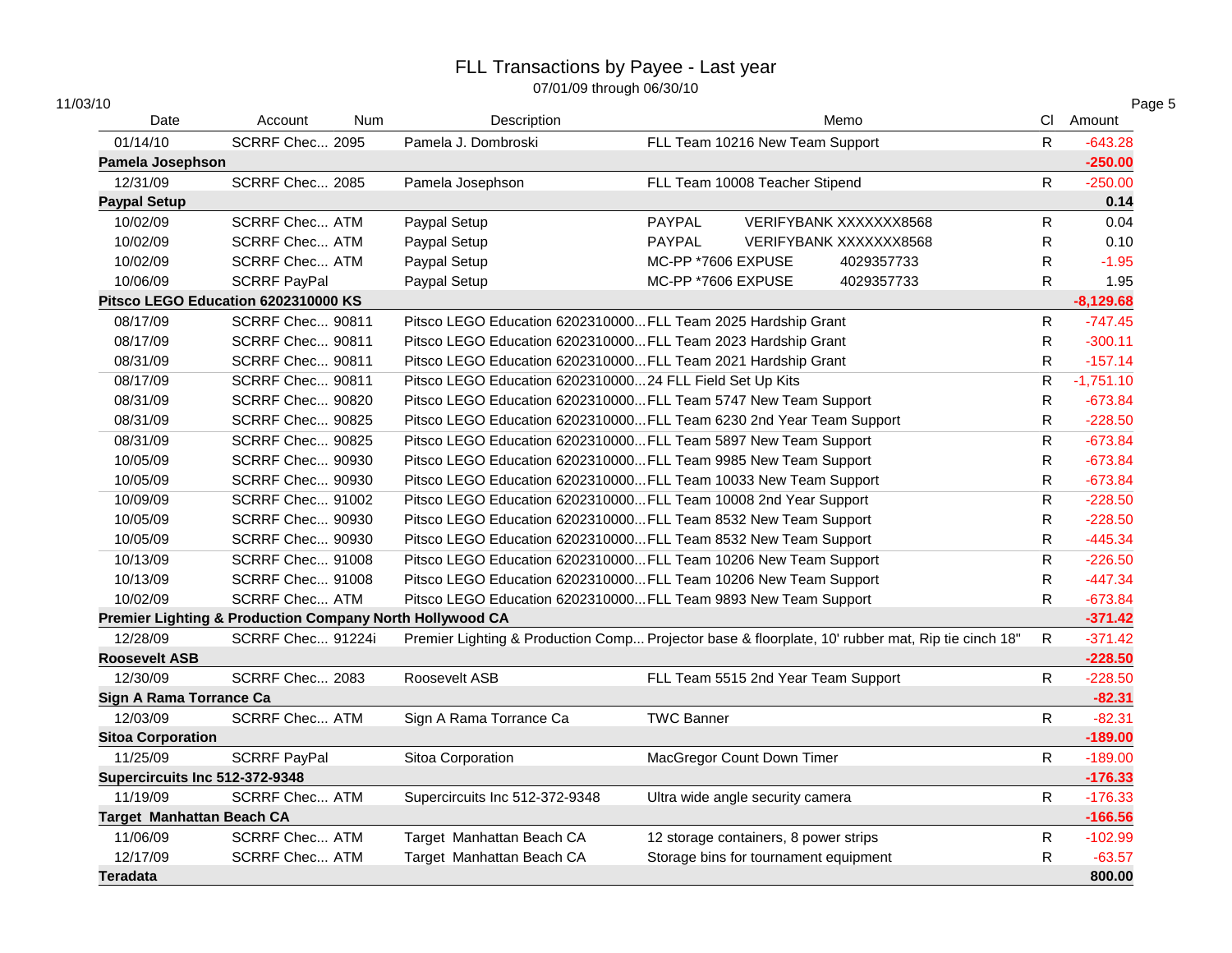# FLL Transactions by Payee - Last year

07/01/09 through 06/30/10

11/03/10

| Date | Account | Num | Description | Memo | Cl | Amount |
|---|---|---|---|---|---|---|
| 01/14/10 | SCRRF Chec... | 2095 | Pamela J. Dombroski | FLL Team 10216 New Team Support | R | -643.28 |
| **Pamela Josephson** | | | | | | **-250.00** |
| 12/31/09 | SCRRF Chec... | 2085 | Pamela Josephson | FLL Team 10008 Teacher Stipend | R | -250.00 |
| **Paypal Setup** | | | | | | **0.14** |
| 10/02/09 | SCRRF Chec... | ATM | Paypal Setup | PAYPAL VERIFYBANK XXXXXXX8568 | R | 0.04 |
| 10/02/09 | SCRRF Chec... | ATM | Paypal Setup | PAYPAL VERIFYBANK XXXXXXX8568 | R | 0.10 |
| 10/02/09 | SCRRF Chec... | ATM | Paypal Setup | MC-PP *7606 EXPUSE 4029357733 | R | -1.95 |
| 10/06/09 | SCRRF PayPal | | Paypal Setup | MC-PP *7606 EXPUSE 4029357733 | R | 1.95 |
| **Pitsco LEGO Education 6202310000 KS** | | | | | | **-8,129.68** |
| 08/17/09 | SCRRF Chec... | 90811 | Pitsco LEGO Education 6202310000... | FLL Team 2025 Hardship Grant | R | -747.45 |
| 08/17/09 | SCRRF Chec... | 90811 | Pitsco LEGO Education 6202310000... | FLL Team 2023 Hardship Grant | R | -300.11 |
| 08/31/09 | SCRRF Chec... | 90811 | Pitsco LEGO Education 6202310000... | FLL Team 2021 Hardship Grant | R | -157.14 |
| 08/17/09 | SCRRF Chec... | 90811 | Pitsco LEGO Education 6202310000... | 24 FLL Field Set Up Kits | R | -1,751.10 |
| 08/31/09 | SCRRF Chec... | 90820 | Pitsco LEGO Education 6202310000... | FLL Team 5747 New Team Support | R | -673.84 |
| 08/31/09 | SCRRF Chec... | 90825 | Pitsco LEGO Education 6202310000... | FLL Team 6230 2nd Year Team Support | R | -228.50 |
| 08/31/09 | SCRRF Chec... | 90825 | Pitsco LEGO Education 6202310000... | FLL Team 5897 New Team Support | R | -673.84 |
| 10/05/09 | SCRRF Chec... | 90930 | Pitsco LEGO Education 6202310000... | FLL Team 9985 New Team Support | R | -673.84 |
| 10/05/09 | SCRRF Chec... | 90930 | Pitsco LEGO Education 6202310000... | FLL Team 10033 New Team Support | R | -673.84 |
| 10/09/09 | SCRRF Chec... | 91002 | Pitsco LEGO Education 6202310000... | FLL Team 10008 2nd Year Support | R | -228.50 |
| 10/05/09 | SCRRF Chec... | 90930 | Pitsco LEGO Education 6202310000... | FLL Team 8532 New Team Support | R | -228.50 |
| 10/05/09 | SCRRF Chec... | 90930 | Pitsco LEGO Education 6202310000... | FLL Team 8532 New Team Support | R | -445.34 |
| 10/13/09 | SCRRF Chec... | 91008 | Pitsco LEGO Education 6202310000... | FLL Team 10206 New Team Support | R | -226.50 |
| 10/13/09 | SCRRF Chec... | 91008 | Pitsco LEGO Education 6202310000... | FLL Team 10206 New Team Support | R | -447.34 |
| 10/02/09 | SCRRF Chec... | ATM | Pitsco LEGO Education 6202310000... | FLL Team 9893 New Team Support | R | -673.84 |
| **Premier Lighting & Production Company North Hollywood CA** | | | | | | **-371.42** |
| 12/28/09 | SCRRF Chec... | 91224i | Premier Lighting & Production Comp... | Projector base & floorplate, 10' rubber mat, Rip tie cinch 18" | R | -371.42 |
| **Roosevelt ASB** | | | | | | **-228.50** |
| 12/30/09 | SCRRF Chec... | 2083 | Roosevelt ASB | FLL Team 5515 2nd Year Team Support | R | -228.50 |
| **Sign A Rama Torrance Ca** | | | | | | **-82.31** |
| 12/03/09 | SCRRF Chec... | ATM | Sign A Rama Torrance Ca | TWC Banner | R | -82.31 |
| **Sitoa Corporation** | | | | | | **-189.00** |
| 11/25/09 | SCRRF PayPal | | Sitoa Corporation | MacGregor Count Down Timer | R | -189.00 |
| **Supercircuits Inc 512-372-9348** | | | | | | **-176.33** |
| 11/19/09 | SCRRF Chec... | ATM | Supercircuits Inc 512-372-9348 | Ultra wide angle security camera | R | -176.33 |
| **Target Manhattan Beach CA** | | | | | | **-166.56** |
| 11/06/09 | SCRRF Chec... | ATM | Target Manhattan Beach CA | 12 storage containers, 8 power strips | R | -102.99 |
| 12/17/09 | SCRRF Chec... | ATM | Target Manhattan Beach CA | Storage bins for tournament equipment | R | -63.57 |
| **Teradata** | | | | | | **800.00** |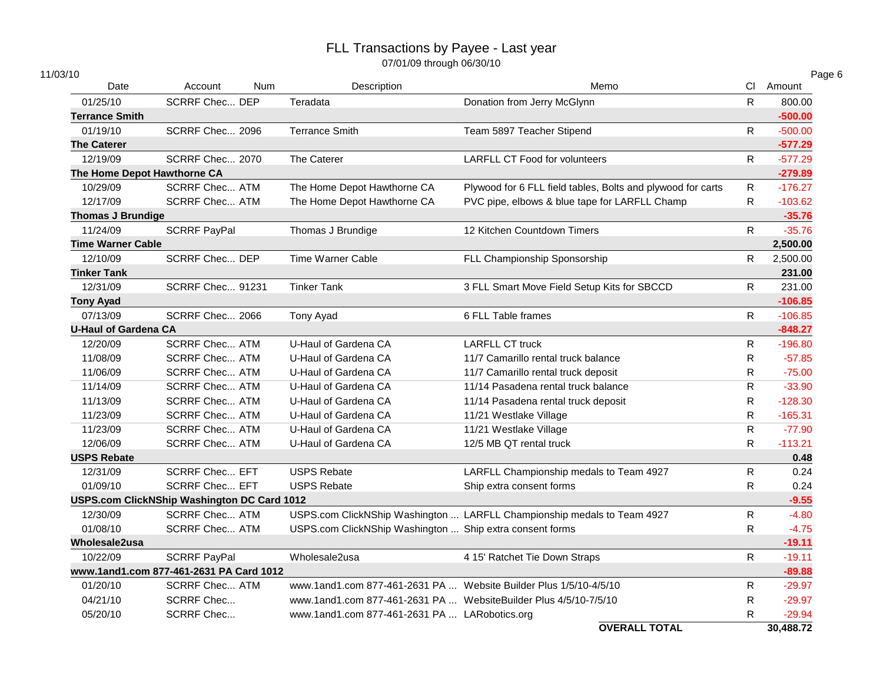# FLL Transactions by Payee - Last year

07/01/09 through 06/30/10

11/03/10

| Date | Account | Num | Description | Memo | Cl | Amount |
|---|---|---|---|---|---|---|
| 01/25/10 | SCRRF Chec... | DEP | Teradata | Donation from Jerry McGlynn | R | 800.00 |
| **Terrance Smith** | | | | | | **-500.00** |
| 01/19/10 | SCRRF Chec... | 2096 | Terrance Smith | Team 5897 Teacher Stipend | R | -500.00 |
| **The Caterer** | | | | | | **-577.29** |
| 12/19/09 | SCRRF Chec... | 2070 | The Caterer | LARFLL CT Food for volunteers | R | -577.29 |
| **The Home Depot Hawthorne CA** | | | | | | **-279.89** |
| 10/29/09 | SCRRF Chec... | ATM | The Home Depot Hawthorne CA | Plywood for 6 FLL field tables, Bolts and plywood for carts | R | -176.27 |
| 12/17/09 | SCRRF Chec... | ATM | The Home Depot Hawthorne CA | PVC pipe, elbows & blue tape for LARFLL Champ | R | -103.62 |
| **Thomas J Brundige** | | | | | | **-35.76** |
| 11/24/09 | SCRRF PayPal | | Thomas J Brundige | 12 Kitchen Countdown Timers | R | -35.76 |
| **Time Warner Cable** | | | | | | **2,500.00** |
| 12/10/09 | SCRRF Chec... | DEP | Time Warner Cable | FLL Championship Sponsorship | R | 2,500.00 |
| **Tinker Tank** | | | | | | **231.00** |
| 12/31/09 | SCRRF Chec... | 91231 | Tinker Tank | 3 FLL Smart Move Field Setup Kits for SBCCD | R | 231.00 |
| **Tony Ayad** | | | | | | **-106.85** |
| 07/13/09 | SCRRF Chec... | 2066 | Tony Ayad | 6 FLL Table frames | R | -106.85 |
| **U-Haul of Gardena CA** | | | | | | **-848.27** |
| 12/20/09 | SCRRF Chec... | ATM | U-Haul of Gardena CA | LARFLL CT truck | R | -196.80 |
| 11/08/09 | SCRRF Chec... | ATM | U-Haul of Gardena CA | 11/7 Camarillo rental truck balance | R | -57.85 |
| 11/06/09 | SCRRF Chec... | ATM | U-Haul of Gardena CA | 11/7 Camarillo rental truck deposit | R | -75.00 |
| 11/14/09 | SCRRF Chec... | ATM | U-Haul of Gardena CA | 11/14 Pasadena rental truck balance | R | -33.90 |
| 11/13/09 | SCRRF Chec... | ATM | U-Haul of Gardena CA | 11/14 Pasadena rental truck deposit | R | -128.30 |
| 11/23/09 | SCRRF Chec... | ATM | U-Haul of Gardena CA | 11/21 Westlake Village | R | -165.31 |
| 11/23/09 | SCRRF Chec... | ATM | U-Haul of Gardena CA | 11/21 Westlake Village | R | -77.90 |
| 12/06/09 | SCRRF Chec... | ATM | U-Haul of Gardena CA | 12/5 MB QT rental truck | R | -113.21 |
| **USPS Rebate** | | | | | | **0.48** |
| 12/31/09 | SCRRF Chec... | EFT | USPS Rebate | LARFLL Championship medals to Team 4927 | R | 0.24 |
| 01/09/10 | SCRRF Chec... | EFT | USPS Rebate | Ship extra consent forms | R | 0.24 |
| **USPS.com ClickNShip Washington DC Card 1012** | | | | | | **-9.55** |
| 12/30/09 | SCRRF Chec... | ATM | USPS.com ClickNShip Washington ... | LARFLL Championship medals to Team 4927 | R | -4.80 |
| 01/08/10 | SCRRF Chec... | ATM | USPS.com ClickNShip Washington ... | Ship extra consent forms | R | -4.75 |
| **Wholesale2usa** | | | | | | **-19.11** |
| 10/22/09 | SCRRF PayPal | | Wholesale2usa | 4 15' Ratchet Tie Down Straps | R | -19.11 |
| **www.1and1.com 877-461-2631 PA Card 1012** | | | | | | **-89.88** |
| 01/20/10 | SCRRF Chec... | ATM | www.1and1.com 877-461-2631 PA ... | Website Builder Plus 1/5/10-4/5/10 | R | -29.97 |
| 04/21/10 | SCRRF Chec... | | www.1and1.com 877-461-2631 PA ... | WebsiteBuilder Plus 4/5/10-7/5/10 | R | -29.97 |
| 05/20/10 | SCRRF Chec... | | www.1and1.com 877-461-2631 PA ... | LARobotics.org | R | -29.94 |
| | | | | **OVERALL TOTAL** | | **30,488.72** |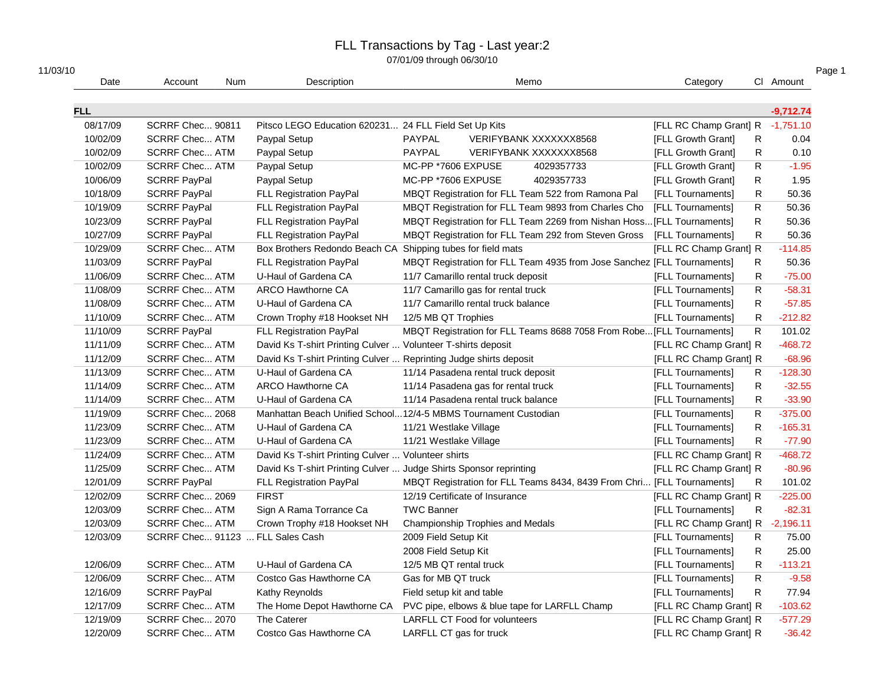# FLL Transactions by Tag - Last year:2

07/01/09 through 06/30/10

11/03/10

| Date | Account | Num | Description | Memo | Category | Cl | Amount |
|---|---|---|---|---|---|---|---|
| **FLL** | | | | | | | **-9,712.74** |
| 08/17/09 | SCRRF Chec... | 90811 | Pitsco LEGO Education 620231... | 24 FLL Field Set Up Kits | [FLL RC Champ Grant] | R | -1,751.10 |
| 10/02/09 | SCRRF Chec... | ATM | Paypal Setup | PAYPAL VERIFYBANK XXXXXXX8568 | [FLL Growth Grant] | R | 0.04 |
| 10/02/09 | SCRRF Chec... | ATM | Paypal Setup | PAYPAL VERIFYBANK XXXXXXX8568 | [FLL Growth Grant] | R | 0.10 |
| 10/02/09 | SCRRF Chec... | ATM | Paypal Setup | MC-PP *7606 EXPUSE 4029357733 | [FLL Growth Grant] | R | -1.95 |
| 10/06/09 | SCRRF PayPal | | Paypal Setup | MC-PP *7606 EXPUSE 4029357733 | [FLL Growth Grant] | R | 1.95 |
| 10/18/09 | SCRRF PayPal | | FLL Registration PayPal | MBQT Registration for FLL Team 522 from Ramona Pal | [FLL Tournaments] | R | 50.36 |
| 10/19/09 | SCRRF PayPal | | FLL Registration PayPal | MBQT Registration for FLL Team 9893 from Charles Cho | [FLL Tournaments] | R | 50.36 |
| 10/23/09 | SCRRF PayPal | | FLL Registration PayPal | MBQT Registration for FLL Team 2269 from Nishan Hoss... | [FLL Tournaments] | R | 50.36 |
| 10/27/09 | SCRRF PayPal | | FLL Registration PayPal | MBQT Registration for FLL Team 292 from Steven Gross | [FLL Tournaments] | R | 50.36 |
| 10/29/09 | SCRRF Chec... | ATM | Box Brothers Redondo Beach CA | Shipping tubes for field mats | [FLL RC Champ Grant] | R | -114.85 |
| 11/03/09 | SCRRF PayPal | | FLL Registration PayPal | MBQT Registration for FLL Team 4935 from Jose Sanchez | [FLL Tournaments] | R | 50.36 |
| 11/06/09 | SCRRF Chec... | ATM | U-Haul of Gardena CA | 11/7 Camarillo rental truck deposit | [FLL Tournaments] | R | -75.00 |
| 11/08/09 | SCRRF Chec... | ATM | ARCO Hawthorne CA | 11/7 Camarillo gas for rental truck | [FLL Tournaments] | R | -58.31 |
| 11/08/09 | SCRRF Chec... | ATM | U-Haul of Gardena CA | 11/7 Camarillo rental truck balance | [FLL Tournaments] | R | -57.85 |
| 11/10/09 | SCRRF Chec... | ATM | Crown Trophy #18 Hookset NH | 12/5 MB QT Trophies | [FLL Tournaments] | R | -212.82 |
| 11/10/09 | SCRRF PayPal | | FLL Registration PayPal | MBQT Registration for FLL Teams 8688 7058 From Robe... | [FLL Tournaments] | R | 101.02 |
| 11/11/09 | SCRRF Chec... | ATM | David Ks T-shirt Printing Culver ... | Volunteer T-shirts deposit | [FLL RC Champ Grant] | R | -468.72 |
| 11/12/09 | SCRRF Chec... | ATM | David Ks T-shirt Printing Culver ... | Reprinting Judge shirts deposit | [FLL RC Champ Grant] | R | -68.96 |
| 11/13/09 | SCRRF Chec... | ATM | U-Haul of Gardena CA | 11/14 Pasadena rental truck deposit | [FLL Tournaments] | R | -128.30 |
| 11/14/09 | SCRRF Chec... | ATM | ARCO Hawthorne CA | 11/14 Pasadena gas for rental truck | [FLL Tournaments] | R | -32.55 |
| 11/14/09 | SCRRF Chec... | ATM | U-Haul of Gardena CA | 11/14 Pasadena rental truck balance | [FLL Tournaments] | R | -33.90 |
| 11/19/09 | SCRRF Chec... | 2068 | Manhattan Beach Unified School... | 12/4-5 MBMS Tournament Custodian | [FLL Tournaments] | R | -375.00 |
| 11/23/09 | SCRRF Chec... | ATM | U-Haul of Gardena CA | 11/21 Westlake Village | [FLL Tournaments] | R | -165.31 |
| 11/23/09 | SCRRF Chec... | ATM | U-Haul of Gardena CA | 11/21 Westlake Village | [FLL Tournaments] | R | -77.90 |
| 11/24/09 | SCRRF Chec... | ATM | David Ks T-shirt Printing Culver ... | Volunteer shirts | [FLL RC Champ Grant] | R | -468.72 |
| 11/25/09 | SCRRF Chec... | ATM | David Ks T-shirt Printing Culver ... | Judge Shirts Sponsor reprinting | [FLL RC Champ Grant] | R | -80.96 |
| 12/01/09 | SCRRF PayPal | | FLL Registration PayPal | MBQT Registration for FLL Teams 8434, 8439 From Chri... | [FLL Tournaments] | R | 101.02 |
| 12/02/09 | SCRRF Chec... | 2069 | FIRST | 12/19 Certificate of Insurance | [FLL RC Champ Grant] | R | -225.00 |
| 12/03/09 | SCRRF Chec... | ATM | Sign A Rama Torrance Ca | TWC Banner | [FLL Tournaments] | R | -82.31 |
| 12/03/09 | SCRRF Chec... | ATM | Crown Trophy #18 Hookset NH | Championship Trophies and Medals | [FLL RC Champ Grant] | R | -2,196.11 |
| 12/03/09 | SCRRF Chec... | 91123 ... | FLL Sales Cash | 2009 Field Setup Kit | [FLL Tournaments] | R | 75.00 |
| | | | | 2008 Field Setup Kit | [FLL Tournaments] | R | 25.00 |
| 12/06/09 | SCRRF Chec... | ATM | U-Haul of Gardena CA | 12/5 MB QT rental truck | [FLL Tournaments] | R | -113.21 |
| 12/06/09 | SCRRF Chec... | ATM | Costco Gas Hawthorne CA | Gas for MB QT truck | [FLL Tournaments] | R | -9.58 |
| 12/16/09 | SCRRF PayPal | | Kathy Reynolds | Field setup kit and table | [FLL Tournaments] | R | 77.94 |
| 12/17/09 | SCRRF Chec... | ATM | The Home Depot Hawthorne CA | PVC pipe, elbows & blue tape for LARFLL Champ | [FLL RC Champ Grant] | R | -103.62 |
| 12/19/09 | SCRRF Chec... | 2070 | The Caterer | LARFLL CT Food for volunteers | [FLL RC Champ Grant] | R | -577.29 |
| 12/20/09 | SCRRF Chec... | ATM | Costco Gas Hawthorne CA | LARFLL CT gas for truck | [FLL RC Champ Grant] | R | -36.42 |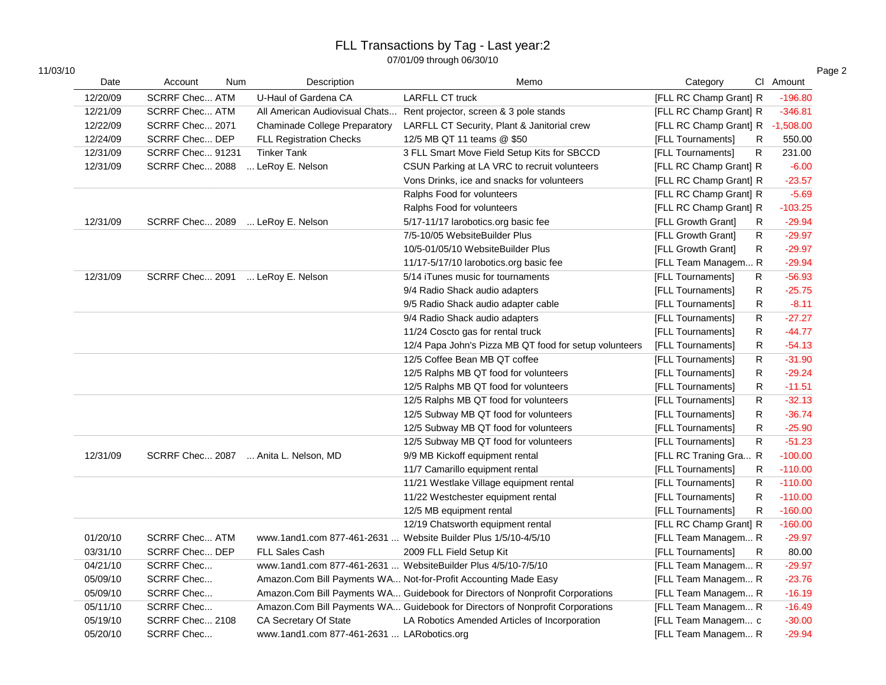# FLL Transactions by Tag - Last year:2

07/01/09 through 06/30/10

11/03/10

| Date | Account | Num | Description | Memo | Category | Cl | Amount |
|---|---|---|---|---|---|---|---|
| 12/20/09 | SCRRF Chec... | ATM | U-Haul of Gardena CA | LARFLL CT truck | [FLL RC Champ Grant] | R | -196.80 |
| 12/21/09 | SCRRF Chec... | ATM | All American Audiovisual Chats... | Rent projector, screen & 3 pole stands | [FLL RC Champ Grant] | R | -346.81 |
| 12/22/09 | SCRRF Chec... | 2071 | Chaminade College Preparatory | LARFLL CT Security, Plant & Janitorial crew | [FLL RC Champ Grant] | R | -1,508.00 |
| 12/24/09 | SCRRF Chec... | DEP | FLL Registration Checks | 12/5 MB QT 11 teams @ $50 | [FLL Tournaments] | R | 550.00 |
| 12/31/09 | SCRRF Chec... | 91231 | Tinker Tank | 3 FLL Smart Move Field Setup Kits for SBCCD | [FLL Tournaments] | R | 231.00 |
| 12/31/09 | SCRRF Chec... | 2088 | ... LeRoy E. Nelson | CSUN Parking at LA VRC to recruit volunteers | [FLL RC Champ Grant] | R | -6.00 |
| | | | | Vons Drinks, ice and snacks for volunteers | [FLL RC Champ Grant] | R | -23.57 |
| | | | | Ralphs Food for volunteers | [FLL RC Champ Grant] | R | -5.69 |
| | | | | Ralphs Food for volunteers | [FLL RC Champ Grant] | R | -103.25 |
| 12/31/09 | SCRRF Chec... | 2089 | ... LeRoy E. Nelson | 5/17-11/17 larobotics.org basic fee | [FLL Growth Grant] | R | -29.94 |
| | | | | 7/5-10/05 WebsiteBuilder Plus | [FLL Growth Grant] | R | -29.97 |
| | | | | 10/5-01/05/10 WebsiteBuilder Plus | [FLL Growth Grant] | R | -29.97 |
| | | | | 11/17-5/17/10 larobotics.org basic fee | [FLL Team Managem... | R | -29.94 |
| 12/31/09 | SCRRF Chec... | 2091 | ... LeRoy E. Nelson | 5/14 iTunes music for tournaments | [FLL Tournaments] | R | -56.93 |
| | | | | 9/4 Radio Shack audio adapters | [FLL Tournaments] | R | -25.75 |
| | | | | 9/5 Radio Shack audio adapter cable | [FLL Tournaments] | R | -8.11 |
| | | | | 9/4 Radio Shack audio adapters | [FLL Tournaments] | R | -27.27 |
| | | | | 11/24 Coscto gas for rental truck | [FLL Tournaments] | R | -44.77 |
| | | | | 12/4 Papa John's Pizza MB QT food for setup volunteers | [FLL Tournaments] | R | -54.13 |
| | | | | 12/5 Coffee Bean MB QT coffee | [FLL Tournaments] | R | -31.90 |
| | | | | 12/5 Ralphs MB QT food for volunteers | [FLL Tournaments] | R | -29.24 |
| | | | | 12/5 Ralphs MB QT food for volunteers | [FLL Tournaments] | R | -11.51 |
| | | | | 12/5 Ralphs MB QT food for volunteers | [FLL Tournaments] | R | -32.13 |
| | | | | 12/5 Subway MB QT food for volunteers | [FLL Tournaments] | R | -36.74 |
| | | | | 12/5 Subway MB QT food for volunteers | [FLL Tournaments] | R | -25.90 |
| | | | | 12/5 Subway MB QT food for volunteers | [FLL Tournaments] | R | -51.23 |
| 12/31/09 | SCRRF Chec... | 2087 | ... Anita L. Nelson, MD | 9/9 MB Kickoff equipment rental | [FLL RC Traning Gra... | R | -100.00 |
| | | | | 11/7 Camarillo equipment rental | [FLL Tournaments] | R | -110.00 |
| | | | | 11/21 Westlake Village equipment rental | [FLL Tournaments] | R | -110.00 |
| | | | | 11/22 Westchester equipment rental | [FLL Tournaments] | R | -110.00 |
| | | | | 12/5 MB equipment rental | [FLL Tournaments] | R | -160.00 |
| | | | | 12/19 Chatsworth equipment rental | [FLL RC Champ Grant] | R | -160.00 |
| 01/20/10 | SCRRF Chec... | ATM | www.1and1.com 877-461-2631 ... | Website Builder Plus 1/5/10-4/5/10 | [FLL Team Managem... | R | -29.97 |
| 03/31/10 | SCRRF Chec... | DEP | FLL Sales Cash | 2009 FLL Field Setup Kit | [FLL Tournaments] | R | 80.00 |
| 04/21/10 | SCRRF Chec... | | www.1and1.com 877-461-2631 ... | WebsiteBuilder Plus 4/5/10-7/5/10 | [FLL Team Managem... | R | -29.97 |
| 05/09/10 | SCRRF Chec... | | Amazon.Com Bill Payments WA... | Not-for-Profit Accounting Made Easy | [FLL Team Managem... | R | -23.76 |
| 05/09/10 | SCRRF Chec... | | Amazon.Com Bill Payments WA... | Guidebook for Directors of Nonprofit Corporations | [FLL Team Managem... | R | -16.19 |
| 05/11/10 | SCRRF Chec... | | Amazon.Com Bill Payments WA... | Guidebook for Directors of Nonprofit Corporations | [FLL Team Managem... | R | -16.49 |
| 05/19/10 | SCRRF Chec... | 2108 | CA Secretary Of State | LA Robotics Amended Articles of Incorporation | [FLL Team Managem... | c | -30.00 |
| 05/20/10 | SCRRF Chec... | | www.1and1.com 877-461-2631 ... | LARobotics.org | [FLL Team Managem... | R | -29.94 |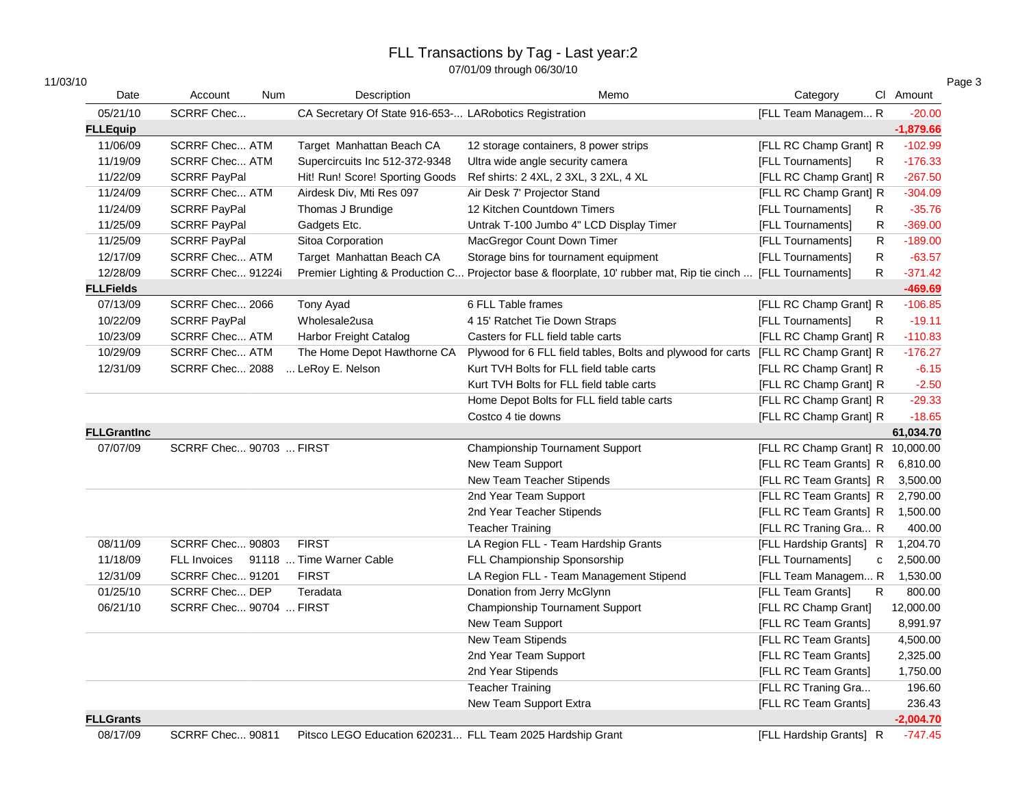# FLL Transactions by Tag - Last year:2

07/01/09 through 06/30/10

11/03/10

| Date | Account | Num | Description | Memo | Category | Cl | Amount |
|---|---|---|---|---|---|---|---|
| 05/21/10 | SCRRF Chec... | | CA Secretary Of State 916-653-... | LARobotics Registration | [FLL Team Managem... | R | -20.00 |
| **FLLEquip** | | | | | | | **-1,879.66** |
| 11/06/09 | SCRRF Chec... | ATM | Target Manhattan Beach CA | 12 storage containers, 8 power strips | [FLL RC Champ Grant] | R | -102.99 |
| 11/19/09 | SCRRF Chec... | ATM | Supercircuits Inc 512-372-9348 | Ultra wide angle security camera | [FLL Tournaments] | R | -176.33 |
| 11/22/09 | SCRRF PayPal | | Hit! Run! Score! Sporting Goods | Ref shirts: 2 4XL, 2 3XL, 3 2XL, 4 XL | [FLL RC Champ Grant] | R | -267.50 |
| 11/24/09 | SCRRF Chec... | ATM | Airdesk Div, Mti Res 097 | Air Desk 7' Projector Stand | [FLL RC Champ Grant] | R | -304.09 |
| 11/24/09 | SCRRF PayPal | | Thomas J Brundige | 12 Kitchen Countdown Timers | [FLL Tournaments] | R | -35.76 |
| 11/25/09 | SCRRF PayPal | | Gadgets Etc. | Untrak T-100 Jumbo 4" LCD Display Timer | [FLL Tournaments] | R | -369.00 |
| 11/25/09 | SCRRF PayPal | | Sitoa Corporation | MacGregor Count Down Timer | [FLL Tournaments] | R | -189.00 |
| 12/17/09 | SCRRF Chec... | ATM | Target Manhattan Beach CA | Storage bins for tournament equipment | [FLL Tournaments] | R | -63.57 |
| 12/28/09 | SCRRF Chec... | 91224i | Premier Lighting & Production C... | Projector base & floorplate, 10' rubber mat, Rip tie cinch ... | [FLL Tournaments] | R | -371.42 |
| **FLLFields** | | | | | | | **-469.69** |
| 07/13/09 | SCRRF Chec... | 2066 | Tony Ayad | 6 FLL Table frames | [FLL RC Champ Grant] | R | -106.85 |
| 10/22/09 | SCRRF PayPal | | Wholesale2usa | 4 15' Ratchet Tie Down Straps | [FLL Tournaments] | R | -19.11 |
| 10/23/09 | SCRRF Chec... | ATM | Harbor Freight Catalog | Casters for FLL field table carts | [FLL RC Champ Grant] | R | -110.83 |
| 10/29/09 | SCRRF Chec... | ATM | The Home Depot Hawthorne CA | Plywood for 6 FLL field tables, Bolts and plywood for carts | [FLL RC Champ Grant] | R | -176.27 |
| 12/31/09 | SCRRF Chec... | 2088 | ... LeRoy E. Nelson | Kurt TVH Bolts for FLL field table carts | [FLL RC Champ Grant] | R | -6.15 |
| | | | | Kurt TVH Bolts for FLL field table carts | [FLL RC Champ Grant] | R | -2.50 |
| | | | | Home Depot Bolts for FLL field table carts | [FLL RC Champ Grant] | R | -29.33 |
| | | | | Costco 4 tie downs | [FLL RC Champ Grant] | R | -18.65 |
| **FLLGrantInc** | | | | | | | **61,034.70** |
| 07/07/09 | SCRRF Chec... | 90703 | ... FIRST | Championship Tournament Support | [FLL RC Champ Grant] | R | 10,000.00 |
| | | | | New Team Support | [FLL RC Team Grants] | R | 6,810.00 |
| | | | | New Team Teacher Stipends | [FLL RC Team Grants] | R | 3,500.00 |
| | | | | 2nd Year Team Support | [FLL RC Team Grants] | R | 2,790.00 |
| | | | | 2nd Year Teacher Stipends | [FLL RC Team Grants] | R | 1,500.00 |
| | | | | Teacher Training | [FLL RC Traning Gra... | R | 400.00 |
| 08/11/09 | SCRRF Chec... | 90803 | FIRST | LA Region FLL - Team Hardship Grants | [FLL Hardship Grants] | R | 1,204.70 |
| 11/18/09 | FLL Invoices | 91118 | ... Time Warner Cable | FLL Championship Sponsorship | [FLL Tournaments] | c | 2,500.00 |
| 12/31/09 | SCRRF Chec... | 91201 | FIRST | LA Region FLL - Team Management Stipend | [FLL Team Managem... | R | 1,530.00 |
| 01/25/10 | SCRRF Chec... | DEP | Teradata | Donation from Jerry McGlynn | [FLL Team Grants] | R | 800.00 |
| 06/21/10 | SCRRF Chec... | 90704 | ... FIRST | Championship Tournament Support | [FLL RC Champ Grant] | | 12,000.00 |
| | | | | New Team Support | [FLL RC Team Grants] | | 8,991.97 |
| | | | | New Team Stipends | [FLL RC Team Grants] | | 4,500.00 |
| | | | | 2nd Year Team Support | [FLL RC Team Grants] | | 2,325.00 |
| | | | | 2nd Year Stipends | [FLL RC Team Grants] | | 1,750.00 |
| | | | | Teacher Training | [FLL RC Traning Gra... | | 196.60 |
| | | | | New Team Support Extra | [FLL RC Team Grants] | | 236.43 |
| **FLLGrants** | | | | | | | **-2,004.70** |
| 08/17/09 | SCRRF Chec... | 90811 | Pitsco LEGO Education 620231... | FLL Team 2025 Hardship Grant | [FLL Hardship Grants] | R | -747.45 |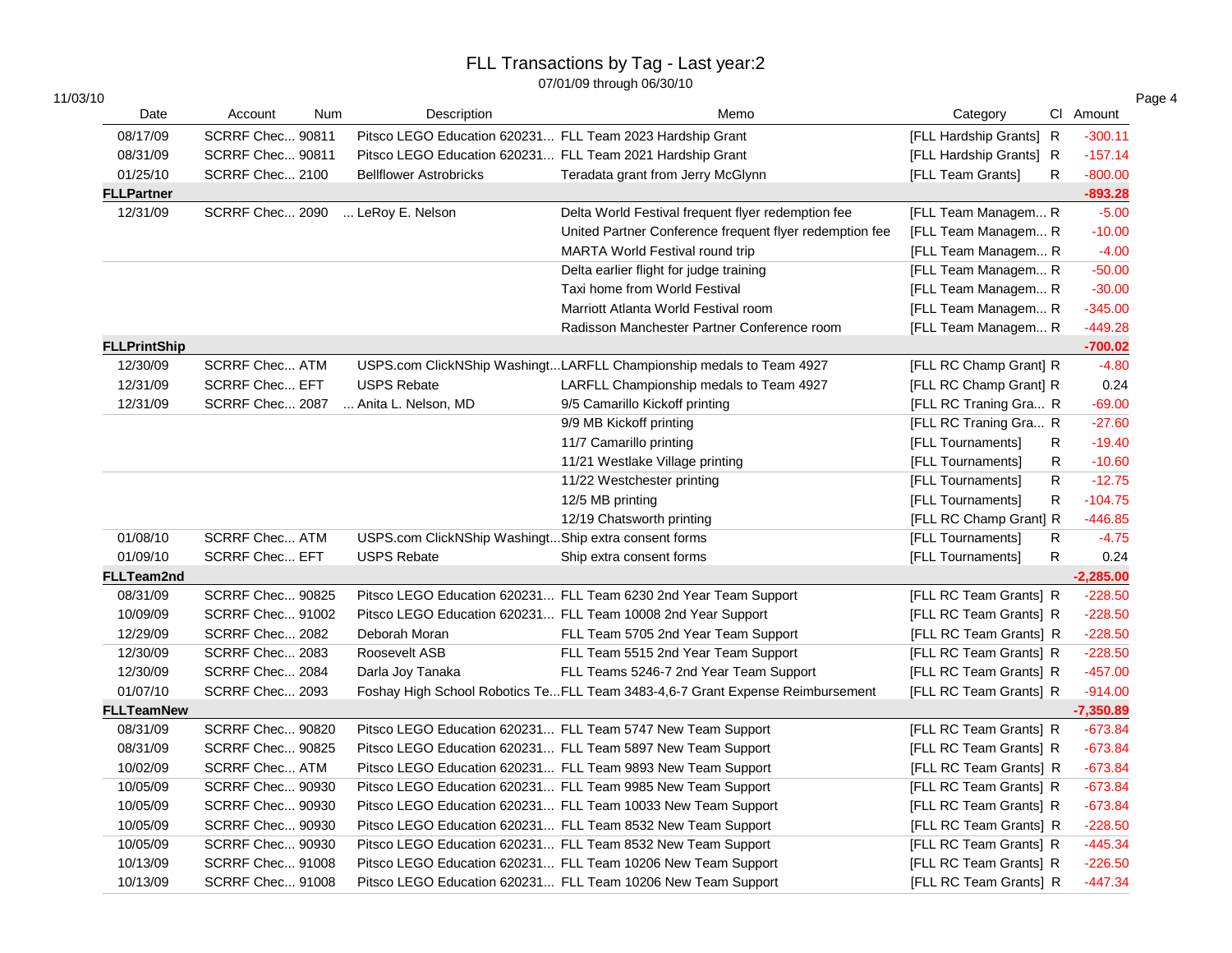# FLL Transactions by Tag - Last year:2

07/01/09 through 06/30/10

11/03/10

| Date | Account | Num | Description | Memo | Category | Cl | Amount |
|---|---|---|---|---|---|---|---|
| 08/17/09 | SCRRF Chec... | 90811 | Pitsco LEGO Education 620231... | FLL Team 2023 Hardship Grant | [FLL Hardship Grants] | R | -300.11 |
| 08/31/09 | SCRRF Chec... | 90811 | Pitsco LEGO Education 620231... | FLL Team 2021 Hardship Grant | [FLL Hardship Grants] | R | -157.14 |
| 01/25/10 | SCRRF Chec... | 2100 | Bellflower Astrobricks | Teradata grant from Jerry McGlynn | [FLL Team Grants] | R | -800.00 |
| **FLLPartner** | | | | | | | **-893.28** |
| 12/31/09 | SCRRF Chec... | 2090 | ... LeRoy E. Nelson | Delta World Festival frequent flyer redemption fee | [FLL Team Managem... | R | -5.00 |
| | | | | United Partner Conference frequent flyer redemption fee | [FLL Team Managem... | R | -10.00 |
| | | | | MARTA World Festival round trip | [FLL Team Managem... | R | -4.00 |
| | | | | Delta earlier flight for judge training | [FLL Team Managem... | R | -50.00 |
| | | | | Taxi home from World Festival | [FLL Team Managem... | R | -30.00 |
| | | | | Marriott Atlanta World Festival room | [FLL Team Managem... | R | -345.00 |
| | | | | Radisson Manchester Partner Conference room | [FLL Team Managem... | R | -449.28 |
| **FLLPrintShip** | | | | | | | **-700.02** |
| 12/30/09 | SCRRF Chec... | ATM | USPS.com ClickNShip Washingt... | LARFLL Championship medals to Team 4927 | [FLL RC Champ Grant] | R | -4.80 |
| 12/31/09 | SCRRF Chec... | EFT | USPS Rebate | LARFLL Championship medals to Team 4927 | [FLL RC Champ Grant] | R | 0.24 |
| 12/31/09 | SCRRF Chec... | 2087 | ... Anita L. Nelson, MD | 9/5 Camarillo Kickoff printing | [FLL RC Traning Gra... | R | -69.00 |
| | | | | 9/9 MB Kickoff printing | [FLL RC Traning Gra... | R | -27.60 |
| | | | | 11/7 Camarillo printing | [FLL Tournaments] | R | -19.40 |
| | | | | 11/21 Westlake Village printing | [FLL Tournaments] | R | -10.60 |
| | | | | 11/22 Westchester printing | [FLL Tournaments] | R | -12.75 |
| | | | | 12/5 MB printing | [FLL Tournaments] | R | -104.75 |
| | | | | 12/19 Chatsworth printing | [FLL RC Champ Grant] | R | -446.85 |
| 01/08/10 | SCRRF Chec... | ATM | USPS.com ClickNShip Washingt... | Ship extra consent forms | [FLL Tournaments] | R | -4.75 |
| 01/09/10 | SCRRF Chec... | EFT | USPS Rebate | Ship extra consent forms | [FLL Tournaments] | R | 0.24 |
| **FLLTeam2nd** | | | | | | | **-2,285.00** |
| 08/31/09 | SCRRF Chec... | 90825 | Pitsco LEGO Education 620231... | FLL Team 6230 2nd Year Team Support | [FLL RC Team Grants] | R | -228.50 |
| 10/09/09 | SCRRF Chec... | 91002 | Pitsco LEGO Education 620231... | FLL Team 10008 2nd Year Support | [FLL RC Team Grants] | R | -228.50 |
| 12/29/09 | SCRRF Chec... | 2082 | Deborah Moran | FLL Team 5705 2nd Year Team Support | [FLL RC Team Grants] | R | -228.50 |
| 12/30/09 | SCRRF Chec... | 2083 | Roosevelt ASB | FLL Team 5515 2nd Year Team Support | [FLL RC Team Grants] | R | -228.50 |
| 12/30/09 | SCRRF Chec... | 2084 | Darla Joy Tanaka | FLL Teams 5246-7 2nd Year Team Support | [FLL RC Team Grants] | R | -457.00 |
| 01/07/10 | SCRRF Chec... | 2093 | Foshay High School Robotics Te... | FLL Team 3483-4,6-7 Grant Expense Reimbursement | [FLL RC Team Grants] | R | -914.00 |
| **FLLTeamNew** | | | | | | | **-7,350.89** |
| 08/31/09 | SCRRF Chec... | 90820 | Pitsco LEGO Education 620231... | FLL Team 5747 New Team Support | [FLL RC Team Grants] | R | -673.84 |
| 08/31/09 | SCRRF Chec... | 90825 | Pitsco LEGO Education 620231... | FLL Team 5897 New Team Support | [FLL RC Team Grants] | R | -673.84 |
| 10/02/09 | SCRRF Chec... | ATM | Pitsco LEGO Education 620231... | FLL Team 9893 New Team Support | [FLL RC Team Grants] | R | -673.84 |
| 10/05/09 | SCRRF Chec... | 90930 | Pitsco LEGO Education 620231... | FLL Team 9985 New Team Support | [FLL RC Team Grants] | R | -673.84 |
| 10/05/09 | SCRRF Chec... | 90930 | Pitsco LEGO Education 620231... | FLL Team 10033 New Team Support | [FLL RC Team Grants] | R | -673.84 |
| 10/05/09 | SCRRF Chec... | 90930 | Pitsco LEGO Education 620231... | FLL Team 8532 New Team Support | [FLL RC Team Grants] | R | -228.50 |
| 10/05/09 | SCRRF Chec... | 90930 | Pitsco LEGO Education 620231... | FLL Team 8532 New Team Support | [FLL RC Team Grants] | R | -445.34 |
| 10/13/09 | SCRRF Chec... | 91008 | Pitsco LEGO Education 620231... | FLL Team 10206 New Team Support | [FLL RC Team Grants] | R | -226.50 |
| 10/13/09 | SCRRF Chec... | 91008 | Pitsco LEGO Education 620231... | FLL Team 10206 New Team Support | [FLL RC Team Grants] | R | -447.34 |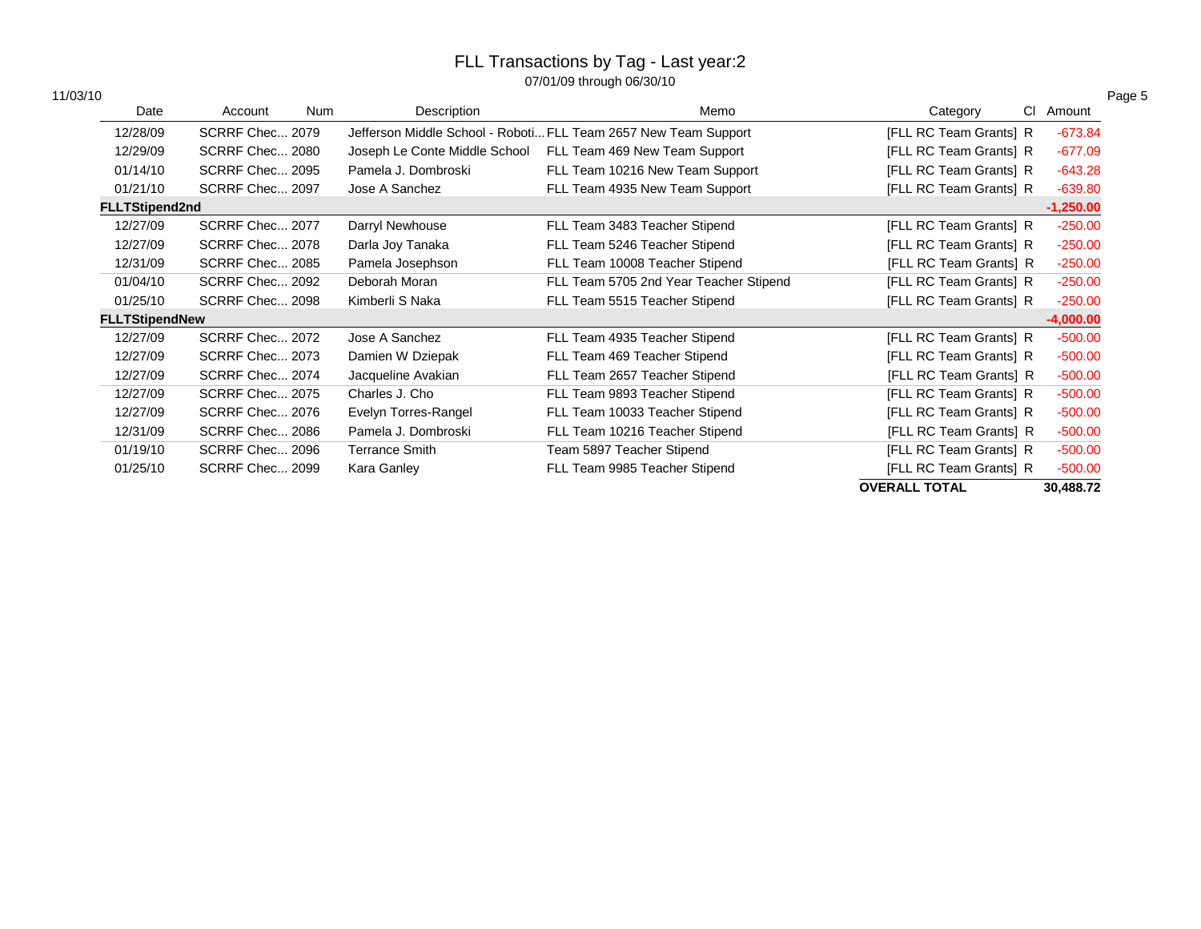# FLL Transactions by Tag - Last year:2

07/01/09 through 06/30/10

11/03/10

| Date | Account | Num | Description | Memo | Category | Cl | Amount |
|---|---|---|---|---|---|---|---|
| 12/28/09 | SCRRF Chec... | 2079 | Jefferson Middle School - Roboti... | FLL Team 2657 New Team Support | [FLL RC Team Grants] | R | -673.84 |
| 12/29/09 | SCRRF Chec... | 2080 | Joseph Le Conte Middle School | FLL Team 469 New Team Support | [FLL RC Team Grants] | R | -677.09 |
| 01/14/10 | SCRRF Chec... | 2095 | Pamela J. Dombroski | FLL Team 10216 New Team Support | [FLL RC Team Grants] | R | -643.28 |
| 01/21/10 | SCRRF Chec... | 2097 | Jose A Sanchez | FLL Team 4935 New Team Support | [FLL RC Team Grants] | R | -639.80 |
| **FLLTStipend2nd** | | | | | | | **-1,250.00** |
| 12/27/09 | SCRRF Chec... | 2077 | Darryl Newhouse | FLL Team 3483 Teacher Stipend | [FLL RC Team Grants] | R | -250.00 |
| 12/27/09 | SCRRF Chec... | 2078 | Darla Joy Tanaka | FLL Team 5246 Teacher Stipend | [FLL RC Team Grants] | R | -250.00 |
| 12/31/09 | SCRRF Chec... | 2085 | Pamela Josephson | FLL Team 10008 Teacher Stipend | [FLL RC Team Grants] | R | -250.00 |
| 01/04/10 | SCRRF Chec... | 2092 | Deborah Moran | FLL Team 5705 2nd Year Teacher Stipend | [FLL RC Team Grants] | R | -250.00 |
| 01/25/10 | SCRRF Chec... | 2098 | Kimberli S Naka | FLL Team 5515 Teacher Stipend | [FLL RC Team Grants] | R | -250.00 |
| **FLLTStipendNew** | | | | | | | **-4,000.00** |
| 12/27/09 | SCRRF Chec... | 2072 | Jose A Sanchez | FLL Team 4935 Teacher Stipend | [FLL RC Team Grants] | R | -500.00 |
| 12/27/09 | SCRRF Chec... | 2073 | Damien W Dziepak | FLL Team 469 Teacher Stipend | [FLL RC Team Grants] | R | -500.00 |
| 12/27/09 | SCRRF Chec... | 2074 | Jacqueline Avakian | FLL Team 2657 Teacher Stipend | [FLL RC Team Grants] | R | -500.00 |
| 12/27/09 | SCRRF Chec... | 2075 | Charles J. Cho | FLL Team 9893 Teacher Stipend | [FLL RC Team Grants] | R | -500.00 |
| 12/27/09 | SCRRF Chec... | 2076 | Evelyn Torres-Rangel | FLL Team 10033 Teacher Stipend | [FLL RC Team Grants] | R | -500.00 |
| 12/31/09 | SCRRF Chec... | 2086 | Pamela J. Dombroski | FLL Team 10216 Teacher Stipend | [FLL RC Team Grants] | R | -500.00 |
| 01/19/10 | SCRRF Chec... | 2096 | Terrance Smith | Team 5897 Teacher Stipend | [FLL RC Team Grants] | R | -500.00 |
| 01/25/10 | SCRRF Chec... | 2099 | Kara Ganley | FLL Team 9985 Teacher Stipend | [FLL RC Team Grants] | R | -500.00 |
| | | | | | **OVERALL TOTAL** | | **30,488.72** |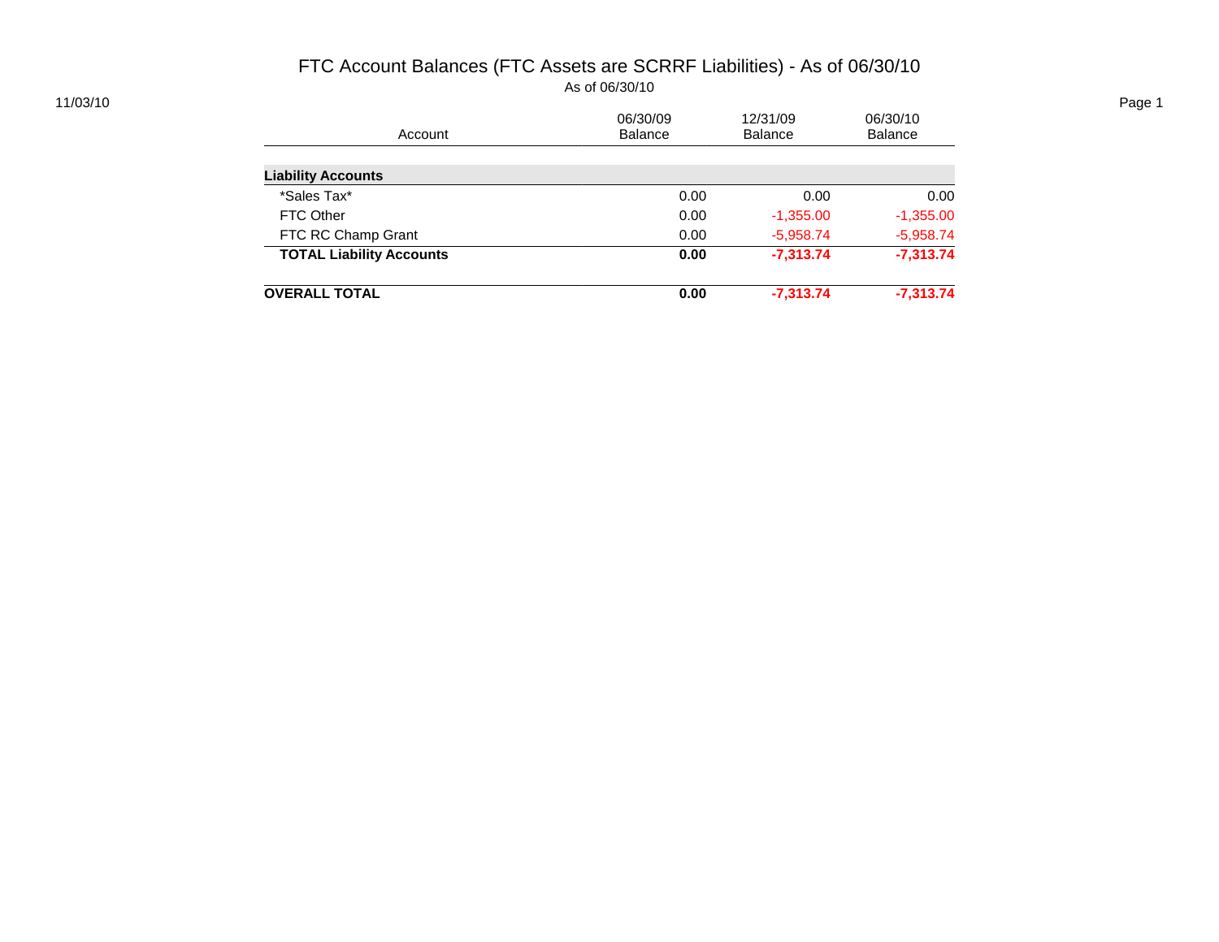# FTC Account Balances (FTC Assets are SCRRF Liabilities) - As of 06/30/10

As of 06/30/10

11/03/10

| Account | 06/30/09 Balance | 12/31/09 Balance | 06/30/10 Balance |
|---|---|---|---|
| **Liability Accounts** | | | |
| *Sales Tax* | 0.00 | 0.00 | 0.00 |
| FTC Other | 0.00 | -1,355.00 | -1,355.00 |
| FTC RC Champ Grant | 0.00 | -5,958.74 | -5,958.74 |
| **TOTAL Liability Accounts** | **0.00** | **-7,313.74** | **-7,313.74** |
| **OVERALL TOTAL** | **0.00** | **-7,313.74** | **-7,313.74** |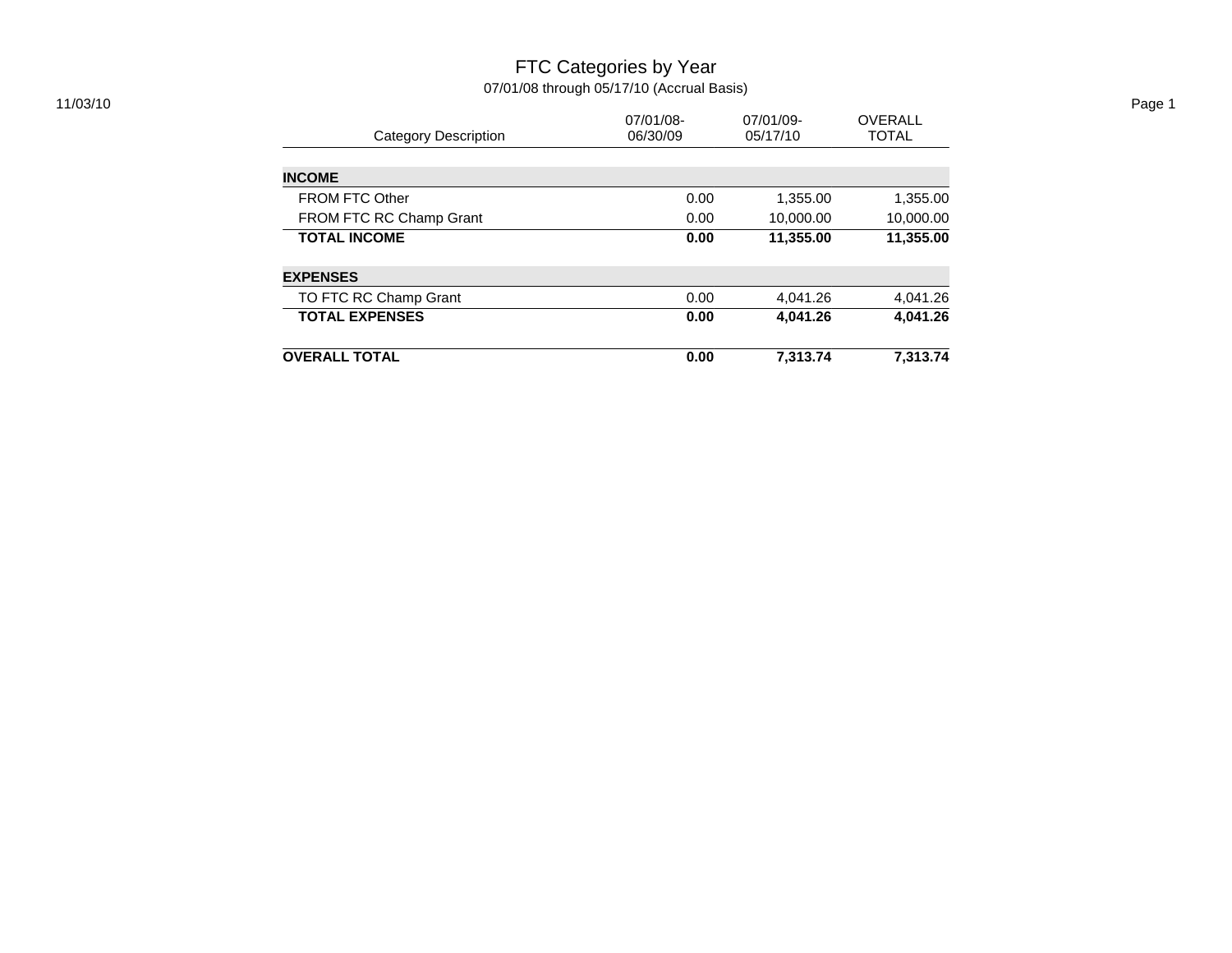# FTC Categories by Year

07/01/08 through 05/17/10 (Accrual Basis)

11/03/10

| Category Description | 07/01/08-06/30/09 | 07/01/09-05/17/10 | OVERALL TOTAL |
|---|---|---|---|
| **INCOME** | | | |
| FROM FTC Other | 0.00 | 1,355.00 | 1,355.00 |
| FROM FTC RC Champ Grant | 0.00 | 10,000.00 | 10,000.00 |
| **TOTAL INCOME** | **0.00** | **11,355.00** | **11,355.00** |
| **EXPENSES** | | | |
| TO FTC RC Champ Grant | 0.00 | 4,041.26 | 4,041.26 |
| **TOTAL EXPENSES** | **0.00** | **4,041.26** | **4,041.26** |
| **OVERALL TOTAL** | **0.00** | **7,313.74** | **7,313.74** |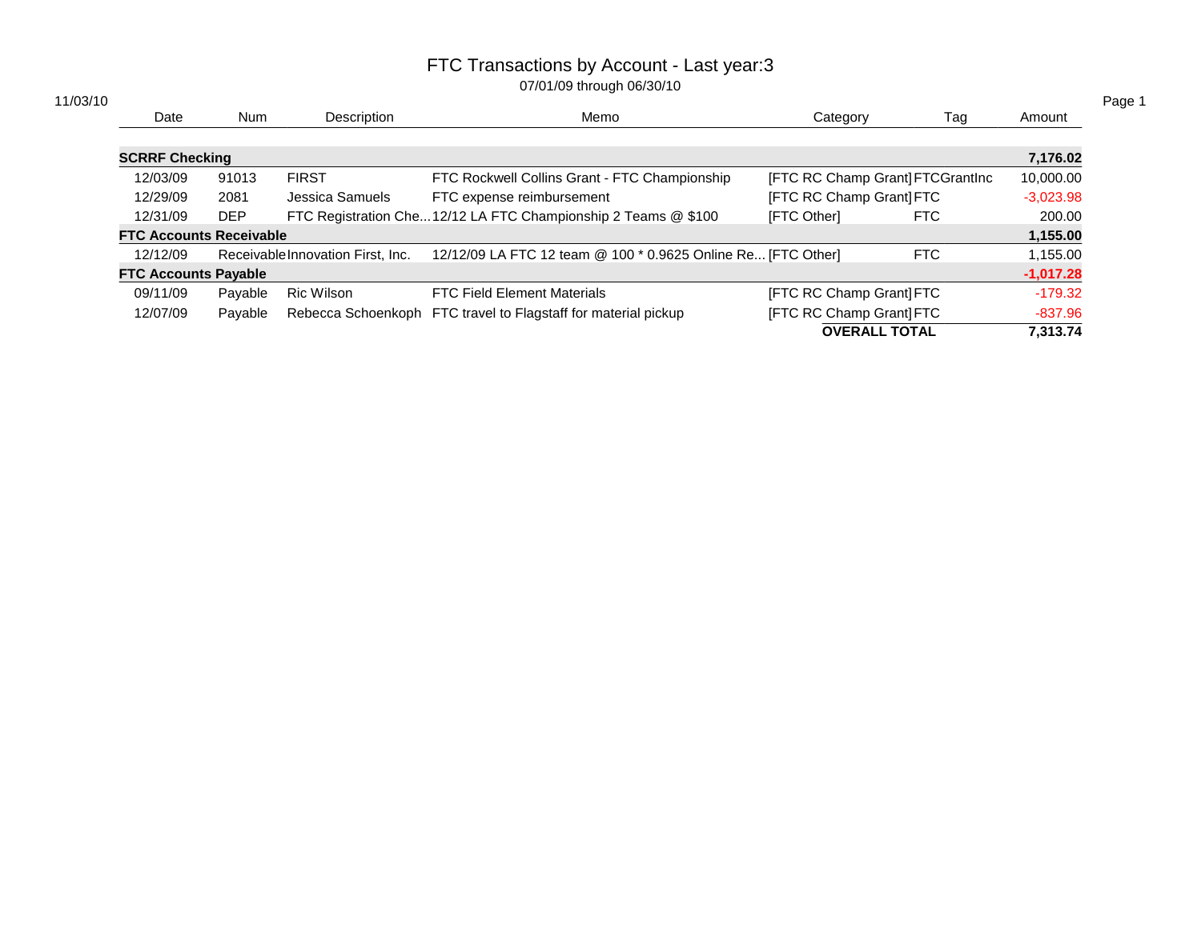# FTC Transactions by Account - Last year:3

07/01/09 through 06/30/10

11/03/10

| Date | Num | Description | Memo | Category | Tag | Amount |
|---|---|---|---|---|---|---|
| **SCRRF Checking** | | | | | | **7,176.02** |
| 12/03/09 | 91013 | FIRST | FTC Rockwell Collins Grant - FTC Championship | [FTC RC Champ Grant] | FTCGrantInc | 10,000.00 |
| 12/29/09 | 2081 | Jessica Samuels | FTC expense reimbursement | [FTC RC Champ Grant] | FTC | -3,023.98 |
| 12/31/09 | DEP | FTC Registration Che... | 12/12 LA FTC Championship 2 Teams @ $100 | [FTC Other] | FTC | 200.00 |
| **FTC Accounts Receivable** | | | | | | **1,155.00** |
| 12/12/09 | Receivable | Innovation First, Inc. | 12/12/09 LA FTC 12 team @ 100 * 0.9625 Online Re... | [FTC Other] | FTC | 1,155.00 |
| **FTC Accounts Payable** | | | | | | **-1,017.28** |
| 09/11/09 | Payable | Ric Wilson | FTC Field Element Materials | [FTC RC Champ Grant] | FTC | -179.32 |
| 12/07/09 | Payable | Rebecca Schoenkoph | FTC travel to Flagstaff for material pickup | [FTC RC Champ Grant] | FTC | -837.96 |
| | | | | **OVERALL TOTAL** | | **7,313.74** |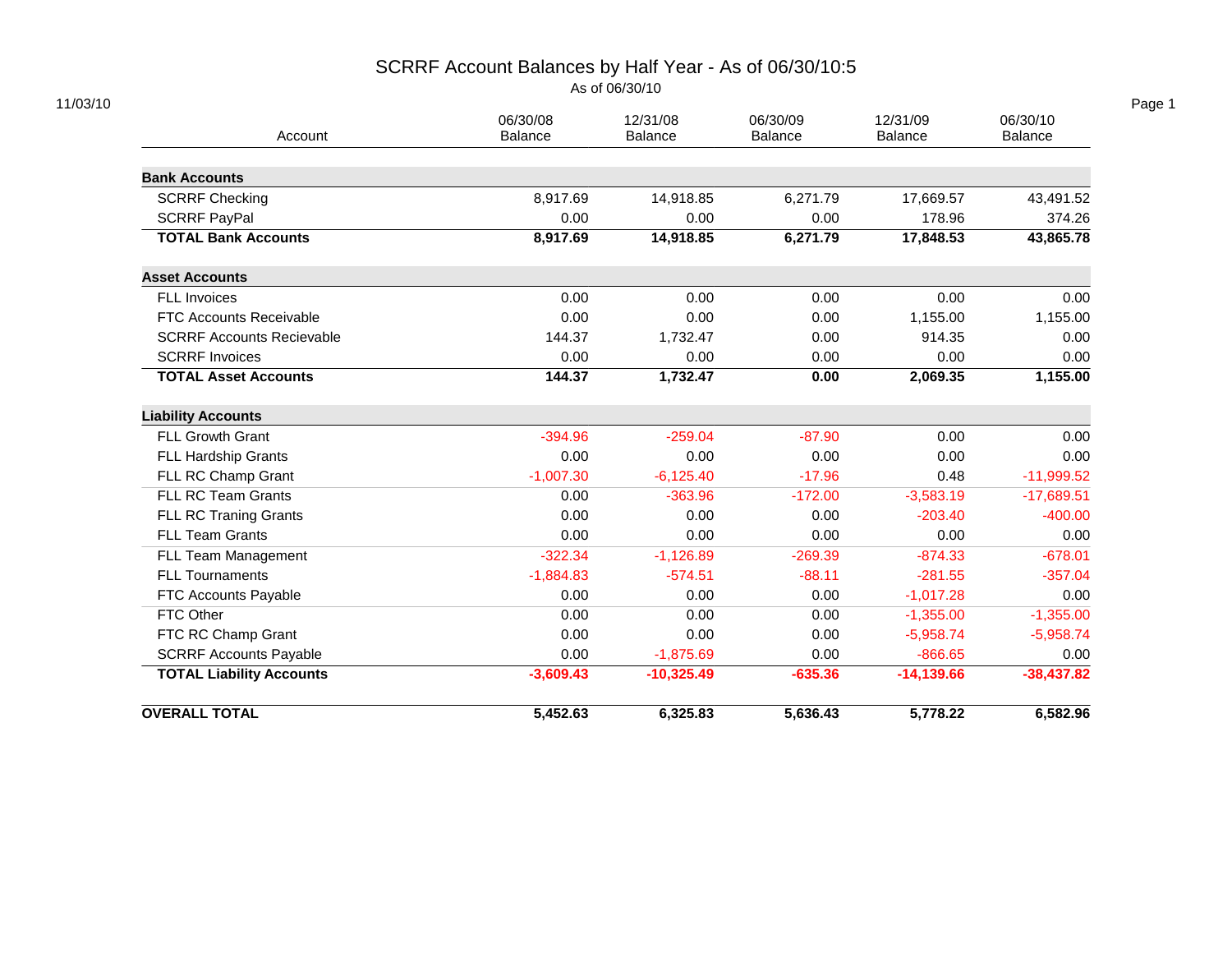# SCRRF Account Balances by Half Year - As of 06/30/10:5

As of 06/30/10

11/03/10

| Account | 06/30/08 Balance | 12/31/08 Balance | 06/30/09 Balance | 12/31/09 Balance | 06/30/10 Balance |
|---|---|---|---|---|---|
| **Bank Accounts** | | | | | |
| SCRRF Checking | 8,917.69 | 14,918.85 | 6,271.79 | 17,669.57 | 43,491.52 |
| SCRRF PayPal | 0.00 | 0.00 | 0.00 | 178.96 | 374.26 |
| **TOTAL Bank Accounts** | **8,917.69** | **14,918.85** | **6,271.79** | **17,848.53** | **43,865.78** |
| **Asset Accounts** | | | | | |
| FLL Invoices | 0.00 | 0.00 | 0.00 | 0.00 | 0.00 |
| FTC Accounts Receivable | 0.00 | 0.00 | 0.00 | 1,155.00 | 1,155.00 |
| SCRRF Accounts Recievable | 144.37 | 1,732.47 | 0.00 | 914.35 | 0.00 |
| SCRRF Invoices | 0.00 | 0.00 | 0.00 | 0.00 | 0.00 |
| **TOTAL Asset Accounts** | **144.37** | **1,732.47** | **0.00** | **2,069.35** | **1,155.00** |
| **Liability Accounts** | | | | | |
| FLL Growth Grant | -394.96 | -259.04 | -87.90 | 0.00 | 0.00 |
| FLL Hardship Grants | 0.00 | 0.00 | 0.00 | 0.00 | 0.00 |
| FLL RC Champ Grant | -1,007.30 | -6,125.40 | -17.96 | 0.48 | -11,999.52 |
| FLL RC Team Grants | 0.00 | -363.96 | -172.00 | -3,583.19 | -17,689.51 |
| FLL RC Traning Grants | 0.00 | 0.00 | 0.00 | -203.40 | -400.00 |
| FLL Team Grants | 0.00 | 0.00 | 0.00 | 0.00 | 0.00 |
| FLL Team Management | -322.34 | -1,126.89 | -269.39 | -874.33 | -678.01 |
| FLL Tournaments | -1,884.83 | -574.51 | -88.11 | -281.55 | -357.04 |
| FTC Accounts Payable | 0.00 | 0.00 | 0.00 | -1,017.28 | 0.00 |
| FTC Other | 0.00 | 0.00 | 0.00 | -1,355.00 | -1,355.00 |
| FTC RC Champ Grant | 0.00 | 0.00 | 0.00 | -5,958.74 | -5,958.74 |
| SCRRF Accounts Payable | 0.00 | -1,875.69 | 0.00 | -866.65 | 0.00 |
| **TOTAL Liability Accounts** | **-3,609.43** | **-10,325.49** | **-635.36** | **-14,139.66** | **-38,437.82** |
| **OVERALL TOTAL** | **5,452.63** | **6,325.83** | **5,636.43** | **5,778.22** | **6,582.96** |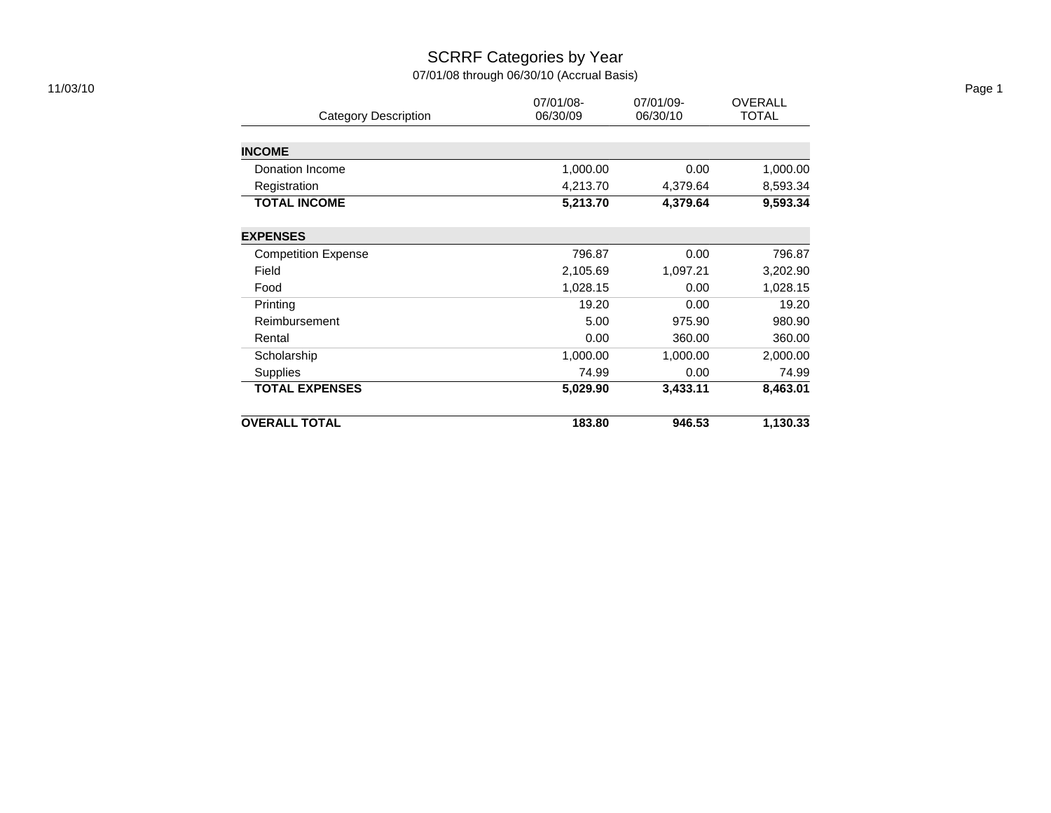# SCRRF Categories by Year

07/01/08 through 06/30/10 (Accrual Basis)

11/03/10

| Category Description | 07/01/08-06/30/09 | 07/01/09-06/30/10 | OVERALL TOTAL |
|---|---|---|---|
| **INCOME** | | | |
| Donation Income | 1,000.00 | 0.00 | 1,000.00 |
| Registration | 4,213.70 | 4,379.64 | 8,593.34 |
| **TOTAL INCOME** | **5,213.70** | **4,379.64** | **9,593.34** |
| **EXPENSES** | | | |
| Competition Expense | 796.87 | 0.00 | 796.87 |
| Field | 2,105.69 | 1,097.21 | 3,202.90 |
| Food | 1,028.15 | 0.00 | 1,028.15 |
| Printing | 19.20 | 0.00 | 19.20 |
| Reimbursement | 5.00 | 975.90 | 980.90 |
| Rental | 0.00 | 360.00 | 360.00 |
| Scholarship | 1,000.00 | 1,000.00 | 2,000.00 |
| Supplies | 74.99 | 0.00 | 74.99 |
| **TOTAL EXPENSES** | **5,029.90** | **3,433.11** | **8,463.01** |
| **OVERALL TOTAL** | **183.80** | **946.53** | **1,130.33** |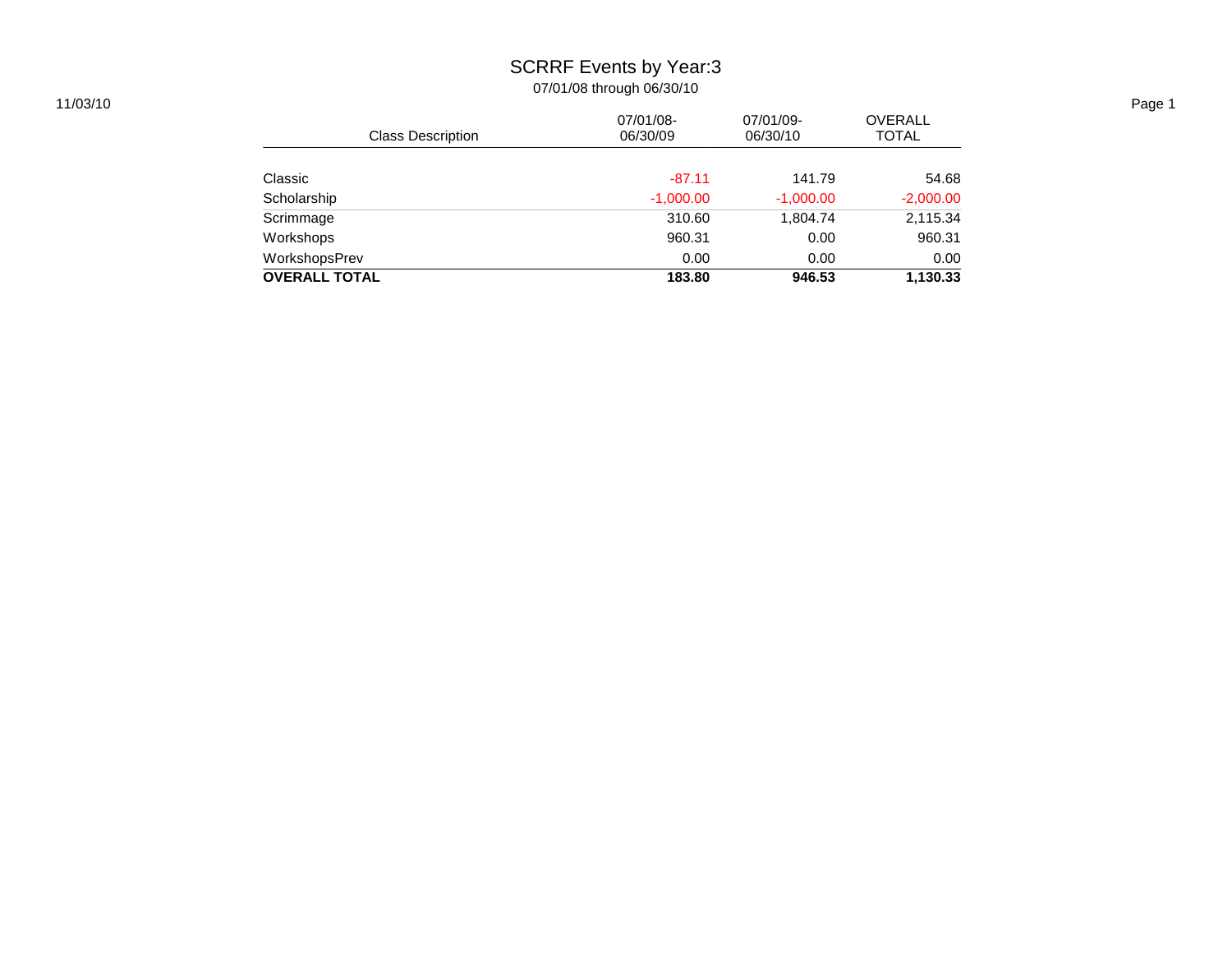# SCRRF Events by Year:3

07/01/08 through 06/30/10

11/03/10

| Class Description | 07/01/08-06/30/09 | 07/01/09-06/30/10 | OVERALL TOTAL |
|---|---|---|---|
| Classic | -87.11 | 141.79 | 54.68 |
| Scholarship | -1,000.00 | -1,000.00 | -2,000.00 |
| Scrimmage | 310.60 | 1,804.74 | 2,115.34 |
| Workshops | 960.31 | 0.00 | 960.31 |
| WorkshopsPrev | 0.00 | 0.00 | 0.00 |
| **OVERALL TOTAL** | **183.80** | **946.53** | **1,130.33** |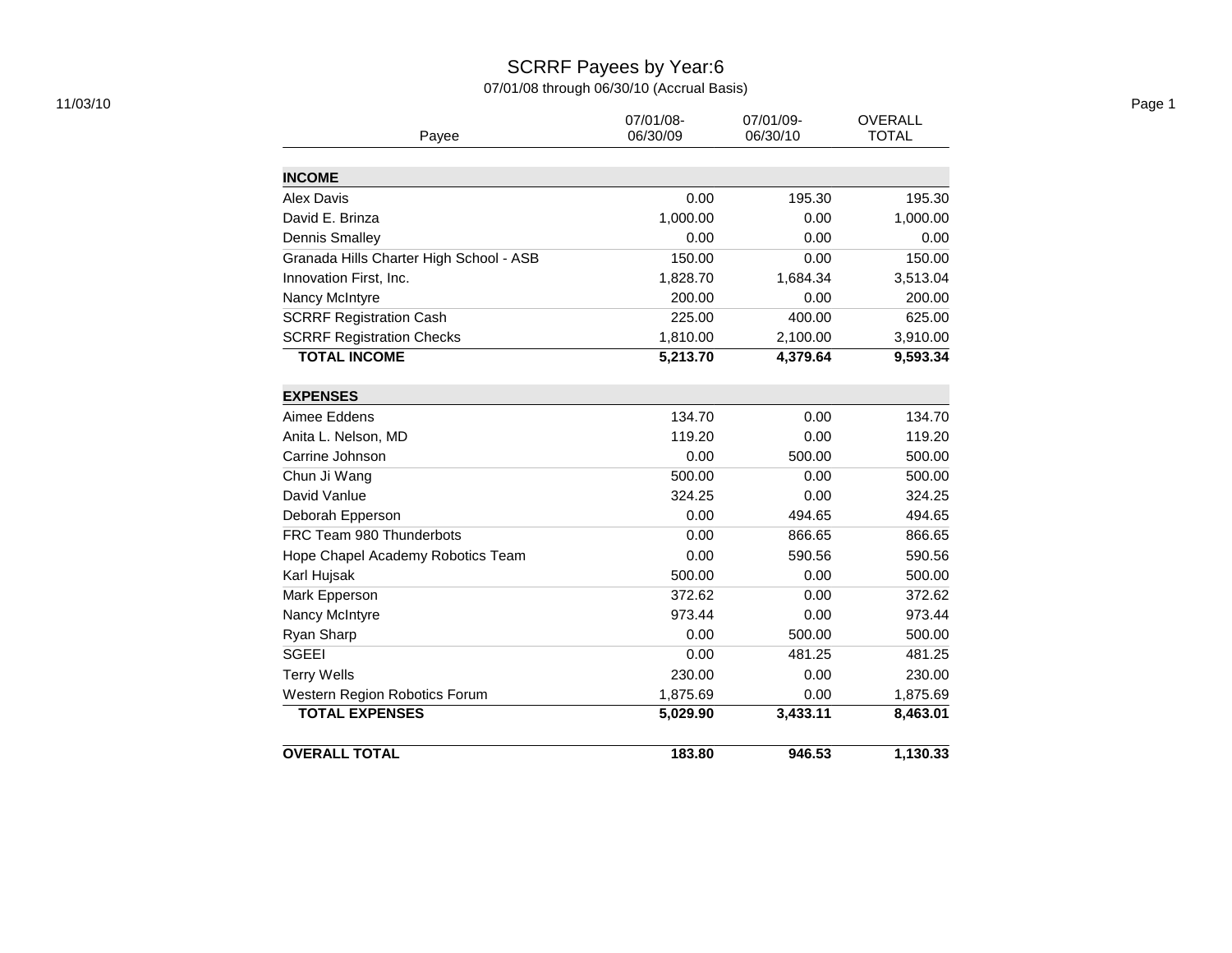# SCRRF Payees by Year:6

07/01/08 through 06/30/10 (Accrual Basis)

11/03/10

| Payee | 07/01/08-06/30/09 | 07/01/09-06/30/10 | OVERALL TOTAL |
|---|---|---|---|
| **INCOME** | | | |
| Alex Davis | 0.00 | 195.30 | 195.30 |
| David E. Brinza | 1,000.00 | 0.00 | 1,000.00 |
| Dennis Smalley | 0.00 | 0.00 | 0.00 |
| Granada Hills Charter High School - ASB | 150.00 | 0.00 | 150.00 |
| Innovation First, Inc. | 1,828.70 | 1,684.34 | 3,513.04 |
| Nancy McIntyre | 200.00 | 0.00 | 200.00 |
| SCRRF Registration Cash | 225.00 | 400.00 | 625.00 |
| SCRRF Registration Checks | 1,810.00 | 2,100.00 | 3,910.00 |
| **TOTAL INCOME** | **5,213.70** | **4,379.64** | **9,593.34** |
| **EXPENSES** | | | |
| Aimee Eddens | 134.70 | 0.00 | 134.70 |
| Anita L. Nelson, MD | 119.20 | 0.00 | 119.20 |
| Carrine Johnson | 0.00 | 500.00 | 500.00 |
| Chun Ji Wang | 500.00 | 0.00 | 500.00 |
| David Vanlue | 324.25 | 0.00 | 324.25 |
| Deborah Epperson | 0.00 | 494.65 | 494.65 |
| FRC Team 980 Thunderbots | 0.00 | 866.65 | 866.65 |
| Hope Chapel Academy Robotics Team | 0.00 | 590.56 | 590.56 |
| Karl Hujsak | 500.00 | 0.00 | 500.00 |
| Mark Epperson | 372.62 | 0.00 | 372.62 |
| Nancy McIntyre | 973.44 | 0.00 | 973.44 |
| Ryan Sharp | 0.00 | 500.00 | 500.00 |
| SGEEI | 0.00 | 481.25 | 481.25 |
| Terry Wells | 230.00 | 0.00 | 230.00 |
| Western Region Robotics Forum | 1,875.69 | 0.00 | 1,875.69 |
| **TOTAL EXPENSES** | **5,029.90** | **3,433.11** | **8,463.01** |
| **OVERALL TOTAL** | **183.80** | **946.53** | **1,130.33** |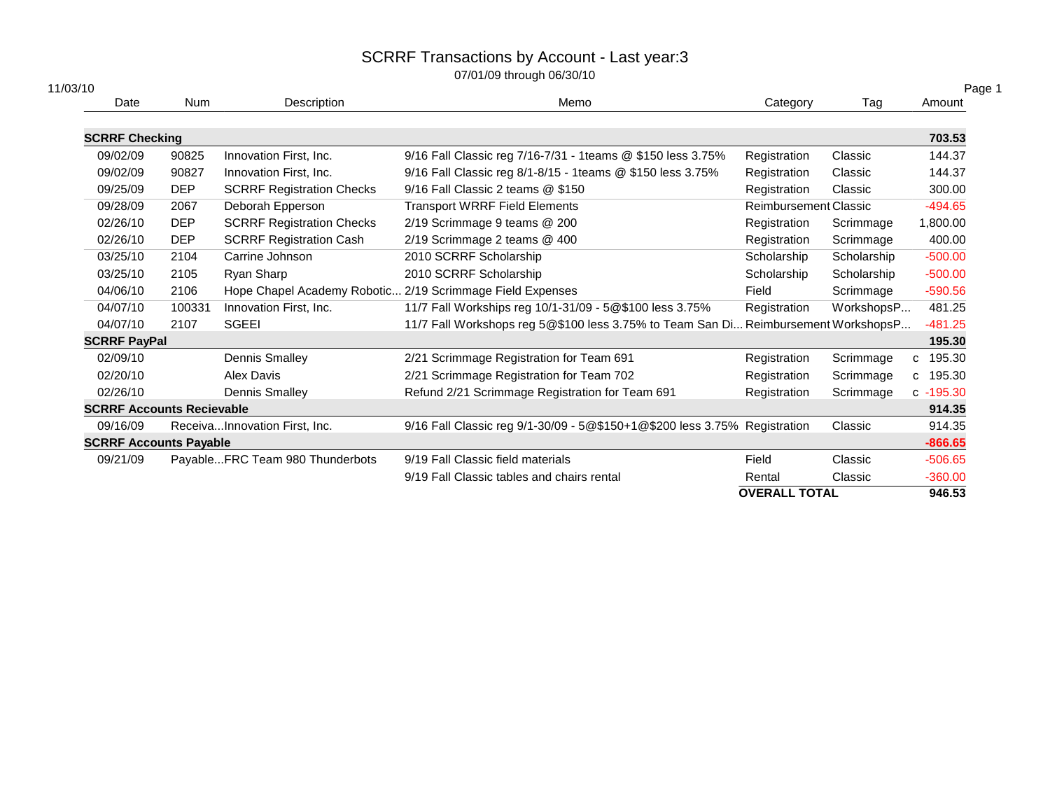# SCRRF Transactions by Account - Last year:3

07/01/09 through 06/30/10

11/03/10

| Date | Num | Description | Memo | Category | Tag | Amount |
|---|---|---|---|---|---|---|
| **SCRRF Checking** | | | | | | **703.53** |
| 09/02/09 | 90825 | Innovation First, Inc. | 9/16 Fall Classic reg 7/16-7/31 - 1teams @ $150 less 3.75% | Registration | Classic | 144.37 |
| 09/02/09 | 90827 | Innovation First, Inc. | 9/16 Fall Classic reg 8/1-8/15 - 1teams @ $150 less 3.75% | Registration | Classic | 144.37 |
| 09/25/09 | DEP | SCRRF Registration Checks | 9/16 Fall Classic 2 teams @ $150 | Registration | Classic | 300.00 |
| 09/28/09 | 2067 | Deborah Epperson | Transport WRRF Field Elements | Reimbursement | Classic | -494.65 |
| 02/26/10 | DEP | SCRRF Registration Checks | 2/19 Scrimmage 9 teams @ 200 | Registration | Scrimmage | 1,800.00 |
| 02/26/10 | DEP | SCRRF Registration Cash | 2/19 Scrimmage 2 teams @ 400 | Registration | Scrimmage | 400.00 |
| 03/25/10 | 2104 | Carrine Johnson | 2010 SCRRF Scholarship | Scholarship | Scholarship | -500.00 |
| 03/25/10 | 2105 | Ryan Sharp | 2010 SCRRF Scholarship | Scholarship | Scholarship | -500.00 |
| 04/06/10 | 2106 | Hope Chapel Academy Robotic... | 2/19 Scrimmage Field Expenses | Field | Scrimmage | -590.56 |
| 04/07/10 | 100331 | Innovation First, Inc. | 11/7 Fall Workships reg 10/1-31/09 - 5@$100 less 3.75% | Registration | WorkshopsP... | 481.25 |
| 04/07/10 | 2107 | SGEEI | 11/7 Fall Workshops reg 5@$100 less 3.75% to Team San Di... | Reimbursement | WorkshopsP... | -481.25 |
| **SCRRF PayPal** | | | | | | **195.30** |
| 02/09/10 | | Dennis Smalley | 2/21 Scrimmage Registration for Team 691 | Registration | Scrimmage | c 195.30 |
| 02/20/10 | | Alex Davis | 2/21 Scrimmage Registration for Team 702 | Registration | Scrimmage | c 195.30 |
| 02/26/10 | | Dennis Smalley | Refund 2/21 Scrimmage Registration for Team 691 | Registration | Scrimmage | c -195.30 |
| **SCRRF Accounts Recievable** | | | | | | **914.35** |
| 09/16/09 | Receiva... | Innovation First, Inc. | 9/16 Fall Classic reg 9/1-30/09 - 5@$150+1@$200 less 3.75% | Registration | Classic | 914.35 |
| **SCRRF Accounts Payable** | | | | | | **-866.65** |
| 09/21/09 | Payable... | FRC Team 980 Thunderbots | 9/19 Fall Classic field materials | Field | Classic | -506.65 |
| | | | 9/19 Fall Classic tables and chairs rental | Rental | Classic | -360.00 |
| | | | | **OVERALL TOTAL** | | **946.53** |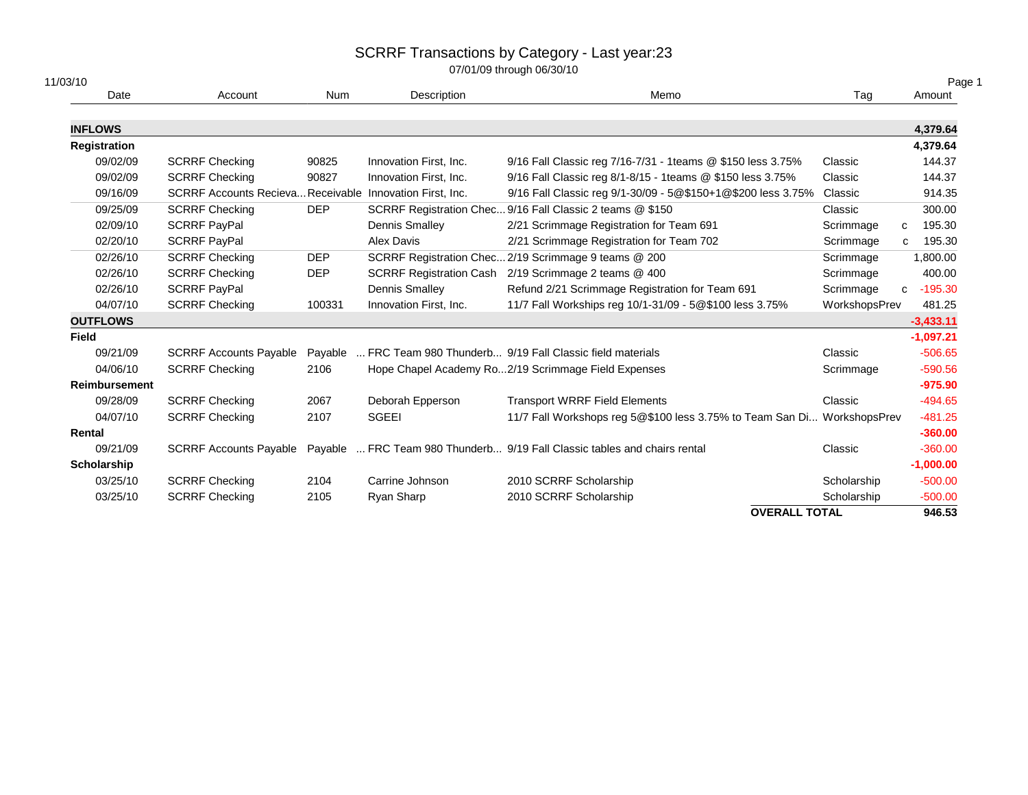# SCRRF Transactions by Category - Last year:23

07/01/09 through 06/30/10

11/03/10

| Date | Account | Num | Description | Memo | Tag | | Amount |
|---|---|---|---|---|---|---|---|
| **INFLOWS** | | | | | | | **4,379.64** |
| **Registration** | | | | | | | **4,379.64** |
| 09/02/09 | SCRRF Checking | 90825 | Innovation First, Inc. | 9/16 Fall Classic reg 7/16-7/31 - 1teams @ $150 less 3.75% | Classic | | 144.37 |
| 09/02/09 | SCRRF Checking | 90827 | Innovation First, Inc. | 9/16 Fall Classic reg 8/1-8/15 - 1teams @ $150 less 3.75% | Classic | | 144.37 |
| 09/16/09 | SCRRF Accounts Recieva... | Receivable | Innovation First, Inc. | 9/16 Fall Classic reg 9/1-30/09 - 5@$150+1@$200 less 3.75% | Classic | | 914.35 |
| 09/25/09 | SCRRF Checking | DEP | SCRRF Registration Chec... | 9/16 Fall Classic 2 teams @ $150 | Classic | | 300.00 |
| 02/09/10 | SCRRF PayPal | | Dennis Smalley | 2/21 Scrimmage Registration for Team 691 | Scrimmage | c | 195.30 |
| 02/20/10 | SCRRF PayPal | | Alex Davis | 2/21 Scrimmage Registration for Team 702 | Scrimmage | c | 195.30 |
| 02/26/10 | SCRRF Checking | DEP | SCRRF Registration Chec... | 2/19 Scrimmage 9 teams @ 200 | Scrimmage | | 1,800.00 |
| 02/26/10 | SCRRF Checking | DEP | SCRRF Registration Cash | 2/19 Scrimmage 2 teams @ 400 | Scrimmage | | 400.00 |
| 02/26/10 | SCRRF PayPal | | Dennis Smalley | Refund 2/21 Scrimmage Registration for Team 691 | Scrimmage | c | -195.30 |
| 04/07/10 | SCRRF Checking | 100331 | Innovation First, Inc. | 11/7 Fall Workships reg 10/1-31/09 - 5@$100 less 3.75% | WorkshopsPrev | | 481.25 |
| **OUTFLOWS** | | | | | | | **-3,433.11** |
| **Field** | | | | | | | **-1,097.21** |
| 09/21/09 | SCRRF Accounts Payable | Payable | ... FRC Team 980 Thunderb... | 9/19 Fall Classic field materials | Classic | | -506.65 |
| 04/06/10 | SCRRF Checking | 2106 | Hope Chapel Academy Ro... | 2/19 Scrimmage Field Expenses | Scrimmage | | -590.56 |
| **Reimbursement** | | | | | | | **-975.90** |
| 09/28/09 | SCRRF Checking | 2067 | Deborah Epperson | Transport WRRF Field Elements | Classic | | -494.65 |
| 04/07/10 | SCRRF Checking | 2107 | SGEEI | 11/7 Fall Workshops reg 5@$100 less 3.75% to Team San Di... | WorkshopsPrev | | -481.25 |
| **Rental** | | | | | | | **-360.00** |
| 09/21/09 | SCRRF Accounts Payable | Payable | ... FRC Team 980 Thunderb... | 9/19 Fall Classic tables and chairs rental | Classic | | -360.00 |
| **Scholarship** | | | | | | | **-1,000.00** |
| 03/25/10 | SCRRF Checking | 2104 | Carrine Johnson | 2010 SCRRF Scholarship | Scholarship | | -500.00 |
| 03/25/10 | SCRRF Checking | 2105 | Ryan Sharp | 2010 SCRRF Scholarship | Scholarship | | -500.00 |
| | | | | **OVERALL TOTAL** | | | **946.53** |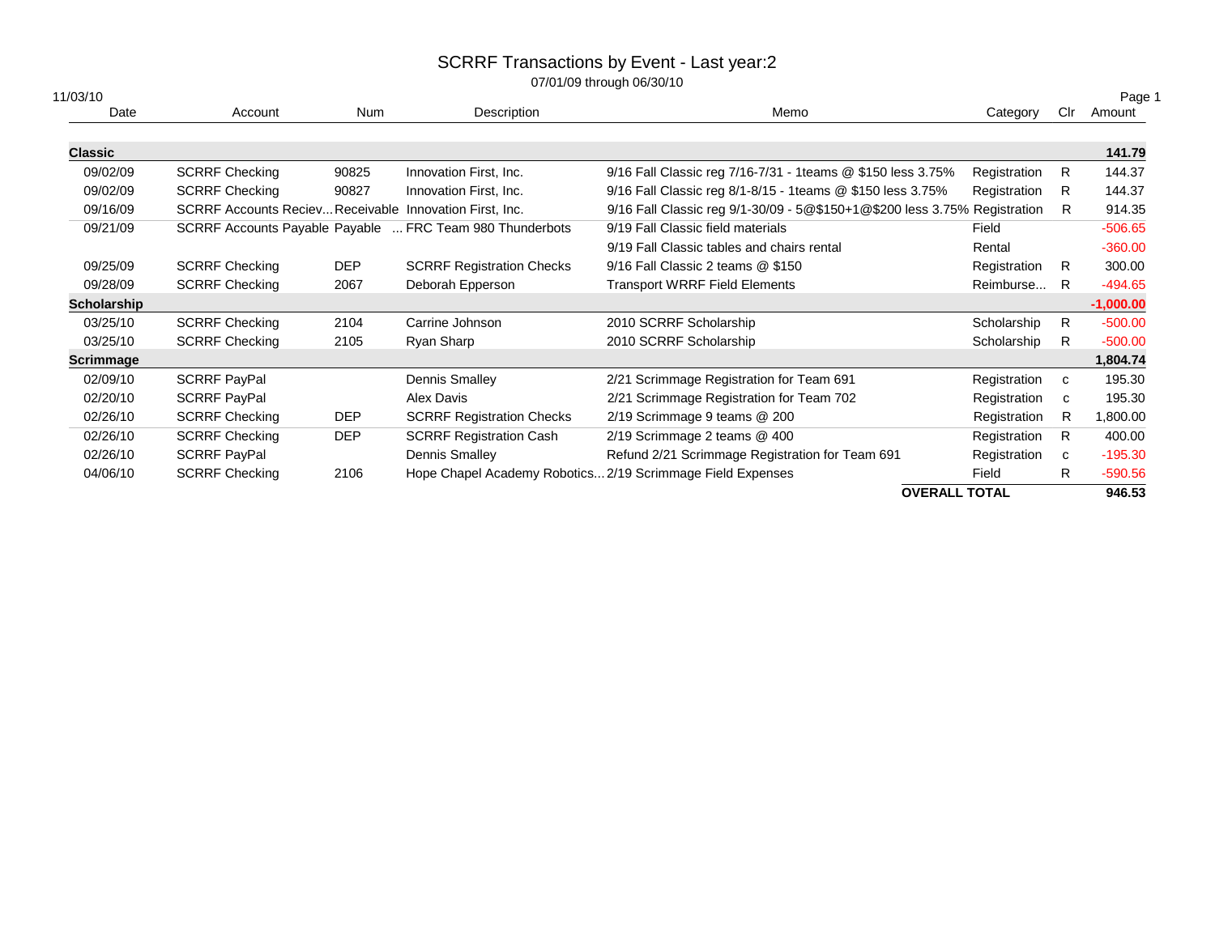# SCRRF Transactions by Event - Last year:2

07/01/09 through 06/30/10

11/03/10

| Date | Account | Num | Description | Memo | Category | Clr | Amount |
|---|---|---|---|---|---|---|---|
| **Classic** | | | | | | | **141.79** |
| 09/02/09 | SCRRF Checking | 90825 | Innovation First, Inc. | 9/16 Fall Classic reg 7/16-7/31 - 1teams @ $150 less 3.75% | Registration | R | 144.37 |
| 09/02/09 | SCRRF Checking | 90827 | Innovation First, Inc. | 9/16 Fall Classic reg 8/1-8/15 - 1teams @ $150 less 3.75% | Registration | R | 144.37 |
| 09/16/09 | SCRRF Accounts Reciev... | Receivable | Innovation First, Inc. | 9/16 Fall Classic reg 9/1-30/09 - 5@$150+1@$200 less 3.75% | Registration | R | 914.35 |
| 09/21/09 | SCRRF Accounts Payable | Payable | ... FRC Team 980 Thunderbots | 9/19 Fall Classic field materials | Field | | -506.65 |
| | | | | 9/19 Fall Classic tables and chairs rental | Rental | | -360.00 |
| 09/25/09 | SCRRF Checking | DEP | SCRRF Registration Checks | 9/16 Fall Classic 2 teams @ $150 | Registration | R | 300.00 |
| 09/28/09 | SCRRF Checking | 2067 | Deborah Epperson | Transport WRRF Field Elements | Reimburse... | R | -494.65 |
| **Scholarship** | | | | | | | **-1,000.00** |
| 03/25/10 | SCRRF Checking | 2104 | Carrine Johnson | 2010 SCRRF Scholarship | Scholarship | R | -500.00 |
| 03/25/10 | SCRRF Checking | 2105 | Ryan Sharp | 2010 SCRRF Scholarship | Scholarship | R | -500.00 |
| **Scrimmage** | | | | | | | **1,804.74** |
| 02/09/10 | SCRRF PayPal | | Dennis Smalley | 2/21 Scrimmage Registration for Team 691 | Registration | c | 195.30 |
| 02/20/10 | SCRRF PayPal | | Alex Davis | 2/21 Scrimmage Registration for Team 702 | Registration | c | 195.30 |
| 02/26/10 | SCRRF Checking | DEP | SCRRF Registration Checks | 2/19 Scrimmage 9 teams @ 200 | Registration | R | 1,800.00 |
| 02/26/10 | SCRRF Checking | DEP | SCRRF Registration Cash | 2/19 Scrimmage 2 teams @ 400 | Registration | R | 400.00 |
| 02/26/10 | SCRRF PayPal | | Dennis Smalley | Refund 2/21 Scrimmage Registration for Team 691 | Registration | c | -195.30 |
| 04/06/10 | SCRRF Checking | 2106 | Hope Chapel Academy Robotics... | 2/19 Scrimmage Field Expenses | Field | R | -590.56 |
| | | | | | **OVERALL TOTAL** | | **946.53** |